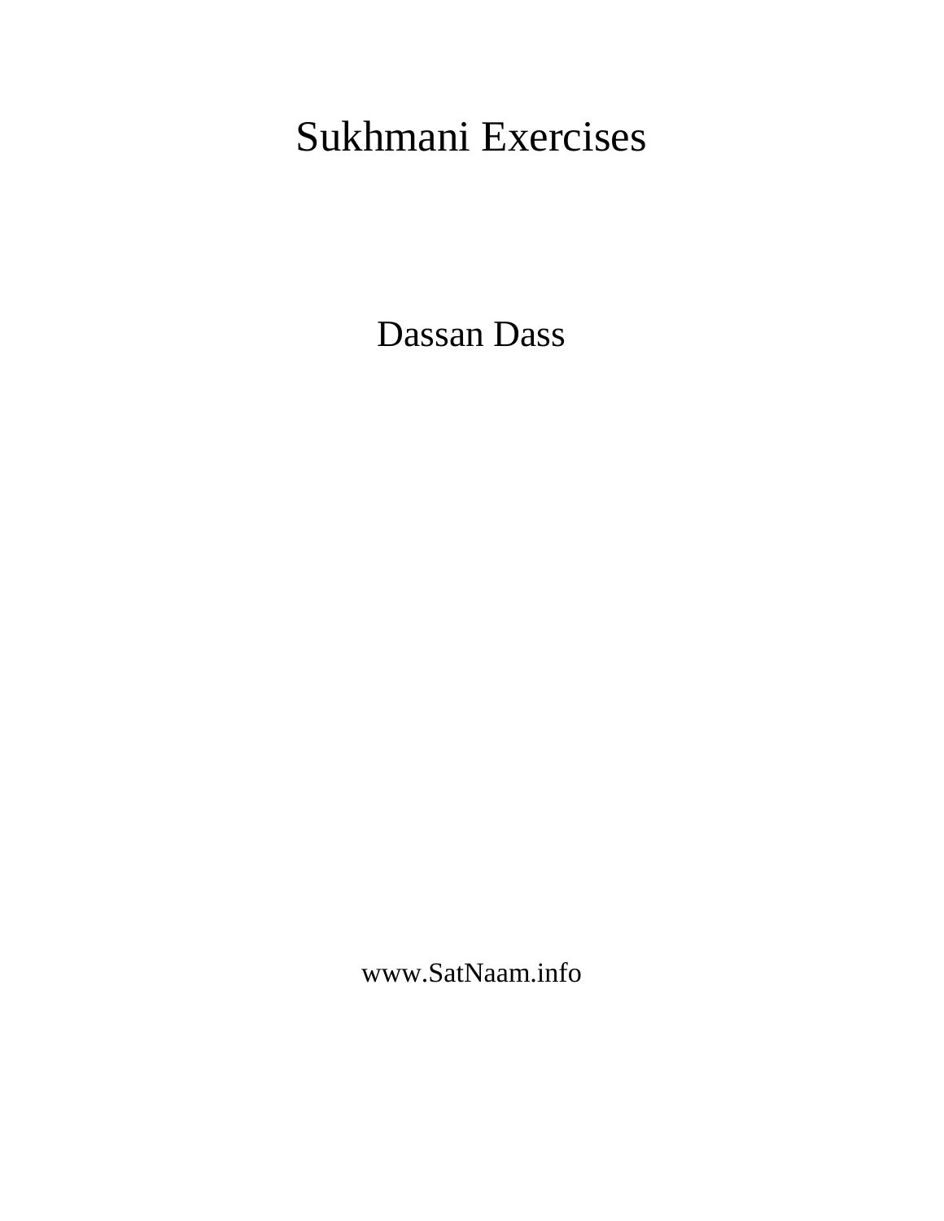# Sukhmani Exercises

Dassan Dass

www.SatNaam.info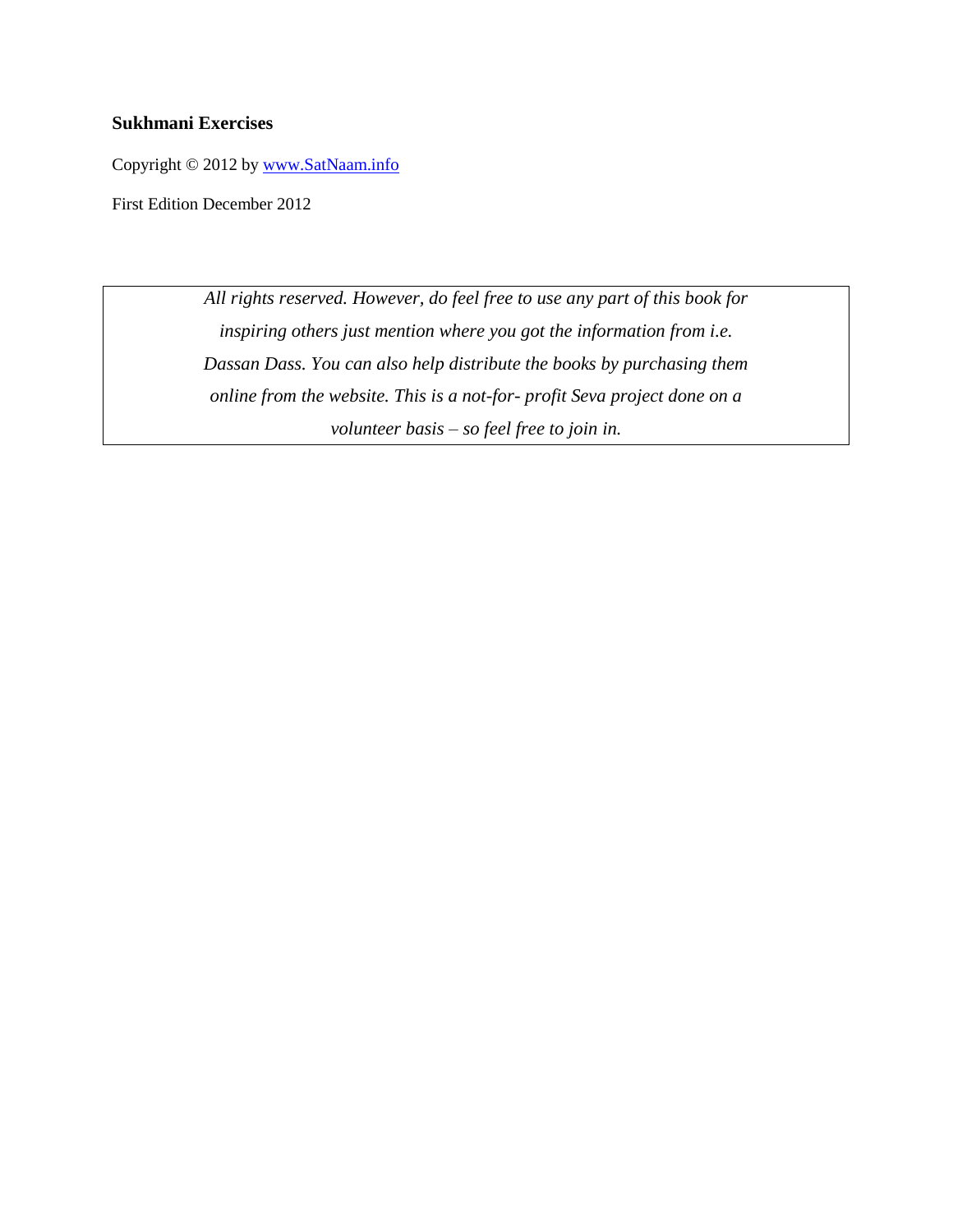**Sukhmani Exercises**

Copyright © 2012 by [www.SatNaam.info](http://www.SatNaam.info)

First Edition December 2012

*All rights reserved. However, do feel free to use any part of this book for inspiring others just mention where you got the information from i.e. Dassan Dass. You can also help distribute the books by purchasing them online from the website. This is a not-for- profit Seva project done on a volunteer basis – so feel free to join in.*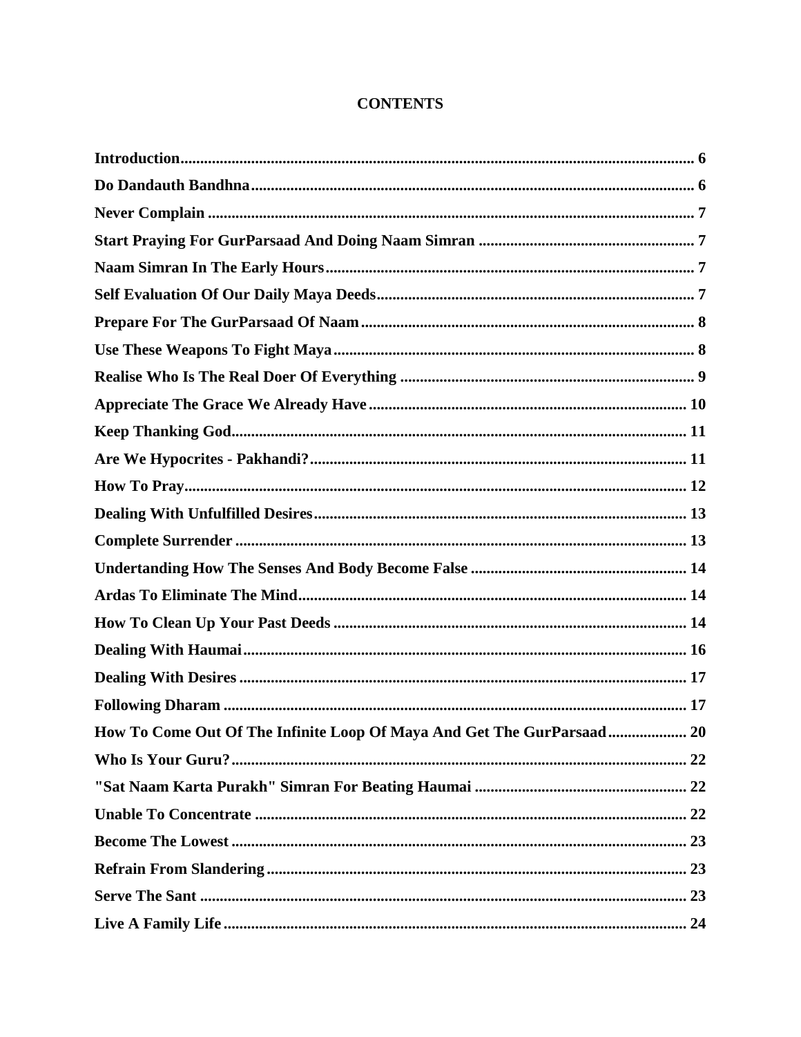# CONTENTS

| | |
|---|---|
| **Introduction** | **6** |
| **Do Dandauth Bandhna** | **6** |
| **Never Complain** | **7** |
| **Start Praying For GurParsaad And Doing Naam Simran** | **7** |
| **Naam Simran In The Early Hours** | **7** |
| **Self Evaluation Of Our Daily Maya Deeds** | **7** |
| **Prepare For The GurParsaad Of Naam** | **8** |
| **Use These Weapons To Fight Maya** | **8** |
| **Realise Who Is The Real Doer Of Everything** | **9** |
| **Appreciate The Grace We Already Have** | **10** |
| **Keep Thanking God** | **11** |
| **Are We Hypocrites - Pakhandi?** | **11** |
| **How To Pray** | **12** |
| **Dealing With Unfulfilled Desires** | **13** |
| **Complete Surrender** | **13** |
| **Undertanding How The Senses And Body Become False** | **14** |
| **Ardas To Eliminate The Mind** | **14** |
| **How To Clean Up Your Past Deeds** | **14** |
| **Dealing With Haumai** | **16** |
| **Dealing With Desires** | **17** |
| **Following Dharam** | **17** |
| **How To Come Out Of The Infinite Loop Of Maya And Get The GurParsaad** | **20** |
| **Who Is Your Guru?** | **22** |
| **"Sat Naam Karta Purakh" Simran For Beating Haumai** | **22** |
| **Unable To Concentrate** | **22** |
| **Become The Lowest** | **23** |
| **Refrain From Slandering** | **23** |
| **Serve The Sant** | **23** |
| **Live A Family Life** | **24** |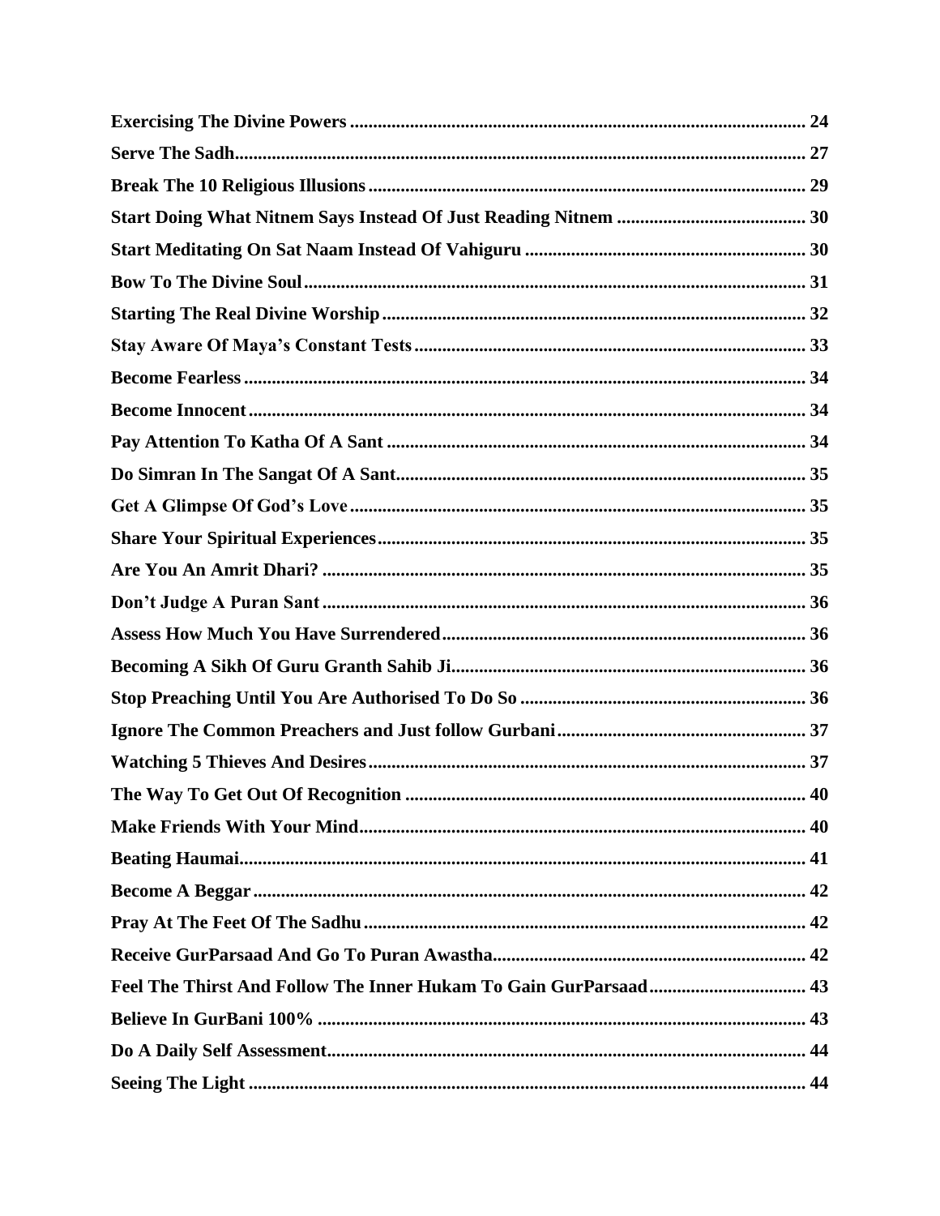**Exercising The Divine Powers** .......... 24

**Serve The Sadh** .......... 27

**Break The 10 Religious Illusions** .......... 29

**Start Doing What Nitnem Says Instead Of Just Reading Nitnem** .......... 30

**Start Meditating On Sat Naam Instead Of Vahiguru** .......... 30

**Bow To The Divine Soul** .......... 31

**Starting The Real Divine Worship** .......... 32

**Stay Aware Of Maya's Constant Tests** .......... 33

**Become Fearless** .......... 34

**Become Innocent** .......... 34

**Pay Attention To Katha Of A Sant** .......... 34

**Do Simran In The Sangat Of A Sant** .......... 35

**Get A Glimpse Of God's Love** .......... 35

**Share Your Spiritual Experiences** .......... 35

**Are You An Amrit Dhari?** .......... 35

**Don't Judge A Puran Sant** .......... 36

**Assess How Much You Have Surrendered** .......... 36

**Becoming A Sikh Of Guru Granth Sahib Ji** .......... 36

**Stop Preaching Until You Are Authorised To Do So** .......... 36

**Ignore The Common Preachers and Just follow Gurbani** .......... 37

**Watching 5 Thieves And Desires** .......... 37

**The Way To Get Out Of Recognition** .......... 40

**Make Friends With Your Mind** .......... 40

**Beating Haumai** .......... 41

**Become A Beggar** .......... 42

**Pray At The Feet Of The Sadhu** .......... 42

**Receive GurParsaad And Go To Puran Awastha** .......... 42

**Feel The Thirst And Follow The Inner Hukam To Gain GurParsaad** .......... 43

**Believe In GurBani 100%** .......... 43

**Do A Daily Self Assessment** .......... 44

**Seeing The Light** .......... 44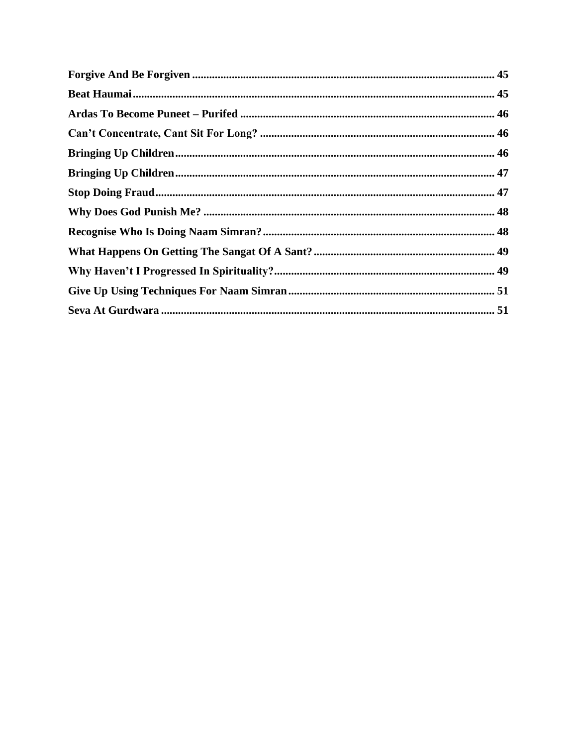**Forgive And Be Forgiven** ........................................................................................................... **45**

**Beat Haumai** ................................................................................................................................ **45**

**Ardas To Become Puneet – Purifed** .......................................................................................... **46**

**Can't Concentrate, Cant Sit For Long?** ................................................................................... **46**

**Bringing Up Children** ................................................................................................................. **46**

**Bringing Up Children** ................................................................................................................. **47**

**Stop Doing Fraud** ........................................................................................................................ **47**

**Why Does God Punish Me?** ....................................................................................................... **48**

**Recognise Who Is Doing Naam Simran?** .................................................................................. **48**

**What Happens On Getting The Sangat Of A Sant?** ................................................................ **49**

**Why Haven't I Progressed In Spirituality?** ............................................................................. **49**

**Give Up Using Techniques For Naam Simran** ......................................................................... **51**

**Seva At Gurdwara** ...................................................................................................................... **51**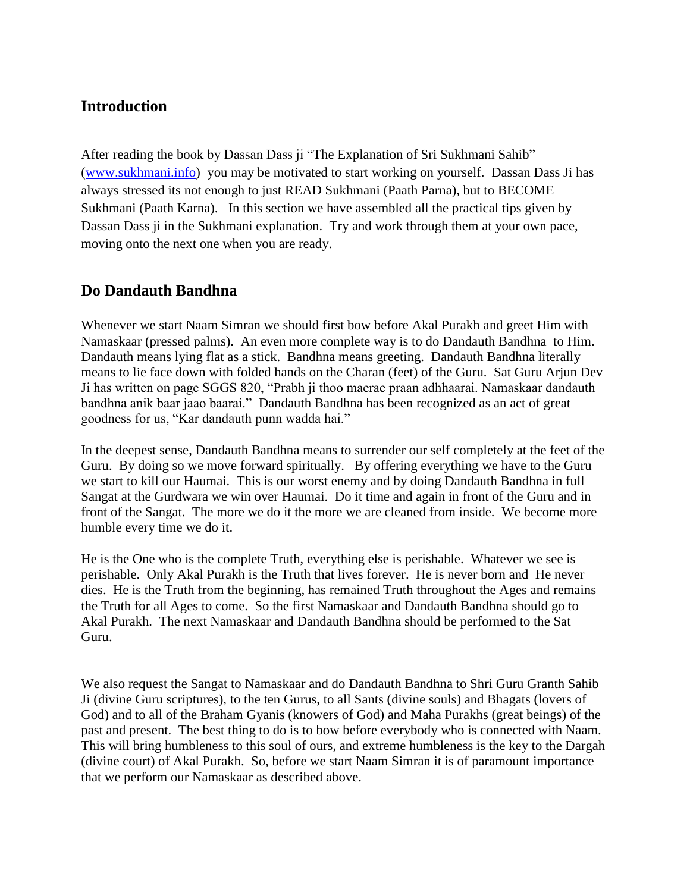## Introduction

After reading the book by Dassan Dass ji "The Explanation of Sri Sukhmani Sahib" (www.sukhmani.info) you may be motivated to start working on yourself. Dassan Dass Ji has always stressed its not enough to just READ Sukhmani (Paath Parna), but to BECOME Sukhmani (Paath Karna). In this section we have assembled all the practical tips given by Dassan Dass ji in the Sukhmani explanation. Try and work through them at your own pace, moving onto the next one when you are ready.

## Do Dandauth Bandhna

Whenever we start Naam Simran we should first bow before Akal Purakh and greet Him with Namaskaar (pressed palms). An even more complete way is to do Dandauth Bandhna to Him. Dandauth means lying flat as a stick. Bandhna means greeting. Dandauth Bandhna literally means to lie face down with folded hands on the Charan (feet) of the Guru. Sat Guru Arjun Dev Ji has written on page SGGS 820, "Prabh ji thoo maerae praan adhhaarai. Namaskaar dandauth bandhna anik baar jaao baarai." Dandauth Bandhna has been recognized as an act of great goodness for us, "Kar dandauth punn wadda hai."

In the deepest sense, Dandauth Bandhna means to surrender our self completely at the feet of the Guru. By doing so we move forward spiritually. By offering everything we have to the Guru we start to kill our Haumai. This is our worst enemy and by doing Dandauth Bandhna in full Sangat at the Gurdwara we win over Haumai. Do it time and again in front of the Guru and in front of the Sangat. The more we do it the more we are cleaned from inside. We become more humble every time we do it.

He is the One who is the complete Truth, everything else is perishable. Whatever we see is perishable. Only Akal Purakh is the Truth that lives forever. He is never born and He never dies. He is the Truth from the beginning, has remained Truth throughout the Ages and remains the Truth for all Ages to come. So the first Namaskaar and Dandauth Bandhna should go to Akal Purakh. The next Namaskaar and Dandauth Bandhna should be performed to the Sat Guru.

We also request the Sangat to Namaskaar and do Dandauth Bandhna to Shri Guru Granth Sahib Ji (divine Guru scriptures), to the ten Gurus, to all Sants (divine souls) and Bhagats (lovers of God) and to all of the Braham Gyanis (knowers of God) and Maha Purakhs (great beings) of the past and present. The best thing to do is to bow before everybody who is connected with Naam. This will bring humbleness to this soul of ours, and extreme humbleness is the key to the Dargah (divine court) of Akal Purakh. So, before we start Naam Simran it is of paramount importance that we perform our Namaskaar as described above.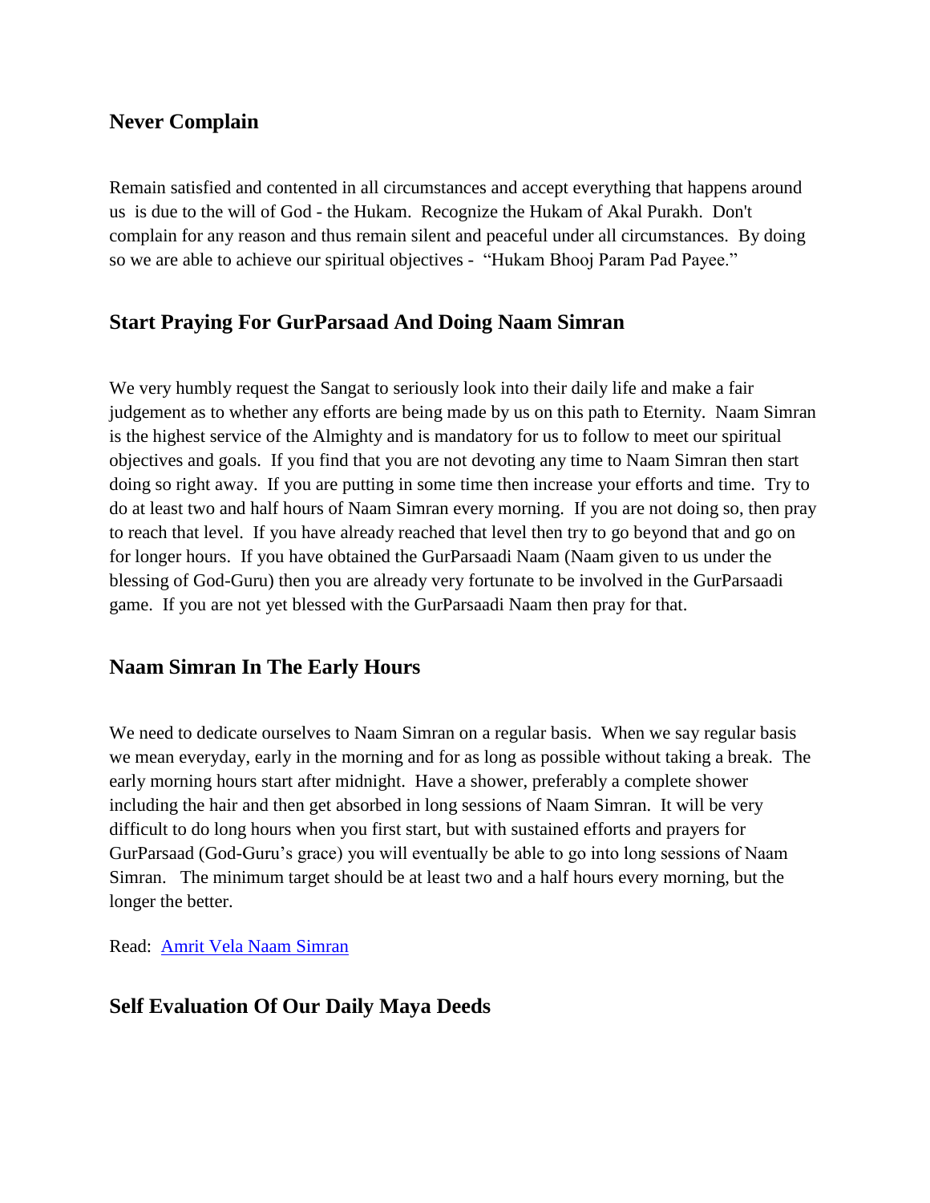## Never Complain

Remain satisfied and contented in all circumstances and accept everything that happens around us is due to the will of God - the Hukam. Recognize the Hukam of Akal Purakh. Don't complain for any reason and thus remain silent and peaceful under all circumstances. By doing so we are able to achieve our spiritual objectives - "Hukam Bhooj Param Pad Payee."

## Start Praying For GurParsaad And Doing Naam Simran

We very humbly request the Sangat to seriously look into their daily life and make a fair judgement as to whether any efforts are being made by us on this path to Eternity. Naam Simran is the highest service of the Almighty and is mandatory for us to follow to meet our spiritual objectives and goals. If you find that you are not devoting any time to Naam Simran then start doing so right away. If you are putting in some time then increase your efforts and time. Try to do at least two and half hours of Naam Simran every morning. If you are not doing so, then pray to reach that level. If you have already reached that level then try to go beyond that and go on for longer hours. If you have obtained the GurParsaadi Naam (Naam given to us under the blessing of God-Guru) then you are already very fortunate to be involved in the GurParsaadi game. If you are not yet blessed with the GurParsaadi Naam then pray for that.

## Naam Simran In The Early Hours

We need to dedicate ourselves to Naam Simran on a regular basis. When we say regular basis we mean everyday, early in the morning and for as long as possible without taking a break. The early morning hours start after midnight. Have a shower, preferably a complete shower including the hair and then get absorbed in long sessions of Naam Simran. It will be very difficult to do long hours when you first start, but with sustained efforts and prayers for GurParsaad (God-Guru's grace) you will eventually be able to go into long sessions of Naam Simran. The minimum target should be at least two and a half hours every morning, but the longer the better.

Read: Amrit Vela Naam Simran

## Self Evaluation Of Our Daily Maya Deeds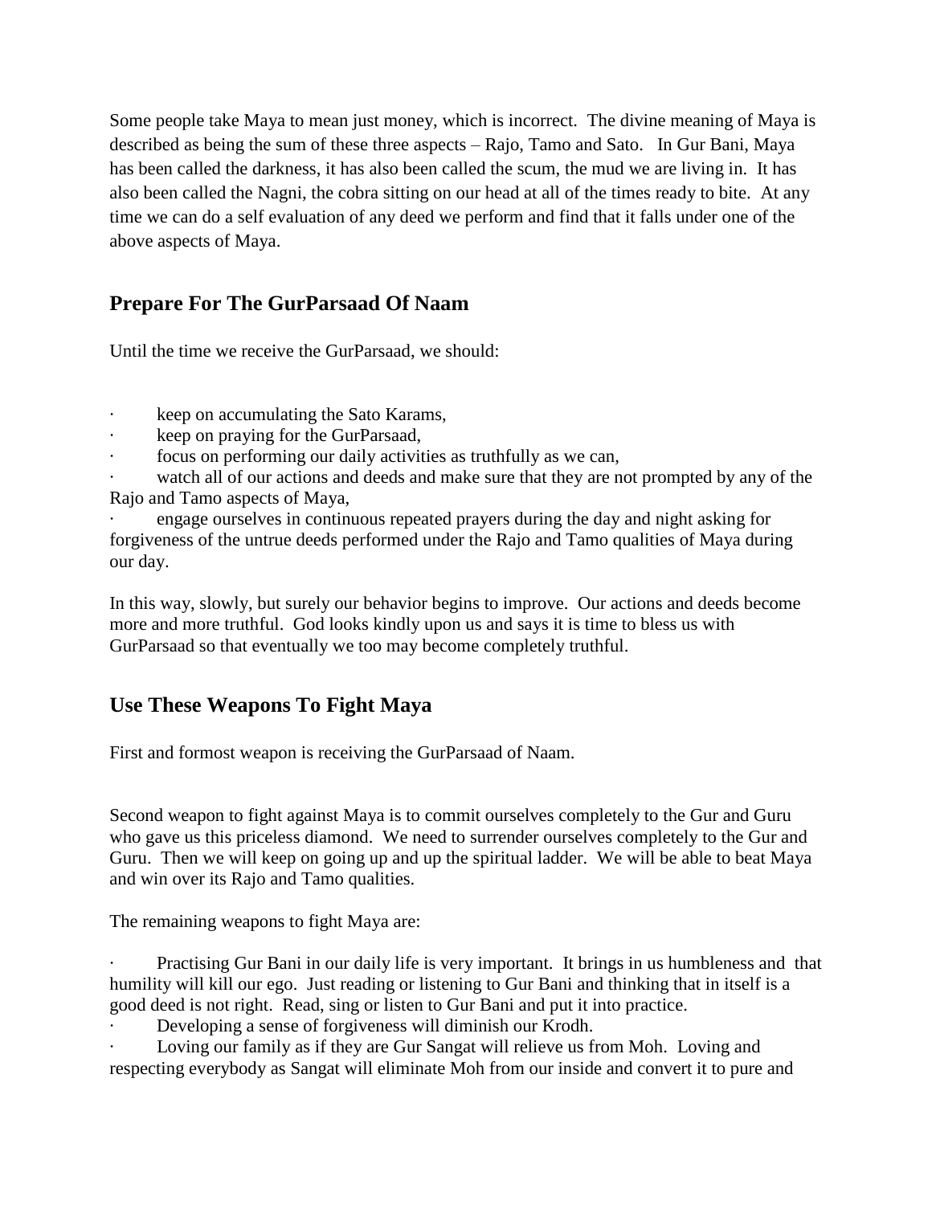Some people take Maya to mean just money, which is incorrect. The divine meaning of Maya is described as being the sum of these three aspects – Rajo, Tamo and Sato. In Gur Bani, Maya has been called the darkness, it has also been called the scum, the mud we are living in. It has also been called the Nagni, the cobra sitting on our head at all of the times ready to bite. At any time we can do a self evaluation of any deed we perform and find that it falls under one of the above aspects of Maya.

## Prepare For The GurParsaad Of Naam

Until the time we receive the GurParsaad, we should:

- keep on accumulating the Sato Karams,
- keep on praying for the GurParsaad,
- focus on performing our daily activities as truthfully as we can,
- watch all of our actions and deeds and make sure that they are not prompted by any of the Rajo and Tamo aspects of Maya,
- engage ourselves in continuous repeated prayers during the day and night asking for forgiveness of the untrue deeds performed under the Rajo and Tamo qualities of Maya during our day.

In this way, slowly, but surely our behavior begins to improve. Our actions and deeds become more and more truthful. God looks kindly upon us and says it is time to bless us with GurParsaad so that eventually we too may become completely truthful.

## Use These Weapons To Fight Maya

First and formost weapon is receiving the GurParsaad of Naam.

Second weapon to fight against Maya is to commit ourselves completely to the Gur and Guru who gave us this priceless diamond. We need to surrender ourselves completely to the Gur and Guru. Then we will keep on going up and up the spiritual ladder. We will be able to beat Maya and win over its Rajo and Tamo qualities.

The remaining weapons to fight Maya are:

- Practising Gur Bani in our daily life is very important. It brings in us humbleness and that humility will kill our ego. Just reading or listening to Gur Bani and thinking that in itself is a good deed is not right. Read, sing or listen to Gur Bani and put it into practice.
- Developing a sense of forgiveness will diminish our Krodh.
- Loving our family as if they are Gur Sangat will relieve us from Moh. Loving and respecting everybody as Sangat will eliminate Moh from our inside and convert it to pure and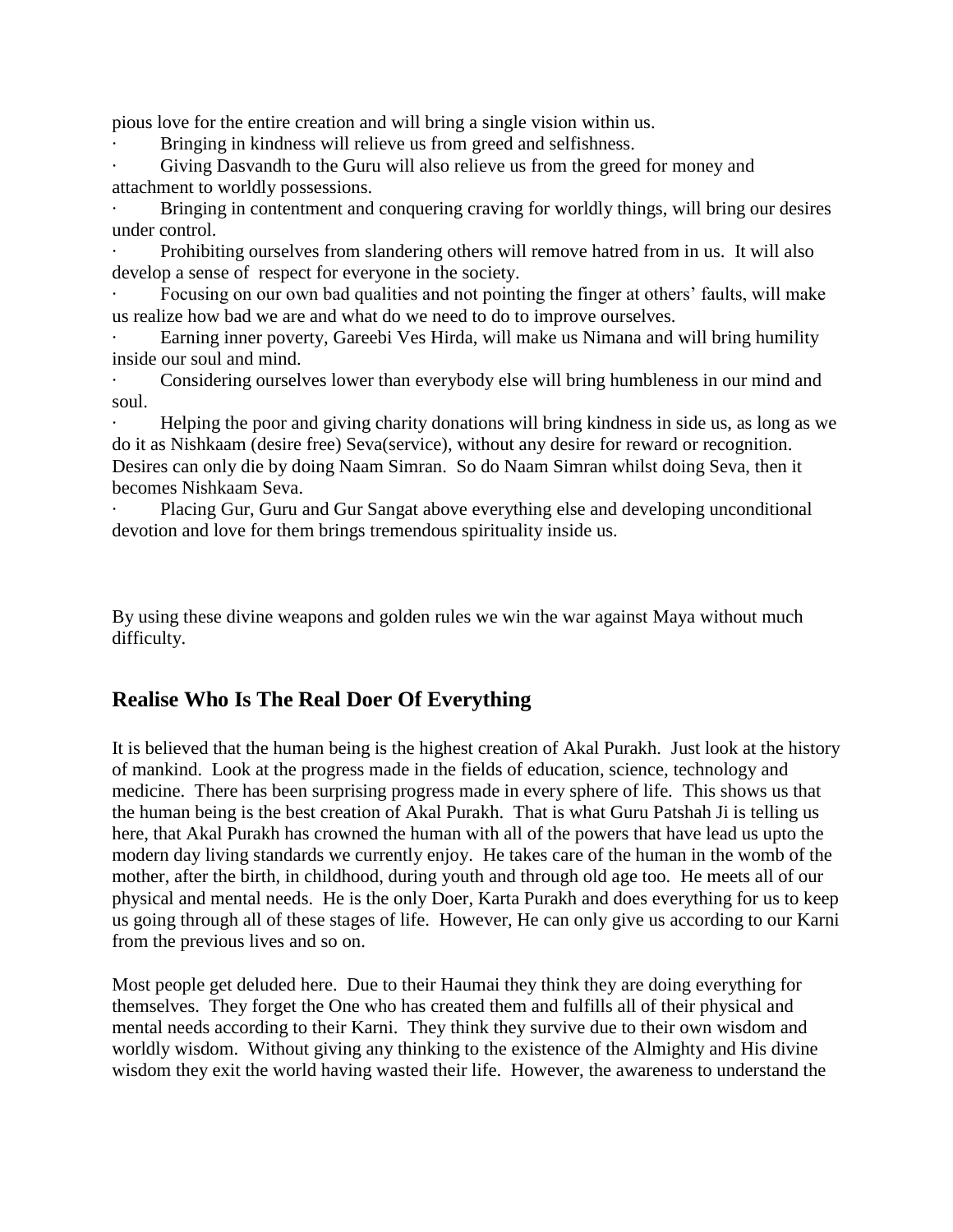pious love for the entire creation and will bring a single vision within us.

- Bringing in kindness will relieve us from greed and selfishness.
- Giving Dasvandh to the Guru will also relieve us from the greed for money and attachment to worldly possessions.
- Bringing in contentment and conquering craving for worldly things, will bring our desires under control.
- Prohibiting ourselves from slandering others will remove hatred from in us. It will also develop a sense of respect for everyone in the society.
- Focusing on our own bad qualities and not pointing the finger at others' faults, will make us realize how bad we are and what do we need to do to improve ourselves.
- Earning inner poverty, Gareebi Ves Hirda, will make us Nimana and will bring humility inside our soul and mind.
- Considering ourselves lower than everybody else will bring humbleness in our mind and soul.
- Helping the poor and giving charity donations will bring kindness in side us, as long as we do it as Nishkaam (desire free) Seva(service), without any desire for reward or recognition. Desires can only die by doing Naam Simran. So do Naam Simran whilst doing Seva, then it becomes Nishkaam Seva.
- Placing Gur, Guru and Gur Sangat above everything else and developing unconditional devotion and love for them brings tremendous spirituality inside us.

By using these divine weapons and golden rules we win the war against Maya without much difficulty.

## Realise Who Is The Real Doer Of Everything

It is believed that the human being is the highest creation of Akal Purakh. Just look at the history of mankind. Look at the progress made in the fields of education, science, technology and medicine. There has been surprising progress made in every sphere of life. This shows us that the human being is the best creation of Akal Purakh. That is what Guru Patshah Ji is telling us here, that Akal Purakh has crowned the human with all of the powers that have lead us upto the modern day living standards we currently enjoy. He takes care of the human in the womb of the mother, after the birth, in childhood, during youth and through old age too. He meets all of our physical and mental needs. He is the only Doer, Karta Purakh and does everything for us to keep us going through all of these stages of life. However, He can only give us according to our Karni from the previous lives and so on.

Most people get deluded here. Due to their Haumai they think they are doing everything for themselves. They forget the One who has created them and fulfills all of their physical and mental needs according to their Karni. They think they survive due to their own wisdom and worldly wisdom. Without giving any thinking to the existence of the Almighty and His divine wisdom they exit the world having wasted their life. However, the awareness to understand the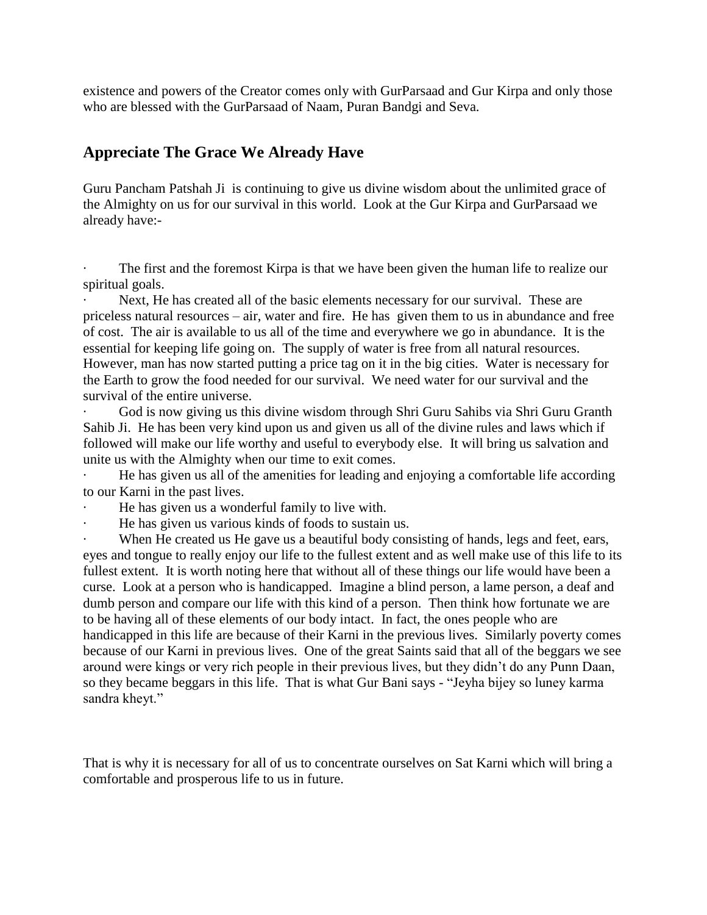existence and powers of the Creator comes only with GurParsaad and Gur Kirpa and only those who are blessed with the GurParsaad of Naam, Puran Bandgi and Seva.

## Appreciate The Grace We Already Have

Guru Pancham Patshah Ji is continuing to give us divine wisdom about the unlimited grace of the Almighty on us for our survival in this world. Look at the Gur Kirpa and GurParsaad we already have:-

- The first and the foremost Kirpa is that we have been given the human life to realize our spiritual goals.
- Next, He has created all of the basic elements necessary for our survival. These are priceless natural resources – air, water and fire. He has given them to us in abundance and free of cost. The air is available to us all of the time and everywhere we go in abundance. It is the essential for keeping life going on. The supply of water is free from all natural resources. However, man has now started putting a price tag on it in the big cities. Water is necessary for the Earth to grow the food needed for our survival. We need water for our survival and the survival of the entire universe.
- God is now giving us this divine wisdom through Shri Guru Sahibs via Shri Guru Granth Sahib Ji. He has been very kind upon us and given us all of the divine rules and laws which if followed will make our life worthy and useful to everybody else. It will bring us salvation and unite us with the Almighty when our time to exit comes.
- He has given us all of the amenities for leading and enjoying a comfortable life according to our Karni in the past lives.
- He has given us a wonderful family to live with.
- He has given us various kinds of foods to sustain us.
- When He created us He gave us a beautiful body consisting of hands, legs and feet, ears, eyes and tongue to really enjoy our life to the fullest extent and as well make use of this life to its fullest extent. It is worth noting here that without all of these things our life would have been a curse. Look at a person who is handicapped. Imagine a blind person, a lame person, a deaf and dumb person and compare our life with this kind of a person. Then think how fortunate we are to be having all of these elements of our body intact. In fact, the ones people who are handicapped in this life are because of their Karni in the previous lives. Similarly poverty comes because of our Karni in previous lives. One of the great Saints said that all of the beggars we see around were kings or very rich people in their previous lives, but they didn't do any Punn Daan, so they became beggars in this life. That is what Gur Bani says - "Jeyha bijey so luney karma sandra kheyt."

That is why it is necessary for all of us to concentrate ourselves on Sat Karni which will bring a comfortable and prosperous life to us in future.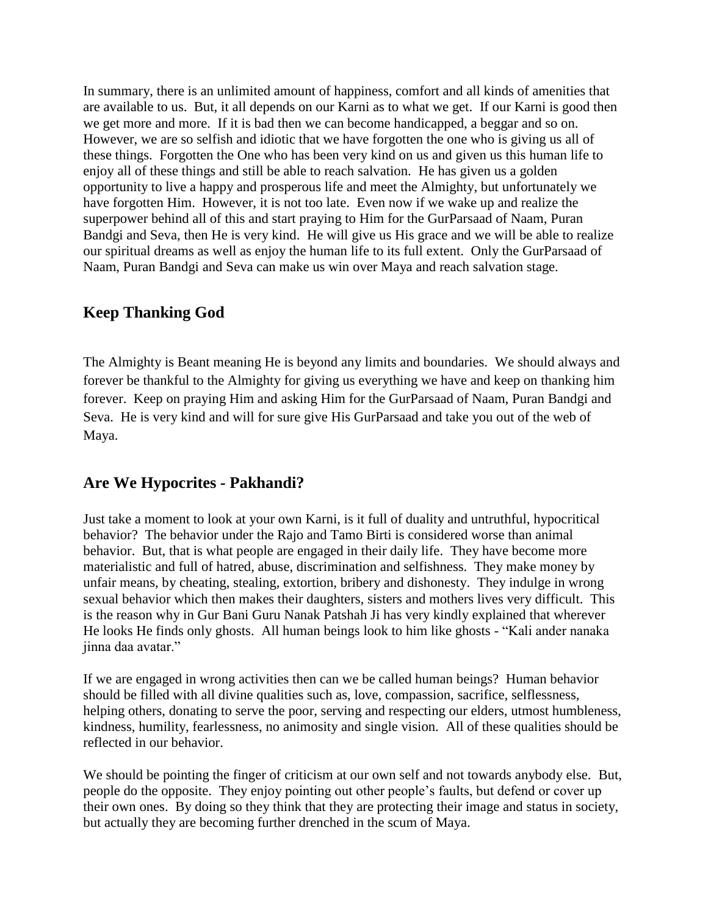In summary, there is an unlimited amount of happiness, comfort and all kinds of amenities that are available to us. But, it all depends on our Karni as to what we get. If our Karni is good then we get more and more. If it is bad then we can become handicapped, a beggar and so on. However, we are so selfish and idiotic that we have forgotten the one who is giving us all of these things. Forgotten the One who has been very kind on us and given us this human life to enjoy all of these things and still be able to reach salvation. He has given us a golden opportunity to live a happy and prosperous life and meet the Almighty, but unfortunately we have forgotten Him. However, it is not too late. Even now if we wake up and realize the superpower behind all of this and start praying to Him for the GurParsaad of Naam, Puran Bandgi and Seva, then He is very kind. He will give us His grace and we will be able to realize our spiritual dreams as well as enjoy the human life to its full extent. Only the GurParsaad of Naam, Puran Bandgi and Seva can make us win over Maya and reach salvation stage.

## Keep Thanking God

The Almighty is Beant meaning He is beyond any limits and boundaries. We should always and forever be thankful to the Almighty for giving us everything we have and keep on thanking him forever. Keep on praying Him and asking Him for the GurParsaad of Naam, Puran Bandgi and Seva. He is very kind and will for sure give His GurParsaad and take you out of the web of Maya.

## Are We Hypocrites - Pakhandi?

Just take a moment to look at your own Karni, is it full of duality and untruthful, hypocritical behavior? The behavior under the Rajo and Tamo Birti is considered worse than animal behavior. But, that is what people are engaged in their daily life. They have become more materialistic and full of hatred, abuse, discrimination and selfishness. They make money by unfair means, by cheating, stealing, extortion, bribery and dishonesty. They indulge in wrong sexual behavior which then makes their daughters, sisters and mothers lives very difficult. This is the reason why in Gur Bani Guru Nanak Patshah Ji has very kindly explained that wherever He looks He finds only ghosts. All human beings look to him like ghosts - "Kali ander nanaka jinna daa avatar."

If we are engaged in wrong activities then can we be called human beings? Human behavior should be filled with all divine qualities such as, love, compassion, sacrifice, selflessness, helping others, donating to serve the poor, serving and respecting our elders, utmost humbleness, kindness, humility, fearlessness, no animosity and single vision. All of these qualities should be reflected in our behavior.

We should be pointing the finger of criticism at our own self and not towards anybody else. But, people do the opposite. They enjoy pointing out other people's faults, but defend or cover up their own ones. By doing so they think that they are protecting their image and status in society, but actually they are becoming further drenched in the scum of Maya.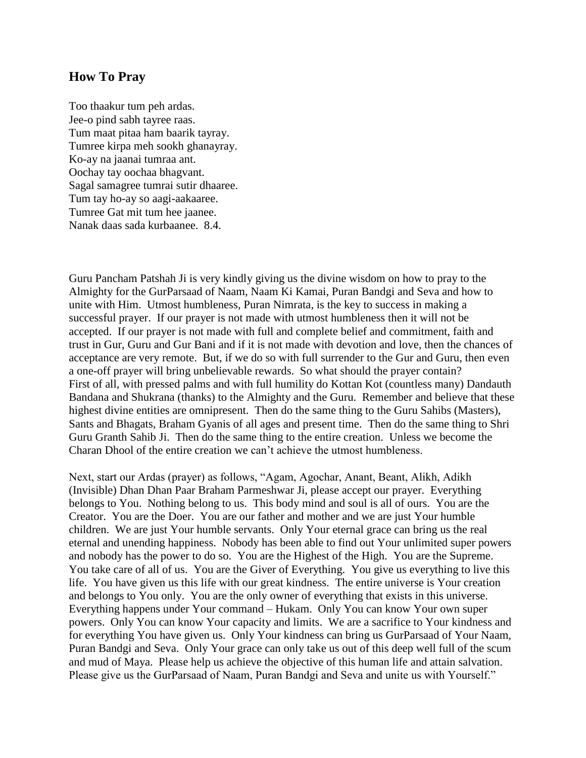## How To Pray

Too thaakur tum peh ardas.
Jee-o pind sabh tayree raas.
Tum maat pitaa ham baarik tayray.
Tumree kirpa meh sookh ghanayray.
Ko-ay na jaanai tumraa ant.
Oochay tay oochaa bhagvant.
Sagal samagree tumrai sutir dhaaree.
Tum tay ho-ay so aagi-aakaaree.
Tumree Gat mit tum hee jaanee.
Nanak daas sada kurbaanee. 8.4.

Guru Pancham Patshah Ji is very kindly giving us the divine wisdom on how to pray to the Almighty for the GurParsaad of Naam, Naam Ki Kamai, Puran Bandgi and Seva and how to unite with Him. Utmost humbleness, Puran Nimrata, is the key to success in making a successful prayer. If our prayer is not made with utmost humbleness then it will not be accepted. If our prayer is not made with full and complete belief and commitment, faith and trust in Gur, Guru and Gur Bani and if it is not made with devotion and love, then the chances of acceptance are very remote. But, if we do so with full surrender to the Gur and Guru, then even a one-off prayer will bring unbelievable rewards. So what should the prayer contain? First of all, with pressed palms and with full humility do Kottan Kot (countless many) Dandauth Bandana and Shukrana (thanks) to the Almighty and the Guru. Remember and believe that these highest divine entities are omnipresent. Then do the same thing to the Guru Sahibs (Masters), Sants and Bhagats, Braham Gyanis of all ages and present time. Then do the same thing to Shri Guru Granth Sahib Ji. Then do the same thing to the entire creation. Unless we become the Charan Dhool of the entire creation we can't achieve the utmost humbleness.

Next, start our Ardas (prayer) as follows, "Agam, Agochar, Anant, Beant, Alikh, Adikh (Invisible) Dhan Dhan Paar Braham Parmeshwar Ji, please accept our prayer. Everything belongs to You. Nothing belong to us. This body mind and soul is all of ours. You are the Creator. You are the Doer. You are our father and mother and we are just Your humble children. We are just Your humble servants. Only Your eternal grace can bring us the real eternal and unending happiness. Nobody has been able to find out Your unlimited super powers and nobody has the power to do so. You are the Highest of the High. You are the Supreme. You take care of all of us. You are the Giver of Everything. You give us everything to live this life. You have given us this life with our great kindness. The entire universe is Your creation and belongs to You only. You are the only owner of everything that exists in this universe. Everything happens under Your command – Hukam. Only You can know Your own super powers. Only You can know Your capacity and limits. We are a sacrifice to Your kindness and for everything You have given us. Only Your kindness can bring us GurParsaad of Your Naam, Puran Bandgi and Seva. Only Your grace can only take us out of this deep well full of the scum and mud of Maya. Please help us achieve the objective of this human life and attain salvation. Please give us the GurParsaad of Naam, Puran Bandgi and Seva and unite us with Yourself."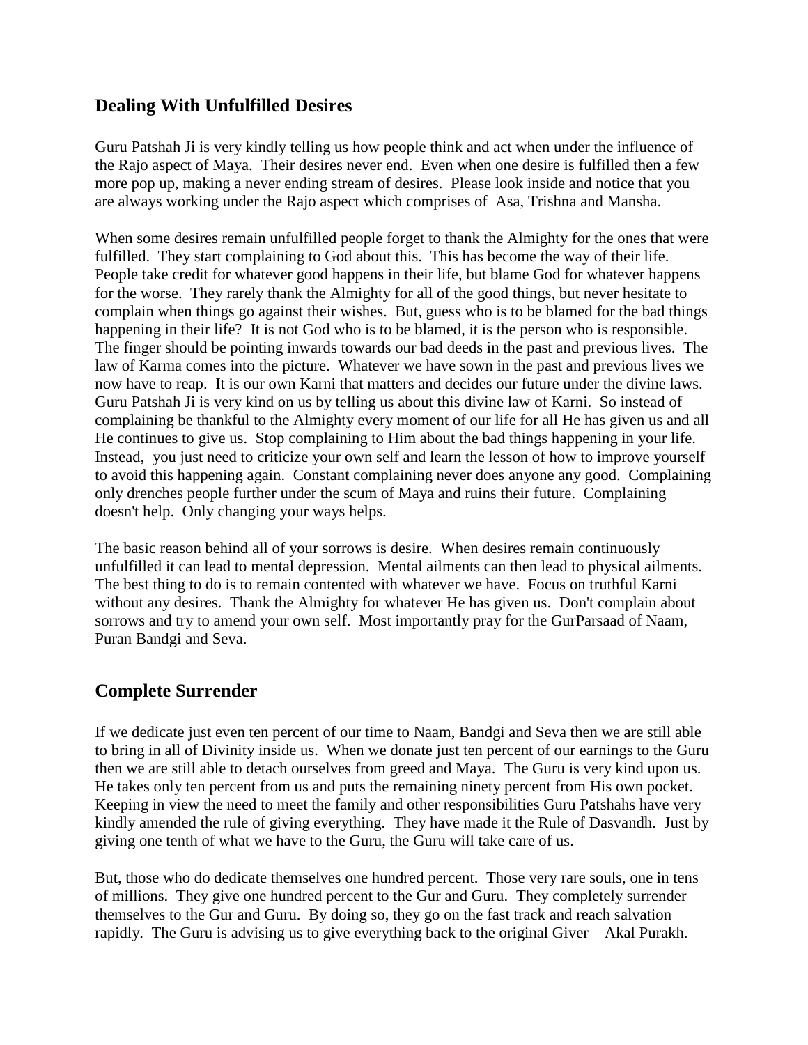## Dealing With Unfulfilled Desires

Guru Patshah Ji is very kindly telling us how people think and act when under the influence of the Rajo aspect of Maya. Their desires never end. Even when one desire is fulfilled then a few more pop up, making a never ending stream of desires. Please look inside and notice that you are always working under the Rajo aspect which comprises of Asa, Trishna and Mansha.

When some desires remain unfulfilled people forget to thank the Almighty for the ones that were fulfilled. They start complaining to God about this. This has become the way of their life. People take credit for whatever good happens in their life, but blame God for whatever happens for the worse. They rarely thank the Almighty for all of the good things, but never hesitate to complain when things go against their wishes. But, guess who is to be blamed for the bad things happening in their life? It is not God who is to be blamed, it is the person who is responsible. The finger should be pointing inwards towards our bad deeds in the past and previous lives. The law of Karma comes into the picture. Whatever we have sown in the past and previous lives we now have to reap. It is our own Karni that matters and decides our future under the divine laws. Guru Patshah Ji is very kind on us by telling us about this divine law of Karni. So instead of complaining be thankful to the Almighty every moment of our life for all He has given us and all He continues to give us. Stop complaining to Him about the bad things happening in your life. Instead, you just need to criticize your own self and learn the lesson of how to improve yourself to avoid this happening again. Constant complaining never does anyone any good. Complaining only drenches people further under the scum of Maya and ruins their future. Complaining doesn't help. Only changing your ways helps.

The basic reason behind all of your sorrows is desire. When desires remain continuously unfulfilled it can lead to mental depression. Mental ailments can then lead to physical ailments. The best thing to do is to remain contented with whatever we have. Focus on truthful Karni without any desires. Thank the Almighty for whatever He has given us. Don't complain about sorrows and try to amend your own self. Most importantly pray for the GurParsaad of Naam, Puran Bandgi and Seva.

## Complete Surrender

If we dedicate just even ten percent of our time to Naam, Bandgi and Seva then we are still able to bring in all of Divinity inside us. When we donate just ten percent of our earnings to the Guru then we are still able to detach ourselves from greed and Maya. The Guru is very kind upon us. He takes only ten percent from us and puts the remaining ninety percent from His own pocket. Keeping in view the need to meet the family and other responsibilities Guru Patshahs have very kindly amended the rule of giving everything. They have made it the Rule of Dasvandh. Just by giving one tenth of what we have to the Guru, the Guru will take care of us.

But, those who do dedicate themselves one hundred percent. Those very rare souls, one in tens of millions. They give one hundred percent to the Gur and Guru. They completely surrender themselves to the Gur and Guru. By doing so, they go on the fast track and reach salvation rapidly. The Guru is advising us to give everything back to the original Giver – Akal Purakh.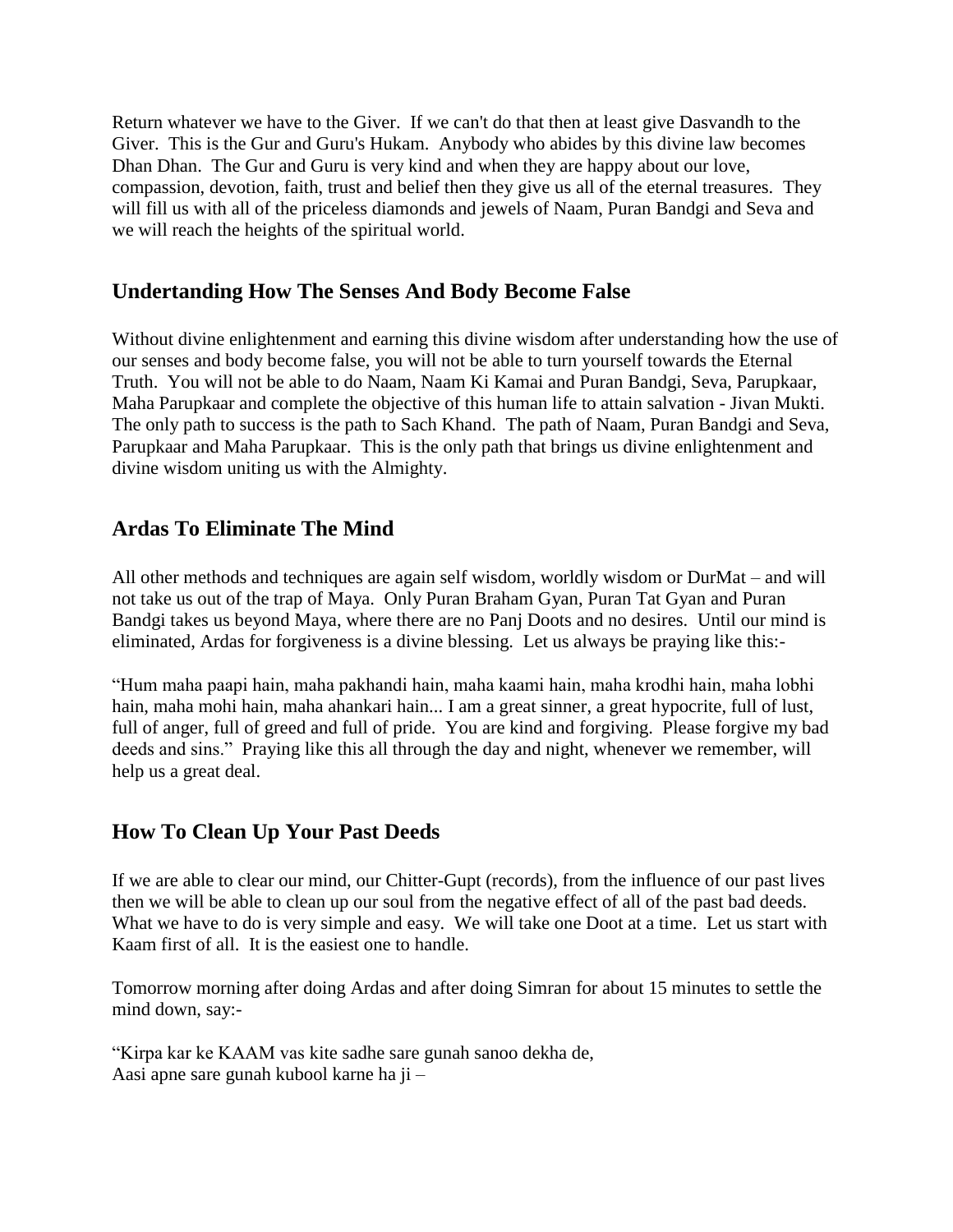Return whatever we have to the Giver. If we can't do that then at least give Dasvandh to the Giver. This is the Gur and Guru's Hukam. Anybody who abides by this divine law becomes Dhan Dhan. The Gur and Guru is very kind and when they are happy about our love, compassion, devotion, faith, trust and belief then they give us all of the eternal treasures. They will fill us with all of the priceless diamonds and jewels of Naam, Puran Bandgi and Seva and we will reach the heights of the spiritual world.

## Undertanding How The Senses And Body Become False

Without divine enlightenment and earning this divine wisdom after understanding how the use of our senses and body become false, you will not be able to turn yourself towards the Eternal Truth. You will not be able to do Naam, Naam Ki Kamai and Puran Bandgi, Seva, Parupkaar, Maha Parupkaar and complete the objective of this human life to attain salvation - Jivan Mukti. The only path to success is the path to Sach Khand. The path of Naam, Puran Bandgi and Seva, Parupkaar and Maha Parupkaar. This is the only path that brings us divine enlightenment and divine wisdom uniting us with the Almighty.

## Ardas To Eliminate The Mind

All other methods and techniques are again self wisdom, worldly wisdom or DurMat – and will not take us out of the trap of Maya. Only Puran Braham Gyan, Puran Tat Gyan and Puran Bandgi takes us beyond Maya, where there are no Panj Doots and no desires. Until our mind is eliminated, Ardas for forgiveness is a divine blessing. Let us always be praying like this:-

"Hum maha paapi hain, maha pakhandi hain, maha kaami hain, maha krodhi hain, maha lobhi hain, maha mohi hain, maha ahankari hain... I am a great sinner, a great hypocrite, full of lust, full of anger, full of greed and full of pride. You are kind and forgiving. Please forgive my bad deeds and sins." Praying like this all through the day and night, whenever we remember, will help us a great deal.

## How To Clean Up Your Past Deeds

If we are able to clear our mind, our Chitter-Gupt (records), from the influence of our past lives then we will be able to clean up our soul from the negative effect of all of the past bad deeds. What we have to do is very simple and easy. We will take one Doot at a time. Let us start with Kaam first of all. It is the easiest one to handle.

Tomorrow morning after doing Ardas and after doing Simran for about 15 minutes to settle the mind down, say:-

"Kirpa kar ke KAAM vas kite sadhe sare gunah sanoo dekha de,
Aasi apne sare gunah kubool karne ha ji –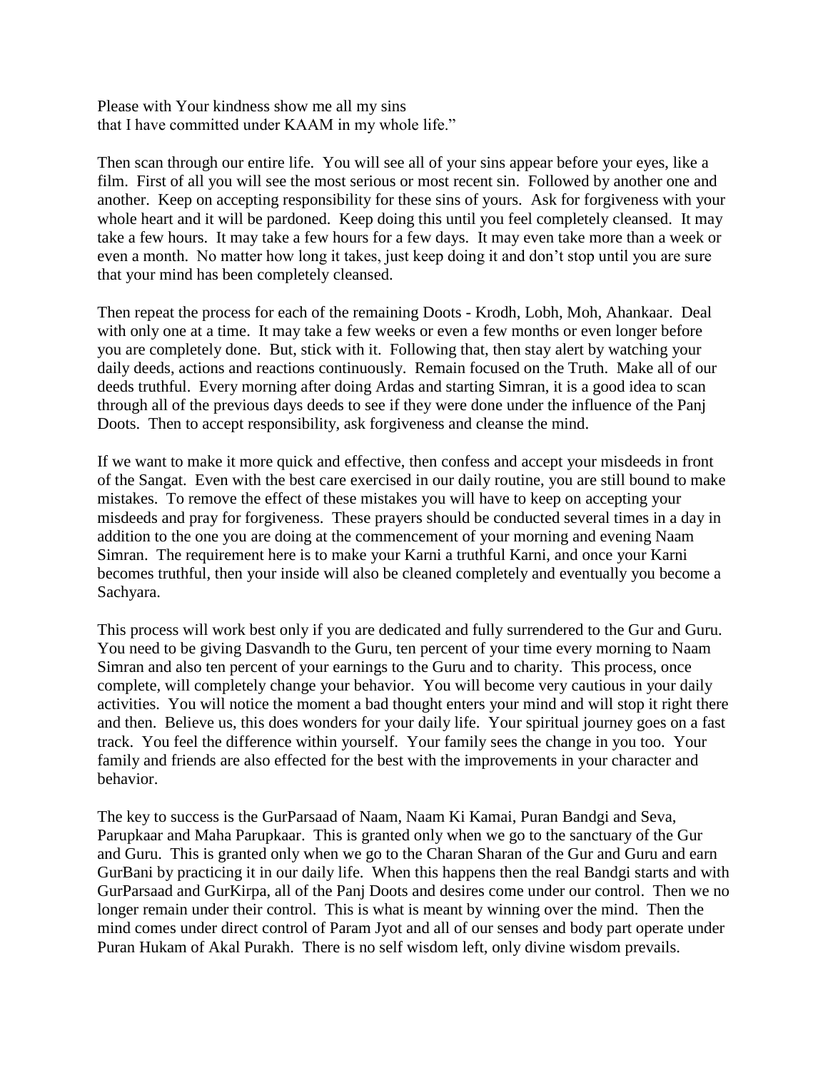Please with Your kindness show me all my sins
that I have committed under KAAM in my whole life."

Then scan through our entire life. You will see all of your sins appear before your eyes, like a film. First of all you will see the most serious or most recent sin. Followed by another one and another. Keep on accepting responsibility for these sins of yours. Ask for forgiveness with your whole heart and it will be pardoned. Keep doing this until you feel completely cleansed. It may take a few hours. It may take a few hours for a few days. It may even take more than a week or even a month. No matter how long it takes, just keep doing it and don't stop until you are sure that your mind has been completely cleansed.

Then repeat the process for each of the remaining Doots - Krodh, Lobh, Moh, Ahankaar. Deal with only one at a time. It may take a few weeks or even a few months or even longer before you are completely done. But, stick with it. Following that, then stay alert by watching your daily deeds, actions and reactions continuously. Remain focused on the Truth. Make all of our deeds truthful. Every morning after doing Ardas and starting Simran, it is a good idea to scan through all of the previous days deeds to see if they were done under the influence of the Panj Doots. Then to accept responsibility, ask forgiveness and cleanse the mind.

If we want to make it more quick and effective, then confess and accept your misdeeds in front of the Sangat. Even with the best care exercised in our daily routine, you are still bound to make mistakes. To remove the effect of these mistakes you will have to keep on accepting your misdeeds and pray for forgiveness. These prayers should be conducted several times in a day in addition to the one you are doing at the commencement of your morning and evening Naam Simran. The requirement here is to make your Karni a truthful Karni, and once your Karni becomes truthful, then your inside will also be cleaned completely and eventually you become a Sachyara.

This process will work best only if you are dedicated and fully surrendered to the Gur and Guru. You need to be giving Dasvandh to the Guru, ten percent of your time every morning to Naam Simran and also ten percent of your earnings to the Guru and to charity. This process, once complete, will completely change your behavior. You will become very cautious in your daily activities. You will notice the moment a bad thought enters your mind and will stop it right there and then. Believe us, this does wonders for your daily life. Your spiritual journey goes on a fast track. You feel the difference within yourself. Your family sees the change in you too. Your family and friends are also effected for the best with the improvements in your character and behavior.

The key to success is the GurParsaad of Naam, Naam Ki Kamai, Puran Bandgi and Seva, Parupkaar and Maha Parupkaar. This is granted only when we go to the sanctuary of the Gur and Guru. This is granted only when we go to the Charan Sharan of the Gur and Guru and earn GurBani by practicing it in our daily life. When this happens then the real Bandgi starts and with GurParsaad and GurKirpa, all of the Panj Doots and desires come under our control. Then we no longer remain under their control. This is what is meant by winning over the mind. Then the mind comes under direct control of Param Jyot and all of our senses and body part operate under Puran Hukam of Akal Purakh. There is no self wisdom left, only divine wisdom prevails.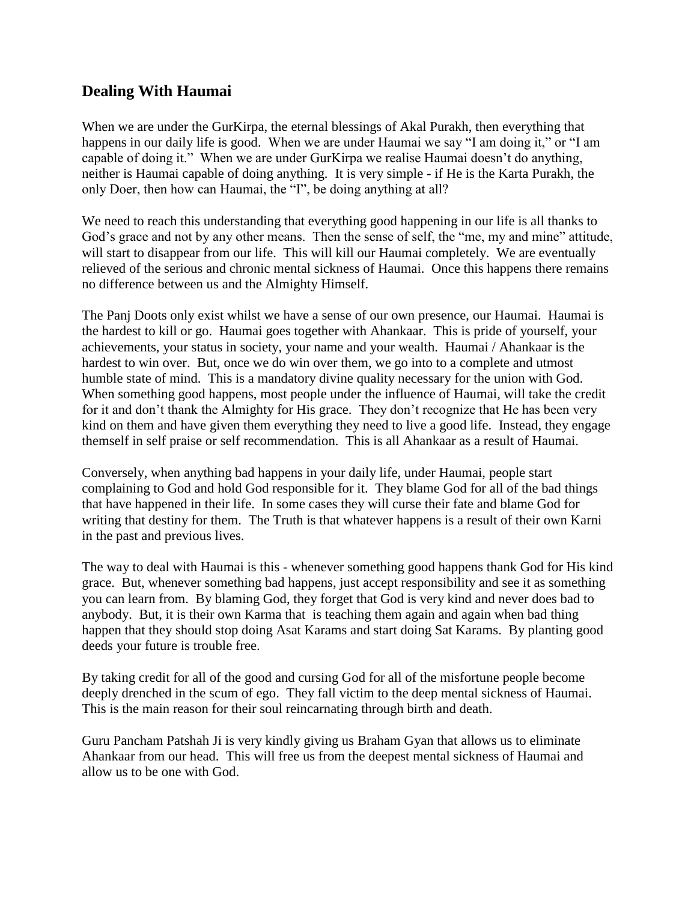## Dealing With Haumai

When we are under the GurKirpa, the eternal blessings of Akal Purakh, then everything that happens in our daily life is good. When we are under Haumai we say "I am doing it," or "I am capable of doing it." When we are under GurKirpa we realise Haumai doesn't do anything, neither is Haumai capable of doing anything. It is very simple - if He is the Karta Purakh, the only Doer, then how can Haumai, the "I", be doing anything at all?

We need to reach this understanding that everything good happening in our life is all thanks to God's grace and not by any other means. Then the sense of self, the "me, my and mine" attitude, will start to disappear from our life. This will kill our Haumai completely. We are eventually relieved of the serious and chronic mental sickness of Haumai. Once this happens there remains no difference between us and the Almighty Himself.

The Panj Doots only exist whilst we have a sense of our own presence, our Haumai. Haumai is the hardest to kill or go. Haumai goes together with Ahankaar. This is pride of yourself, your achievements, your status in society, your name and your wealth. Haumai / Ahankaar is the hardest to win over. But, once we do win over them, we go into to a complete and utmost humble state of mind. This is a mandatory divine quality necessary for the union with God. When something good happens, most people under the influence of Haumai, will take the credit for it and don't thank the Almighty for His grace. They don't recognize that He has been very kind on them and have given them everything they need to live a good life. Instead, they engage themself in self praise or self recommendation. This is all Ahankaar as a result of Haumai.

Conversely, when anything bad happens in your daily life, under Haumai, people start complaining to God and hold God responsible for it. They blame God for all of the bad things that have happened in their life. In some cases they will curse their fate and blame God for writing that destiny for them. The Truth is that whatever happens is a result of their own Karni in the past and previous lives.

The way to deal with Haumai is this - whenever something good happens thank God for His kind grace. But, whenever something bad happens, just accept responsibility and see it as something you can learn from. By blaming God, they forget that God is very kind and never does bad to anybody. But, it is their own Karma that is teaching them again and again when bad thing happen that they should stop doing Asat Karams and start doing Sat Karams. By planting good deeds your future is trouble free.

By taking credit for all of the good and cursing God for all of the misfortune people become deeply drenched in the scum of ego. They fall victim to the deep mental sickness of Haumai. This is the main reason for their soul reincarnating through birth and death.

Guru Pancham Patshah Ji is very kindly giving us Braham Gyan that allows us to eliminate Ahankaar from our head. This will free us from the deepest mental sickness of Haumai and allow us to be one with God.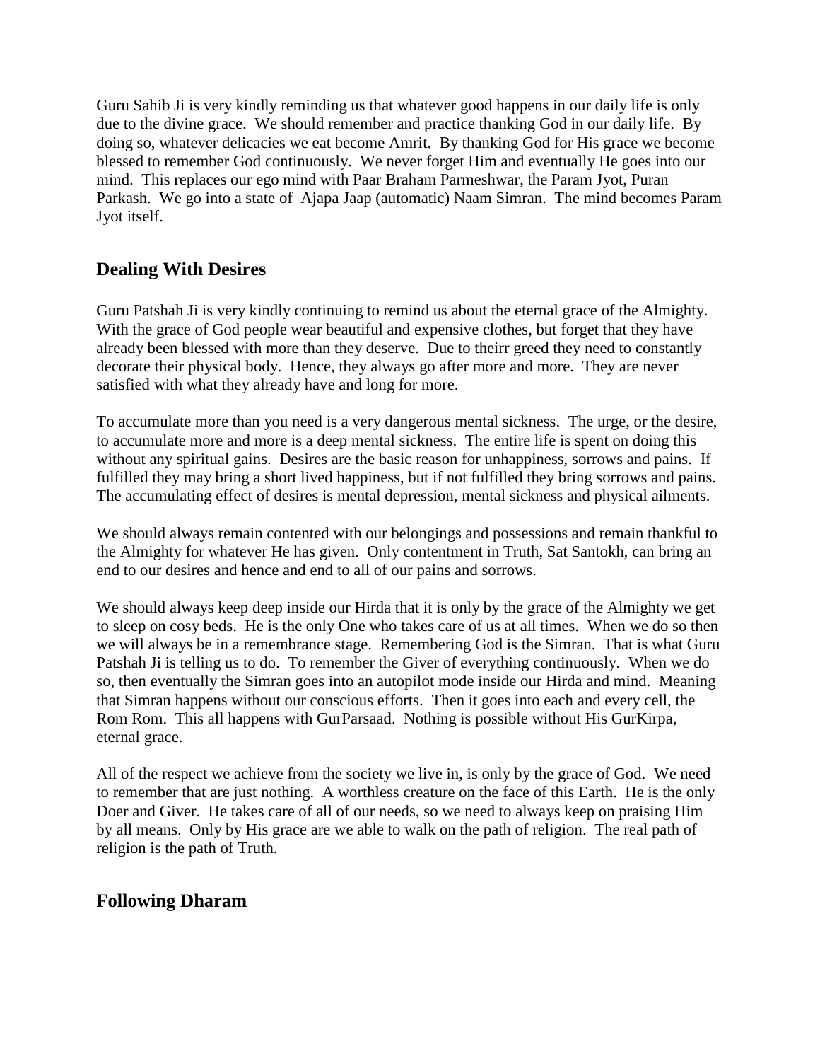Guru Sahib Ji is very kindly reminding us that whatever good happens in our daily life is only due to the divine grace. We should remember and practice thanking God in our daily life. By doing so, whatever delicacies we eat become Amrit. By thanking God for His grace we become blessed to remember God continuously. We never forget Him and eventually He goes into our mind. This replaces our ego mind with Paar Braham Parmeshwar, the Param Jyot, Puran Parkash. We go into a state of Ajapa Jaap (automatic) Naam Simran. The mind becomes Param Jyot itself.

## Dealing With Desires

Guru Patshah Ji is very kindly continuing to remind us about the eternal grace of the Almighty. With the grace of God people wear beautiful and expensive clothes, but forget that they have already been blessed with more than they deserve. Due to theirr greed they need to constantly decorate their physical body. Hence, they always go after more and more. They are never satisfied with what they already have and long for more.

To accumulate more than you need is a very dangerous mental sickness. The urge, or the desire, to accumulate more and more is a deep mental sickness. The entire life is spent on doing this without any spiritual gains. Desires are the basic reason for unhappiness, sorrows and pains. If fulfilled they may bring a short lived happiness, but if not fulfilled they bring sorrows and pains. The accumulating effect of desires is mental depression, mental sickness and physical ailments.

We should always remain contented with our belongings and possessions and remain thankful to the Almighty for whatever He has given. Only contentment in Truth, Sat Santokh, can bring an end to our desires and hence and end to all of our pains and sorrows.

We should always keep deep inside our Hirda that it is only by the grace of the Almighty we get to sleep on cosy beds. He is the only One who takes care of us at all times. When we do so then we will always be in a remembrance stage. Remembering God is the Simran. That is what Guru Patshah Ji is telling us to do. To remember the Giver of everything continuously. When we do so, then eventually the Simran goes into an autopilot mode inside our Hirda and mind. Meaning that Simran happens without our conscious efforts. Then it goes into each and every cell, the Rom Rom. This all happens with GurParsaad. Nothing is possible without His GurKirpa, eternal grace.

All of the respect we achieve from the society we live in, is only by the grace of God. We need to remember that are just nothing. A worthless creature on the face of this Earth. He is the only Doer and Giver. He takes care of all of our needs, so we need to always keep on praising Him by all means. Only by His grace are we able to walk on the path of religion. The real path of religion is the path of Truth.

## Following Dharam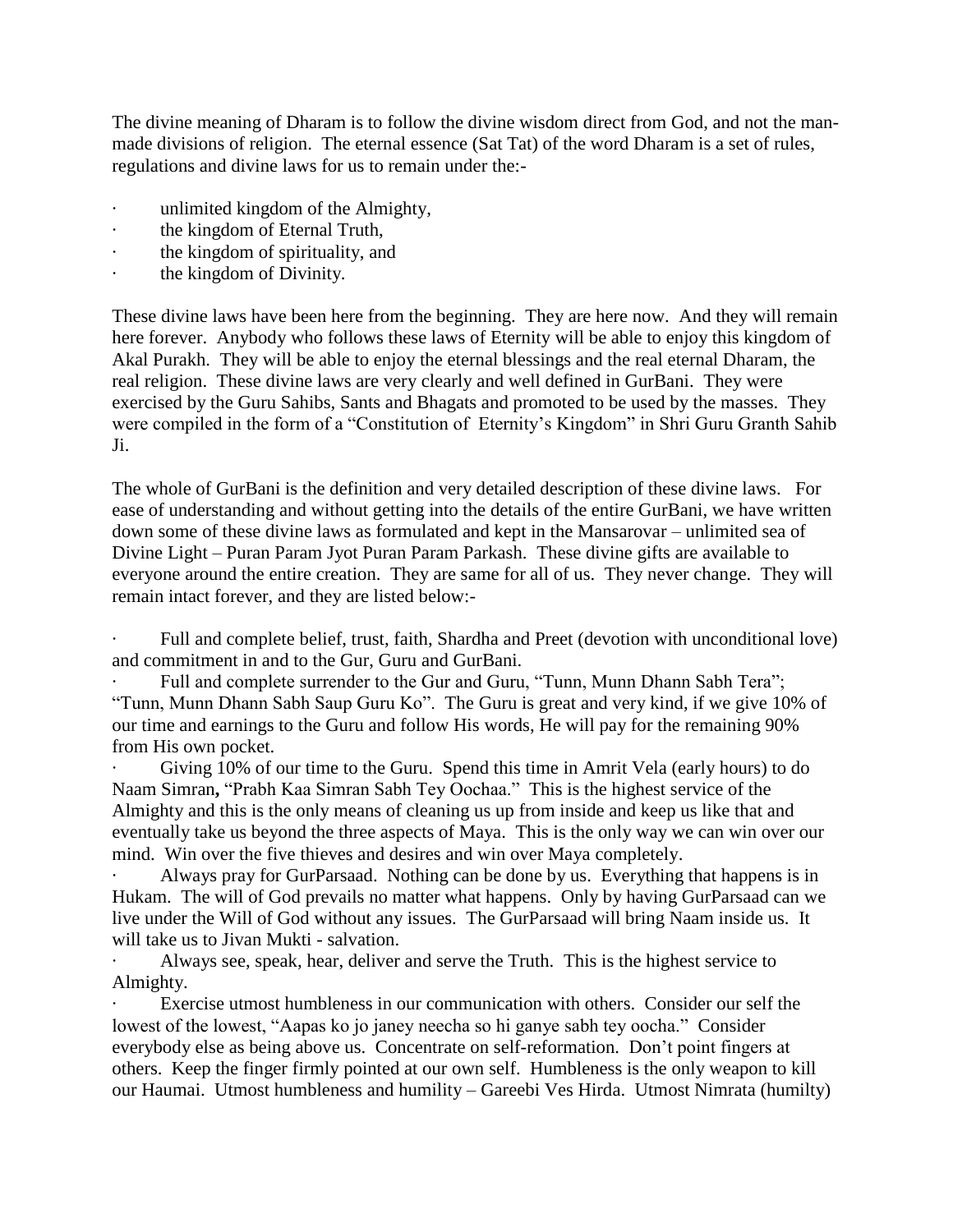The divine meaning of Dharam is to follow the divine wisdom direct from God, and not the man-made divisions of religion. The eternal essence (Sat Tat) of the word Dharam is a set of rules, regulations and divine laws for us to remain under the:-

- unlimited kingdom of the Almighty,
- the kingdom of Eternal Truth,
- the kingdom of spirituality, and
- the kingdom of Divinity.

These divine laws have been here from the beginning. They are here now. And they will remain here forever. Anybody who follows these laws of Eternity will be able to enjoy this kingdom of Akal Purakh. They will be able to enjoy the eternal blessings and the real eternal Dharam, the real religion. These divine laws are very clearly and well defined in GurBani. They were exercised by the Guru Sahibs, Sants and Bhagats and promoted to be used by the masses. They were compiled in the form of a "Constitution of Eternity's Kingdom" in Shri Guru Granth Sahib Ji.

The whole of GurBani is the definition and very detailed description of these divine laws. For ease of understanding and without getting into the details of the entire GurBani, we have written down some of these divine laws as formulated and kept in the Mansarovar – unlimited sea of Divine Light – Puran Param Jyot Puran Param Parkash. These divine gifts are available to everyone around the entire creation. They are same for all of us. They never change. They will remain intact forever, and they are listed below:-

- Full and complete belief, trust, faith, Shardha and Preet (devotion with unconditional love) and commitment in and to the Gur, Guru and GurBani.
- Full and complete surrender to the Gur and Guru, "Tunn, Munn Dhann Sabh Tera"; "Tunn, Munn Dhann Sabh Saup Guru Ko". The Guru is great and very kind, if we give 10% of our time and earnings to the Guru and follow His words, He will pay for the remaining 90% from His own pocket.
- Giving 10% of our time to the Guru. Spend this time in Amrit Vela (early hours) to do Naam Simran**,** "Prabh Kaa Simran Sabh Tey Oochaa." This is the highest service of the Almighty and this is the only means of cleaning us up from inside and keep us like that and eventually take us beyond the three aspects of Maya. This is the only way we can win over our mind. Win over the five thieves and desires and win over Maya completely.
- Always pray for GurParsaad. Nothing can be done by us. Everything that happens is in Hukam. The will of God prevails no matter what happens. Only by having GurParsaad can we live under the Will of God without any issues. The GurParsaad will bring Naam inside us. It will take us to Jivan Mukti - salvation.
- Always see, speak, hear, deliver and serve the Truth. This is the highest service to Almighty.
- Exercise utmost humbleness in our communication with others. Consider our self the lowest of the lowest, "Aapas ko jo janey neecha so hi ganye sabh tey oocha." Consider everybody else as being above us. Concentrate on self-reformation. Don't point fingers at others. Keep the finger firmly pointed at our own self. Humbleness is the only weapon to kill our Haumai. Utmost humbleness and humility – Gareebi Ves Hirda. Utmost Nimrata (humilty)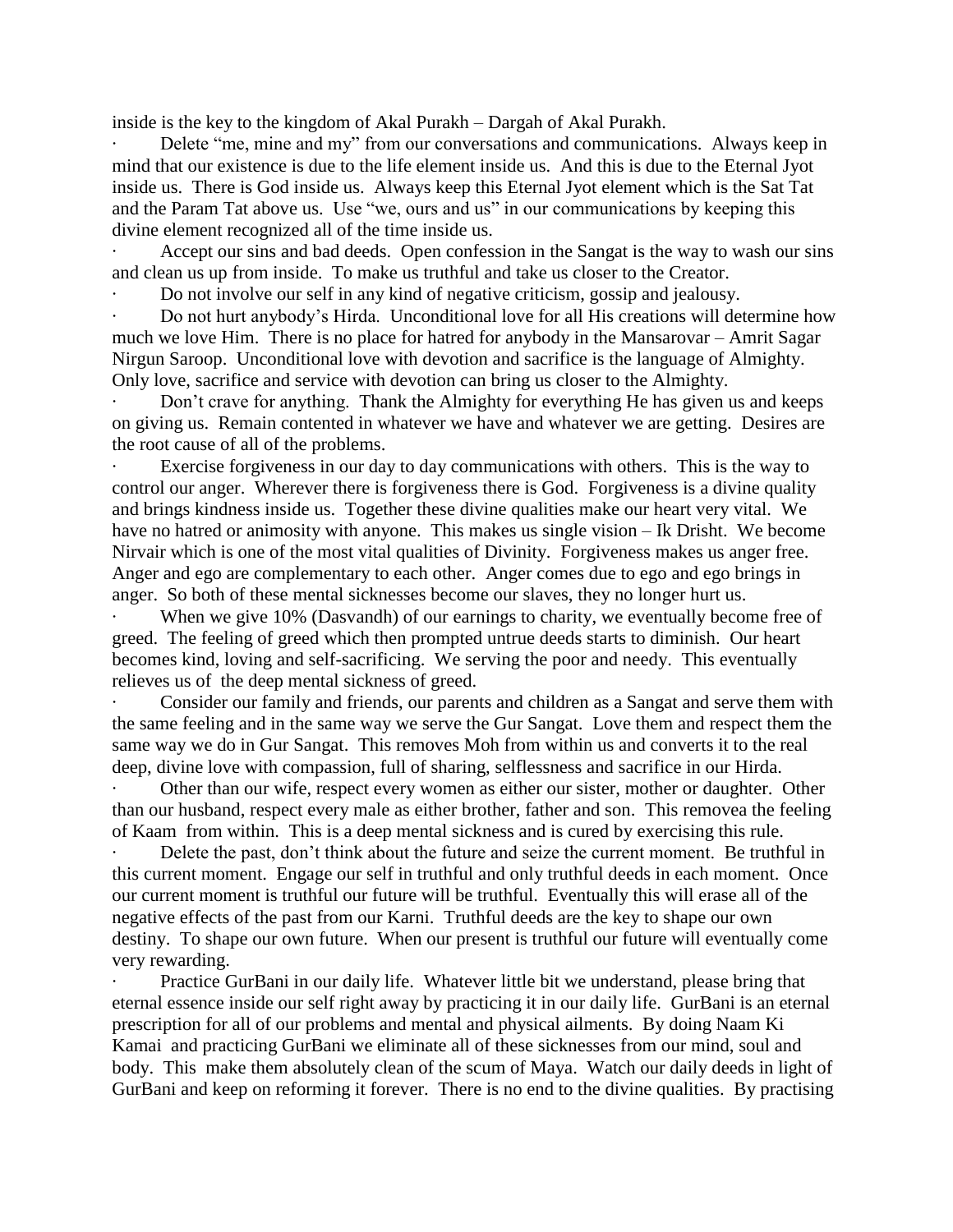inside is the key to the kingdom of Akal Purakh – Dargah of Akal Purakh.

- Delete "me, mine and my" from our conversations and communications. Always keep in mind that our existence is due to the life element inside us. And this is due to the Eternal Jyot inside us. There is God inside us. Always keep this Eternal Jyot element which is the Sat Tat and the Param Tat above us. Use "we, ours and us" in our communications by keeping this divine element recognized all of the time inside us.
- Accept our sins and bad deeds. Open confession in the Sangat is the way to wash our sins and clean us up from inside. To make us truthful and take us closer to the Creator.
- Do not involve our self in any kind of negative criticism, gossip and jealousy.
- Do not hurt anybody's Hirda. Unconditional love for all His creations will determine how much we love Him. There is no place for hatred for anybody in the Mansarovar – Amrit Sagar Nirgun Saroop. Unconditional love with devotion and sacrifice is the language of Almighty. Only love, sacrifice and service with devotion can bring us closer to the Almighty.
- Don't crave for anything. Thank the Almighty for everything He has given us and keeps on giving us. Remain contented in whatever we have and whatever we are getting. Desires are the root cause of all of the problems.
- Exercise forgiveness in our day to day communications with others. This is the way to control our anger. Wherever there is forgiveness there is God. Forgiveness is a divine quality and brings kindness inside us. Together these divine qualities make our heart very vital. We have no hatred or animosity with anyone. This makes us single vision – Ik Drisht. We become Nirvair which is one of the most vital qualities of Divinity. Forgiveness makes us anger free. Anger and ego are complementary to each other. Anger comes due to ego and ego brings in anger. So both of these mental sicknesses become our slaves, they no longer hurt us.
- When we give 10% (Dasvandh) of our earnings to charity, we eventually become free of greed. The feeling of greed which then prompted untrue deeds starts to diminish. Our heart becomes kind, loving and self-sacrificing. We serving the poor and needy. This eventually relieves us of the deep mental sickness of greed.
- Consider our family and friends, our parents and children as a Sangat and serve them with the same feeling and in the same way we serve the Gur Sangat. Love them and respect them the same way we do in Gur Sangat. This removes Moh from within us and converts it to the real deep, divine love with compassion, full of sharing, selflessness and sacrifice in our Hirda.
- Other than our wife, respect every women as either our sister, mother or daughter. Other than our husband, respect every male as either brother, father and son. This removea the feeling of Kaam from within. This is a deep mental sickness and is cured by exercising this rule.
- Delete the past, don't think about the future and seize the current moment. Be truthful in this current moment. Engage our self in truthful and only truthful deeds in each moment. Once our current moment is truthful our future will be truthful. Eventually this will erase all of the negative effects of the past from our Karni. Truthful deeds are the key to shape our own destiny. To shape our own future. When our present is truthful our future will eventually come very rewarding.
- Practice GurBani in our daily life. Whatever little bit we understand, please bring that eternal essence inside our self right away by practicing it in our daily life. GurBani is an eternal prescription for all of our problems and mental and physical ailments. By doing Naam Ki Kamai and practicing GurBani we eliminate all of these sicknesses from our mind, soul and body. This make them absolutely clean of the scum of Maya. Watch our daily deeds in light of GurBani and keep on reforming it forever. There is no end to the divine qualities. By practising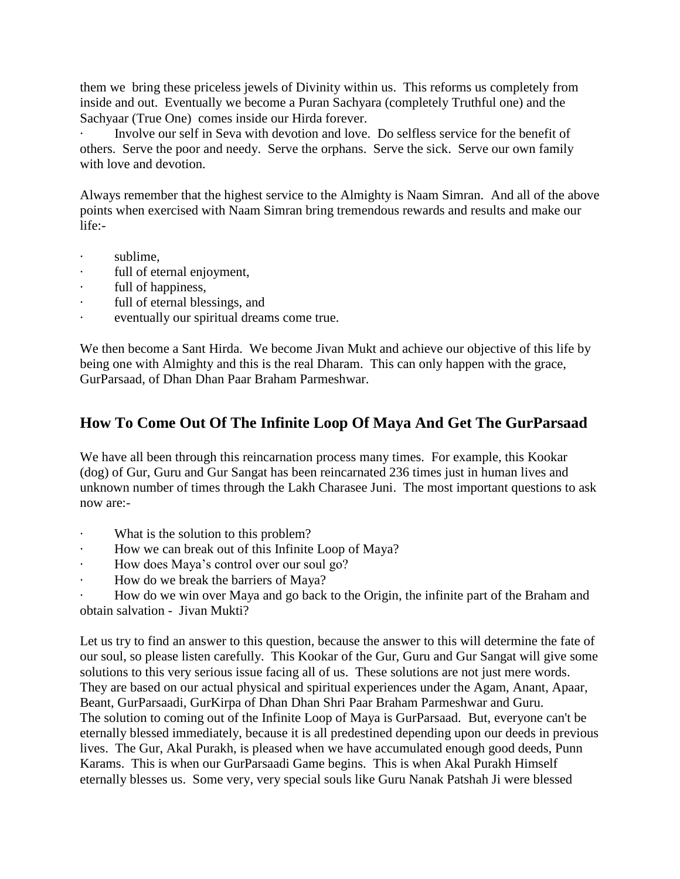them we bring these priceless jewels of Divinity within us. This reforms us completely from inside and out. Eventually we become a Puran Sachyara (completely Truthful one) and the Sachyaar (True One) comes inside our Hirda forever.

- Involve our self in Seva with devotion and love. Do selfless service for the benefit of others. Serve the poor and needy. Serve the orphans. Serve the sick. Serve our own family with love and devotion.

Always remember that the highest service to the Almighty is Naam Simran. And all of the above points when exercised with Naam Simran bring tremendous rewards and results and make our life:-

- sublime,
- full of eternal enjoyment,
- full of happiness,
- full of eternal blessings, and
- eventually our spiritual dreams come true.

We then become a Sant Hirda. We become Jivan Mukt and achieve our objective of this life by being one with Almighty and this is the real Dharam. This can only happen with the grace, GurParsaad, of Dhan Dhan Paar Braham Parmeshwar.

## How To Come Out Of The Infinite Loop Of Maya And Get The GurParsaad

We have all been through this reincarnation process many times. For example, this Kookar (dog) of Gur, Guru and Gur Sangat has been reincarnated 236 times just in human lives and unknown number of times through the Lakh Charasee Juni. The most important questions to ask now are:-

- What is the solution to this problem?
- How we can break out of this Infinite Loop of Maya?
- How does Maya's control over our soul go?
- How do we break the barriers of Maya?
- How do we win over Maya and go back to the Origin, the infinite part of the Braham and obtain salvation - Jivan Mukti?

Let us try to find an answer to this question, because the answer to this will determine the fate of our soul, so please listen carefully. This Kookar of the Gur, Guru and Gur Sangat will give some solutions to this very serious issue facing all of us. These solutions are not just mere words. They are based on our actual physical and spiritual experiences under the Agam, Anant, Apaar, Beant, GurParsaadi, GurKirpa of Dhan Dhan Shri Paar Braham Parmeshwar and Guru.

The solution to coming out of the Infinite Loop of Maya is GurParsaad. But, everyone can't be eternally blessed immediately, because it is all predestined depending upon our deeds in previous lives. The Gur, Akal Purakh, is pleased when we have accumulated enough good deeds, Punn Karams. This is when our GurParsaadi Game begins. This is when Akal Purakh Himself eternally blesses us. Some very, very special souls like Guru Nanak Patshah Ji were blessed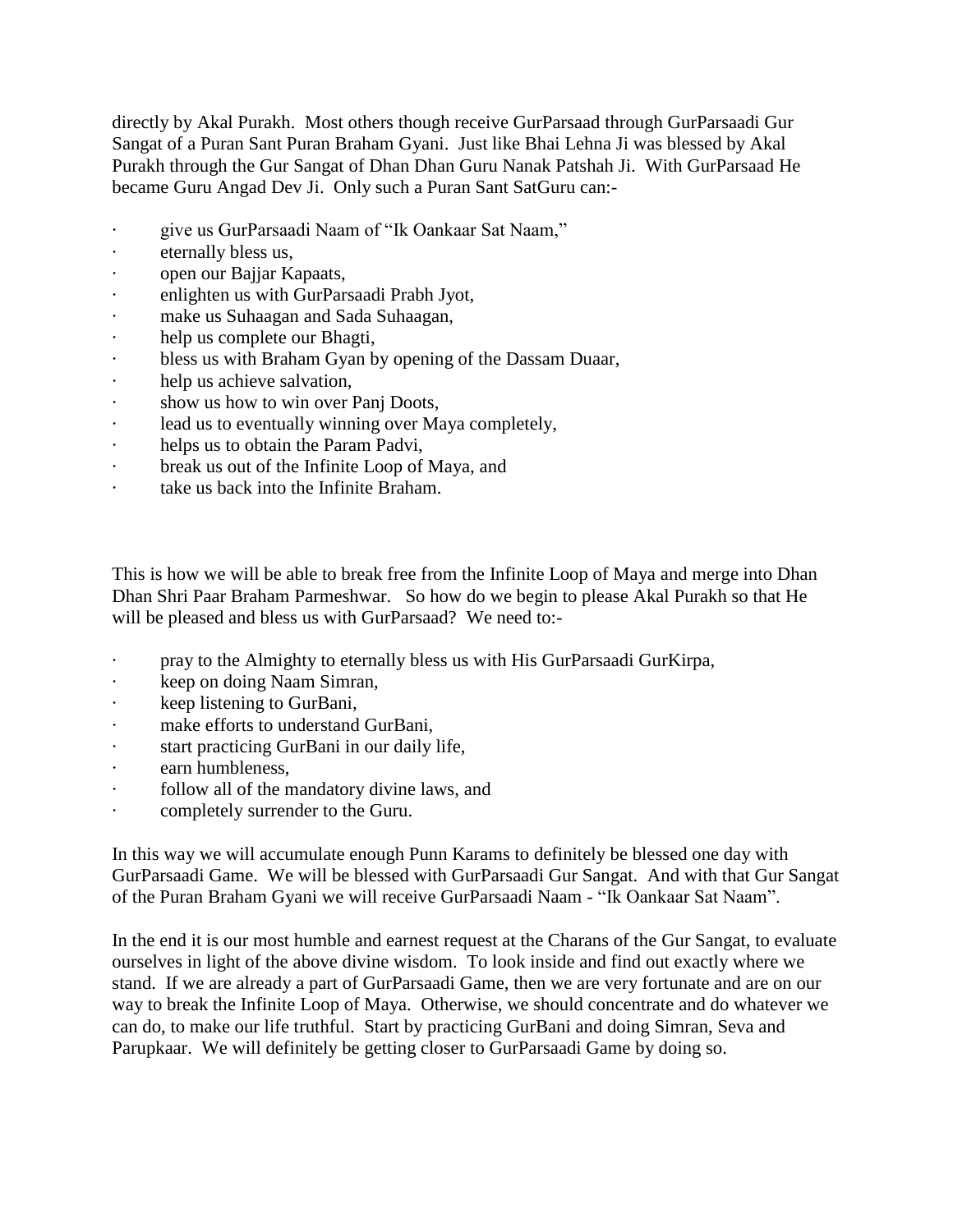directly by Akal Purakh. Most others though receive GurParsaad through GurParsaadi Gur Sangat of a Puran Sant Puran Braham Gyani. Just like Bhai Lehna Ji was blessed by Akal Purakh through the Gur Sangat of Dhan Dhan Guru Nanak Patshah Ji. With GurParsaad He became Guru Angad Dev Ji. Only such a Puran Sant SatGuru can:-

- give us GurParsaadi Naam of "Ik Oankaar Sat Naam,"
- eternally bless us,
- open our Bajjar Kapaats,
- enlighten us with GurParsaadi Prabh Jyot,
- make us Suhaagan and Sada Suhaagan,
- help us complete our Bhagti,
- bless us with Braham Gyan by opening of the Dassam Duaar,
- help us achieve salvation,
- show us how to win over Panj Doots,
- lead us to eventually winning over Maya completely,
- helps us to obtain the Param Padvi,
- break us out of the Infinite Loop of Maya, and
- take us back into the Infinite Braham.

This is how we will be able to break free from the Infinite Loop of Maya and merge into Dhan Dhan Shri Paar Braham Parmeshwar. So how do we begin to please Akal Purakh so that He will be pleased and bless us with GurParsaad? We need to:-

- pray to the Almighty to eternally bless us with His GurParsaadi GurKirpa,
- keep on doing Naam Simran,
- keep listening to GurBani,
- make efforts to understand GurBani,
- start practicing GurBani in our daily life,
- earn humbleness,
- follow all of the mandatory divine laws, and
- completely surrender to the Guru.

In this way we will accumulate enough Punn Karams to definitely be blessed one day with GurParsaadi Game. We will be blessed with GurParsaadi Gur Sangat. And with that Gur Sangat of the Puran Braham Gyani we will receive GurParsaadi Naam - "Ik Oankaar Sat Naam".

In the end it is our most humble and earnest request at the Charans of the Gur Sangat, to evaluate ourselves in light of the above divine wisdom. To look inside and find out exactly where we stand. If we are already a part of GurParsaadi Game, then we are very fortunate and are on our way to break the Infinite Loop of Maya. Otherwise, we should concentrate and do whatever we can do, to make our life truthful. Start by practicing GurBani and doing Simran, Seva and Parupkaar. We will definitely be getting closer to GurParsaadi Game by doing so.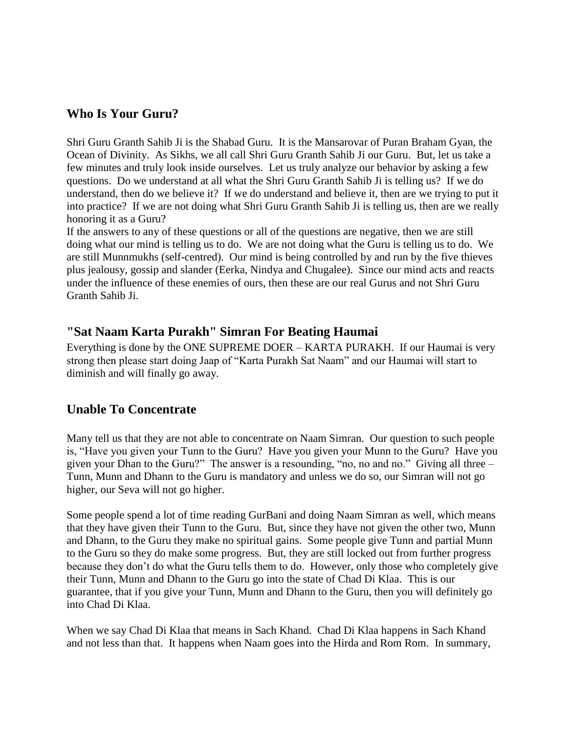## Who Is Your Guru?

Shri Guru Granth Sahib Ji is the Shabad Guru. It is the Mansarovar of Puran Braham Gyan, the Ocean of Divinity. As Sikhs, we all call Shri Guru Granth Sahib Ji our Guru. But, let us take a few minutes and truly look inside ourselves. Let us truly analyze our behavior by asking a few questions. Do we understand at all what the Shri Guru Granth Sahib Ji is telling us? If we do understand, then do we believe it? If we do understand and believe it, then are we trying to put it into practice? If we are not doing what Shri Guru Granth Sahib Ji is telling us, then are we really honoring it as a Guru?

If the answers to any of these questions or all of the questions are negative, then we are still doing what our mind is telling us to do. We are not doing what the Guru is telling us to do. We are still Munnmukhs (self-centred). Our mind is being controlled by and run by the five thieves plus jealousy, gossip and slander (Eerka, Nindya and Chugalee). Since our mind acts and reacts under the influence of these enemies of ours, then these are our real Gurus and not Shri Guru Granth Sahib Ji.

## "Sat Naam Karta Purakh" Simran For Beating Haumai

Everything is done by the ONE SUPREME DOER – KARTA PURAKH. If our Haumai is very strong then please start doing Jaap of "Karta Purakh Sat Naam" and our Haumai will start to diminish and will finally go away.

## Unable To Concentrate

Many tell us that they are not able to concentrate on Naam Simran. Our question to such people is, "Have you given your Tunn to the Guru? Have you given your Munn to the Guru? Have you given your Dhan to the Guru?" The answer is a resounding, "no, no and no." Giving all three – Tunn, Munn and Dhann to the Guru is mandatory and unless we do so, our Simran will not go higher, our Seva will not go higher.

Some people spend a lot of time reading GurBani and doing Naam Simran as well, which means that they have given their Tunn to the Guru. But, since they have not given the other two, Munn and Dhann, to the Guru they make no spiritual gains. Some people give Tunn and partial Munn to the Guru so they do make some progress. But, they are still locked out from further progress because they don't do what the Guru tells them to do. However, only those who completely give their Tunn, Munn and Dhann to the Guru go into the state of Chad Di Klaa. This is our guarantee, that if you give your Tunn, Munn and Dhann to the Guru, then you will definitely go into Chad Di Klaa.

When we say Chad Di Klaa that means in Sach Khand. Chad Di Klaa happens in Sach Khand and not less than that. It happens when Naam goes into the Hirda and Rom Rom. In summary,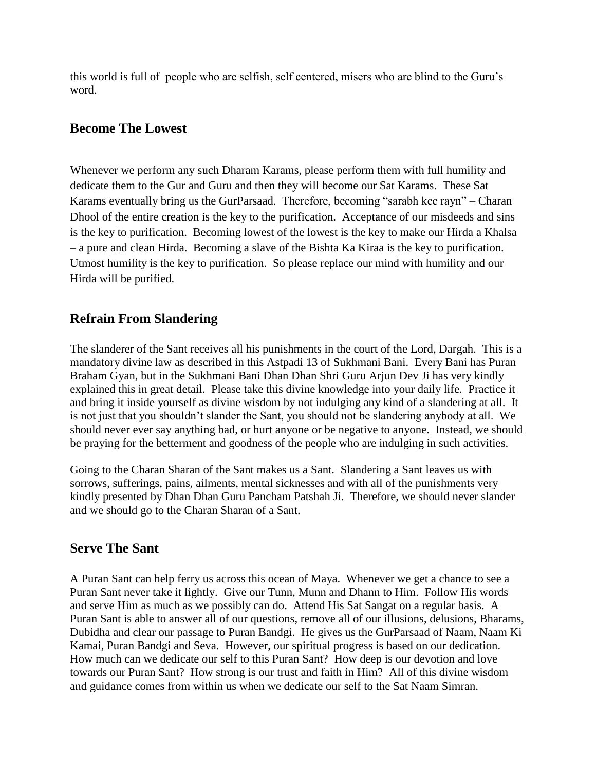this world is full of people who are selfish, self centered, misers who are blind to the Guru's word.

## Become The Lowest

Whenever we perform any such Dharam Karams, please perform them with full humility and dedicate them to the Gur and Guru and then they will become our Sat Karams. These Sat Karams eventually bring us the GurParsaad. Therefore, becoming "sarabh kee rayn" – Charan Dhool of the entire creation is the key to the purification. Acceptance of our misdeeds and sins is the key to purification. Becoming lowest of the lowest is the key to make our Hirda a Khalsa – a pure and clean Hirda. Becoming a slave of the Bishta Ka Kiraa is the key to purification. Utmost humility is the key to purification. So please replace our mind with humility and our Hirda will be purified.

## Refrain From Slandering

The slanderer of the Sant receives all his punishments in the court of the Lord, Dargah. This is a mandatory divine law as described in this Astpadi 13 of Sukhmani Bani. Every Bani has Puran Braham Gyan, but in the Sukhmani Bani Dhan Dhan Shri Guru Arjun Dev Ji has very kindly explained this in great detail. Please take this divine knowledge into your daily life. Practice it and bring it inside yourself as divine wisdom by not indulging any kind of a slandering at all. It is not just that you shouldn't slander the Sant, you should not be slandering anybody at all. We should never ever say anything bad, or hurt anyone or be negative to anyone. Instead, we should be praying for the betterment and goodness of the people who are indulging in such activities.

Going to the Charan Sharan of the Sant makes us a Sant. Slandering a Sant leaves us with sorrows, sufferings, pains, ailments, mental sicknesses and with all of the punishments very kindly presented by Dhan Dhan Guru Pancham Patshah Ji. Therefore, we should never slander and we should go to the Charan Sharan of a Sant.

## Serve The Sant

A Puran Sant can help ferry us across this ocean of Maya. Whenever we get a chance to see a Puran Sant never take it lightly. Give our Tunn, Munn and Dhann to Him. Follow His words and serve Him as much as we possibly can do. Attend His Sat Sangat on a regular basis. A Puran Sant is able to answer all of our questions, remove all of our illusions, delusions, Bharams, Dubidha and clear our passage to Puran Bandgi. He gives us the GurParsaad of Naam, Naam Ki Kamai, Puran Bandgi and Seva. However, our spiritual progress is based on our dedication. How much can we dedicate our self to this Puran Sant? How deep is our devotion and love towards our Puran Sant? How strong is our trust and faith in Him? All of this divine wisdom and guidance comes from within us when we dedicate our self to the Sat Naam Simran.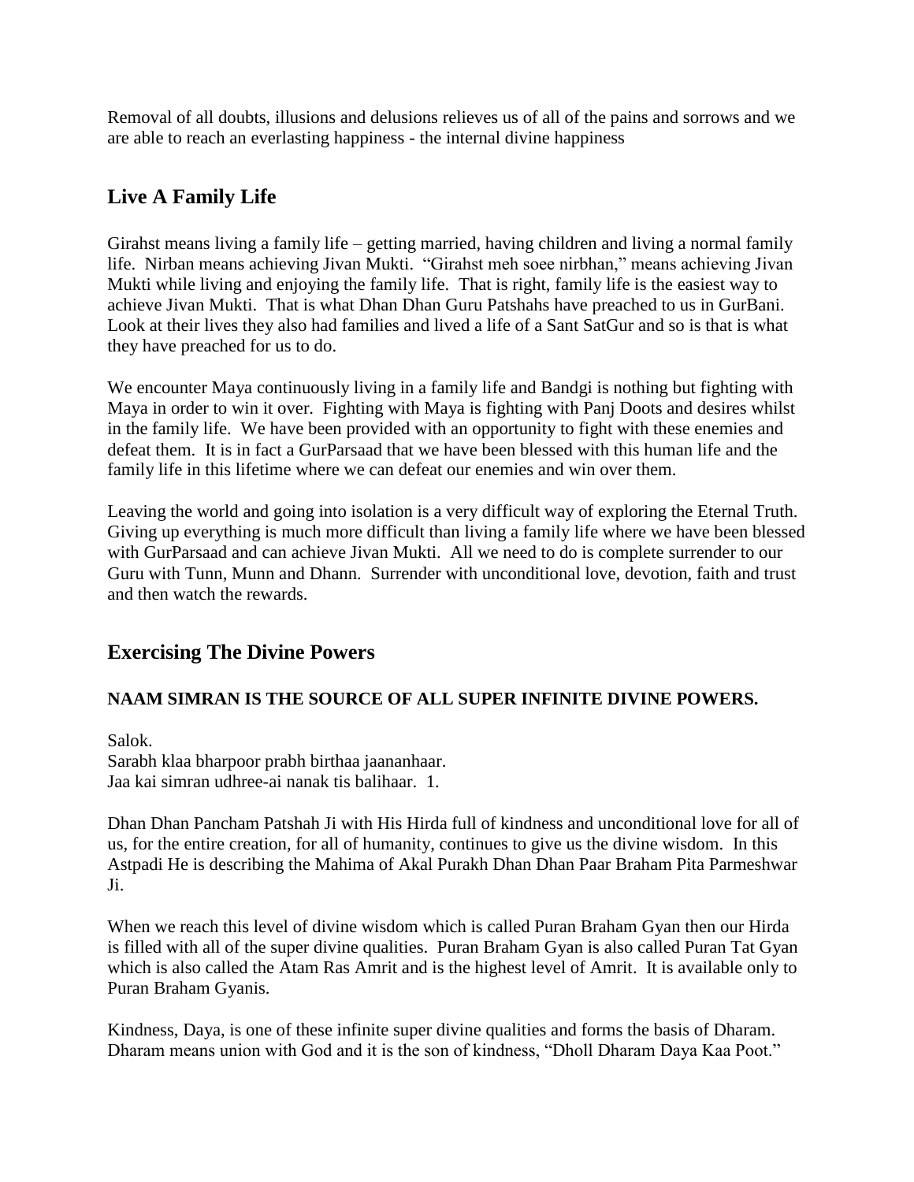Removal of all doubts, illusions and delusions relieves us of all of the pains and sorrows and we are able to reach an everlasting happiness - the internal divine happiness

## Live A Family Life

Girahst means living a family life – getting married, having children and living a normal family life. Nirban means achieving Jivan Mukti. "Girahst meh soee nirbhan," means achieving Jivan Mukti while living and enjoying the family life. That is right, family life is the easiest way to achieve Jivan Mukti. That is what Dhan Dhan Guru Patshahs have preached to us in GurBani. Look at their lives they also had families and lived a life of a Sant SatGur and so is that is what they have preached for us to do.

We encounter Maya continuously living in a family life and Bandgi is nothing but fighting with Maya in order to win it over. Fighting with Maya is fighting with Panj Doots and desires whilst in the family life. We have been provided with an opportunity to fight with these enemies and defeat them. It is in fact a GurParsaad that we have been blessed with this human life and the family life in this lifetime where we can defeat our enemies and win over them.

Leaving the world and going into isolation is a very difficult way of exploring the Eternal Truth. Giving up everything is much more difficult than living a family life where we have been blessed with GurParsaad and can achieve Jivan Mukti. All we need to do is complete surrender to our Guru with Tunn, Munn and Dhann. Surrender with unconditional love, devotion, faith and trust and then watch the rewards.

## Exercising The Divine Powers

**NAAM SIMRAN IS THE SOURCE OF ALL SUPER INFINITE DIVINE POWERS.**

Salok.
Sarabh klaa bharpoor prabh birthaa jaananhaar.
Jaa kai simran udhree-ai nanak tis balihaar. 1.

Dhan Dhan Pancham Patshah Ji with His Hirda full of kindness and unconditional love for all of us, for the entire creation, for all of humanity, continues to give us the divine wisdom. In this Astpadi He is describing the Mahima of Akal Purakh Dhan Dhan Paar Braham Pita Parmeshwar Ji.

When we reach this level of divine wisdom which is called Puran Braham Gyan then our Hirda is filled with all of the super divine qualities. Puran Braham Gyan is also called Puran Tat Gyan which is also called the Atam Ras Amrit and is the highest level of Amrit. It is available only to Puran Braham Gyanis.

Kindness, Daya, is one of these infinite super divine qualities and forms the basis of Dharam. Dharam means union with God and it is the son of kindness, "Dholl Dharam Daya Kaa Poot."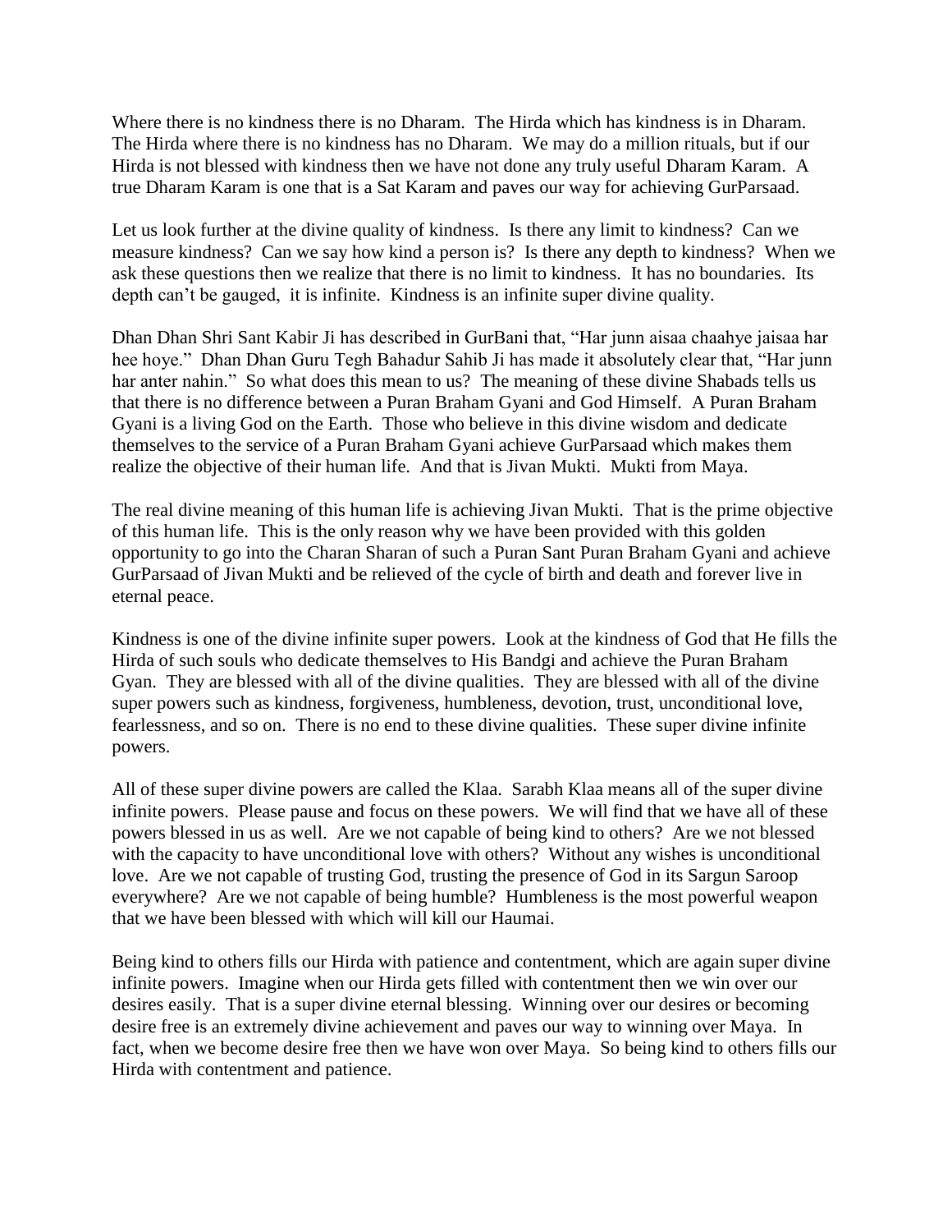Where there is no kindness there is no Dharam. The Hirda which has kindness is in Dharam. The Hirda where there is no kindness has no Dharam. We may do a million rituals, but if our Hirda is not blessed with kindness then we have not done any truly useful Dharam Karam. A true Dharam Karam is one that is a Sat Karam and paves our way for achieving GurParsaad.

Let us look further at the divine quality of kindness. Is there any limit to kindness? Can we measure kindness? Can we say how kind a person is? Is there any depth to kindness? When we ask these questions then we realize that there is no limit to kindness. It has no boundaries. Its depth can't be gauged, it is infinite. Kindness is an infinite super divine quality.

Dhan Dhan Shri Sant Kabir Ji has described in GurBani that, "Har junn aisaa chaahye jaisaa har hee hoye." Dhan Dhan Guru Tegh Bahadur Sahib Ji has made it absolutely clear that, "Har junn har anter nahin." So what does this mean to us? The meaning of these divine Shabads tells us that there is no difference between a Puran Braham Gyani and God Himself. A Puran Braham Gyani is a living God on the Earth. Those who believe in this divine wisdom and dedicate themselves to the service of a Puran Braham Gyani achieve GurParsaad which makes them realize the objective of their human life. And that is Jivan Mukti. Mukti from Maya.

The real divine meaning of this human life is achieving Jivan Mukti. That is the prime objective of this human life. This is the only reason why we have been provided with this golden opportunity to go into the Charan Sharan of such a Puran Sant Puran Braham Gyani and achieve GurParsaad of Jivan Mukti and be relieved of the cycle of birth and death and forever live in eternal peace.

Kindness is one of the divine infinite super powers. Look at the kindness of God that He fills the Hirda of such souls who dedicate themselves to His Bandgi and achieve the Puran Braham Gyan. They are blessed with all of the divine qualities. They are blessed with all of the divine super powers such as kindness, forgiveness, humbleness, devotion, trust, unconditional love, fearlessness, and so on. There is no end to these divine qualities. These super divine infinite powers.

All of these super divine powers are called the Klaa. Sarabh Klaa means all of the super divine infinite powers. Please pause and focus on these powers. We will find that we have all of these powers blessed in us as well. Are we not capable of being kind to others? Are we not blessed with the capacity to have unconditional love with others? Without any wishes is unconditional love. Are we not capable of trusting God, trusting the presence of God in its Sargun Saroop everywhere? Are we not capable of being humble? Humbleness is the most powerful weapon that we have been blessed with which will kill our Haumai.

Being kind to others fills our Hirda with patience and contentment, which are again super divine infinite powers. Imagine when our Hirda gets filled with contentment then we win over our desires easily. That is a super divine eternal blessing. Winning over our desires or becoming desire free is an extremely divine achievement and paves our way to winning over Maya. In fact, when we become desire free then we have won over Maya. So being kind to others fills our Hirda with contentment and patience.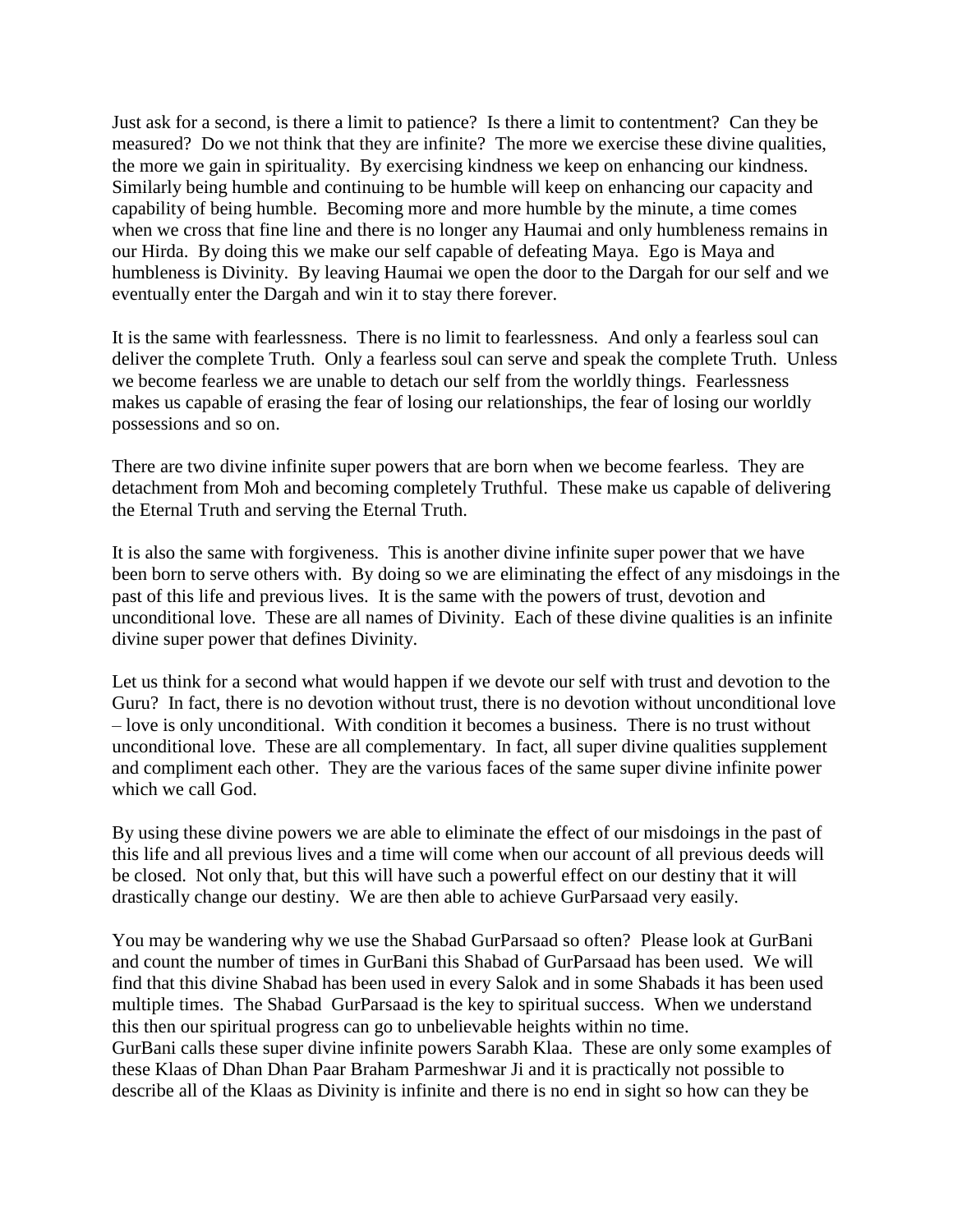Just ask for a second, is there a limit to patience? Is there a limit to contentment? Can they be measured? Do we not think that they are infinite? The more we exercise these divine qualities, the more we gain in spirituality. By exercising kindness we keep on enhancing our kindness. Similarly being humble and continuing to be humble will keep on enhancing our capacity and capability of being humble. Becoming more and more humble by the minute, a time comes when we cross that fine line and there is no longer any Haumai and only humbleness remains in our Hirda. By doing this we make our self capable of defeating Maya. Ego is Maya and humbleness is Divinity. By leaving Haumai we open the door to the Dargah for our self and we eventually enter the Dargah and win it to stay there forever.

It is the same with fearlessness. There is no limit to fearlessness. And only a fearless soul can deliver the complete Truth. Only a fearless soul can serve and speak the complete Truth. Unless we become fearless we are unable to detach our self from the worldly things. Fearlessness makes us capable of erasing the fear of losing our relationships, the fear of losing our worldly possessions and so on.

There are two divine infinite super powers that are born when we become fearless. They are detachment from Moh and becoming completely Truthful. These make us capable of delivering the Eternal Truth and serving the Eternal Truth.

It is also the same with forgiveness. This is another divine infinite super power that we have been born to serve others with. By doing so we are eliminating the effect of any misdoings in the past of this life and previous lives. It is the same with the powers of trust, devotion and unconditional love. These are all names of Divinity. Each of these divine qualities is an infinite divine super power that defines Divinity.

Let us think for a second what would happen if we devote our self with trust and devotion to the Guru? In fact, there is no devotion without trust, there is no devotion without unconditional love – love is only unconditional. With condition it becomes a business. There is no trust without unconditional love. These are all complementary. In fact, all super divine qualities supplement and compliment each other. They are the various faces of the same super divine infinite power which we call God.

By using these divine powers we are able to eliminate the effect of our misdoings in the past of this life and all previous lives and a time will come when our account of all previous deeds will be closed. Not only that, but this will have such a powerful effect on our destiny that it will drastically change our destiny. We are then able to achieve GurParsaad very easily.

You may be wandering why we use the Shabad GurParsaad so often? Please look at GurBani and count the number of times in GurBani this Shabad of GurParsaad has been used. We will find that this divine Shabad has been used in every Salok and in some Shabads it has been used multiple times. The Shabad GurParsaad is the key to spiritual success. When we understand this then our spiritual progress can go to unbelievable heights within no time.
GurBani calls these super divine infinite powers Sarabh Klaa. These are only some examples of these Klaas of Dhan Dhan Paar Braham Parmeshwar Ji and it is practically not possible to describe all of the Klaas as Divinity is infinite and there is no end in sight so how can they be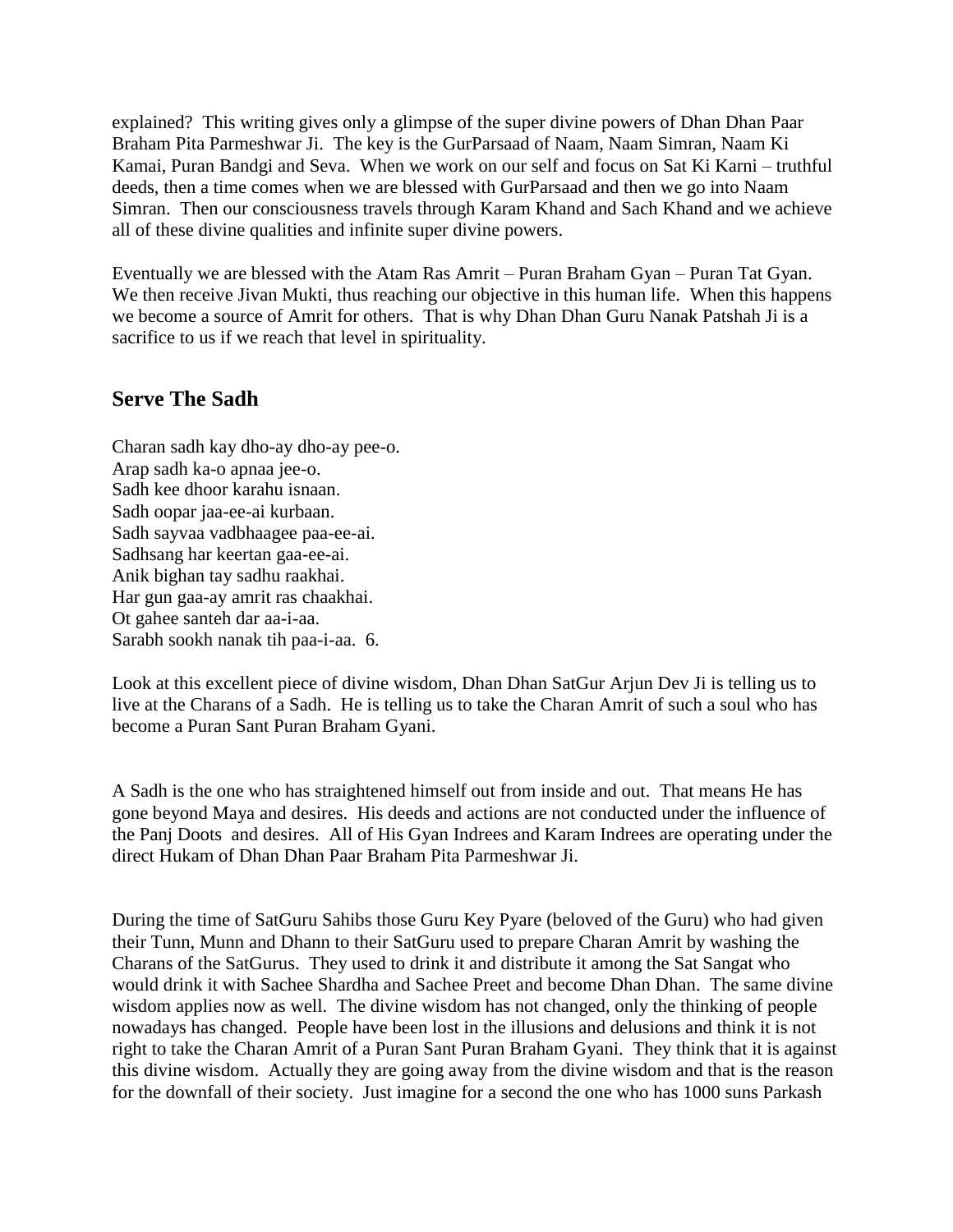explained? This writing gives only a glimpse of the super divine powers of Dhan Dhan Paar Braham Pita Parmeshwar Ji. The key is the GurParsaad of Naam, Naam Simran, Naam Ki Kamai, Puran Bandgi and Seva. When we work on our self and focus on Sat Ki Karni – truthful deeds, then a time comes when we are blessed with GurParsaad and then we go into Naam Simran. Then our consciousness travels through Karam Khand and Sach Khand and we achieve all of these divine qualities and infinite super divine powers.

Eventually we are blessed with the Atam Ras Amrit – Puran Braham Gyan – Puran Tat Gyan. We then receive Jivan Mukti, thus reaching our objective in this human life. When this happens we become a source of Amrit for others. That is why Dhan Dhan Guru Nanak Patshah Ji is a sacrifice to us if we reach that level in spirituality.

## Serve The Sadh

Charan sadh kay dho-ay dho-ay pee-o.
Arap sadh ka-o apnaa jee-o.
Sadh kee dhoor karahu isnaan.
Sadh oopar jaa-ee-ai kurbaan.
Sadh sayvaa vadbhaagee paa-ee-ai.
Sadhsang har keertan gaa-ee-ai.
Anik bighan tay sadhu raakhai.
Har gun gaa-ay amrit ras chaakhai.
Ot gahee santeh dar aa-i-aa.
Sarabh sookh nanak tih paa-i-aa. 6.

Look at this excellent piece of divine wisdom, Dhan Dhan SatGur Arjun Dev Ji is telling us to live at the Charans of a Sadh. He is telling us to take the Charan Amrit of such a soul who has become a Puran Sant Puran Braham Gyani.

A Sadh is the one who has straightened himself out from inside and out. That means He has gone beyond Maya and desires. His deeds and actions are not conducted under the influence of the Panj Doots and desires. All of His Gyan Indrees and Karam Indrees are operating under the direct Hukam of Dhan Dhan Paar Braham Pita Parmeshwar Ji.

During the time of SatGuru Sahibs those Guru Key Pyare (beloved of the Guru) who had given their Tunn, Munn and Dhann to their SatGuru used to prepare Charan Amrit by washing the Charans of the SatGurus. They used to drink it and distribute it among the Sat Sangat who would drink it with Sachee Shardha and Sachee Preet and become Dhan Dhan. The same divine wisdom applies now as well. The divine wisdom has not changed, only the thinking of people nowadays has changed. People have been lost in the illusions and delusions and think it is not right to take the Charan Amrit of a Puran Sant Puran Braham Gyani. They think that it is against this divine wisdom. Actually they are going away from the divine wisdom and that is the reason for the downfall of their society. Just imagine for a second the one who has 1000 suns Parkash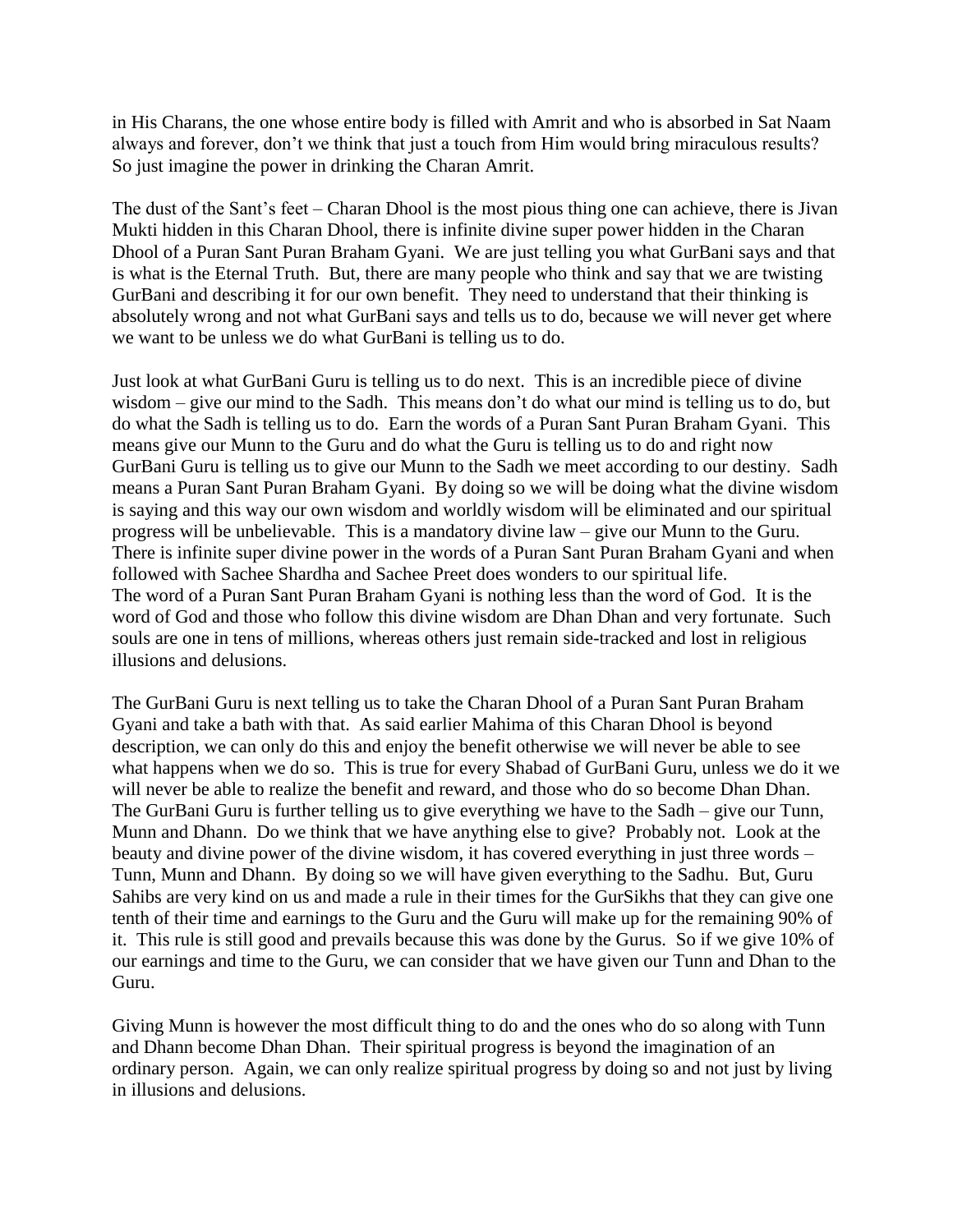in His Charans, the one whose entire body is filled with Amrit and who is absorbed in Sat Naam always and forever, don't we think that just a touch from Him would bring miraculous results? So just imagine the power in drinking the Charan Amrit.

The dust of the Sant's feet – Charan Dhool is the most pious thing one can achieve, there is Jivan Mukti hidden in this Charan Dhool, there is infinite divine super power hidden in the Charan Dhool of a Puran Sant Puran Braham Gyani. We are just telling you what GurBani says and that is what is the Eternal Truth. But, there are many people who think and say that we are twisting GurBani and describing it for our own benefit. They need to understand that their thinking is absolutely wrong and not what GurBani says and tells us to do, because we will never get where we want to be unless we do what GurBani is telling us to do.

Just look at what GurBani Guru is telling us to do next. This is an incredible piece of divine wisdom – give our mind to the Sadh. This means don't do what our mind is telling us to do, but do what the Sadh is telling us to do. Earn the words of a Puran Sant Puran Braham Gyani. This means give our Munn to the Guru and do what the Guru is telling us to do and right now GurBani Guru is telling us to give our Munn to the Sadh we meet according to our destiny. Sadh means a Puran Sant Puran Braham Gyani. By doing so we will be doing what the divine wisdom is saying and this way our own wisdom and worldly wisdom will be eliminated and our spiritual progress will be unbelievable. This is a mandatory divine law – give our Munn to the Guru. There is infinite super divine power in the words of a Puran Sant Puran Braham Gyani and when followed with Sachee Shardha and Sachee Preet does wonders to our spiritual life.
The word of a Puran Sant Puran Braham Gyani is nothing less than the word of God. It is the word of God and those who follow this divine wisdom are Dhan Dhan and very fortunate. Such souls are one in tens of millions, whereas others just remain side-tracked and lost in religious illusions and delusions.

The GurBani Guru is next telling us to take the Charan Dhool of a Puran Sant Puran Braham Gyani and take a bath with that. As said earlier Mahima of this Charan Dhool is beyond description, we can only do this and enjoy the benefit otherwise we will never be able to see what happens when we do so. This is true for every Shabad of GurBani Guru, unless we do it we will never be able to realize the benefit and reward, and those who do so become Dhan Dhan. The GurBani Guru is further telling us to give everything we have to the Sadh – give our Tunn, Munn and Dhann. Do we think that we have anything else to give? Probably not. Look at the beauty and divine power of the divine wisdom, it has covered everything in just three words – Tunn, Munn and Dhann. By doing so we will have given everything to the Sadhu. But, Guru Sahibs are very kind on us and made a rule in their times for the GurSikhs that they can give one tenth of their time and earnings to the Guru and the Guru will make up for the remaining 90% of it. This rule is still good and prevails because this was done by the Gurus. So if we give 10% of our earnings and time to the Guru, we can consider that we have given our Tunn and Dhan to the Guru.

Giving Munn is however the most difficult thing to do and the ones who do so along with Tunn and Dhann become Dhan Dhan. Their spiritual progress is beyond the imagination of an ordinary person. Again, we can only realize spiritual progress by doing so and not just by living in illusions and delusions.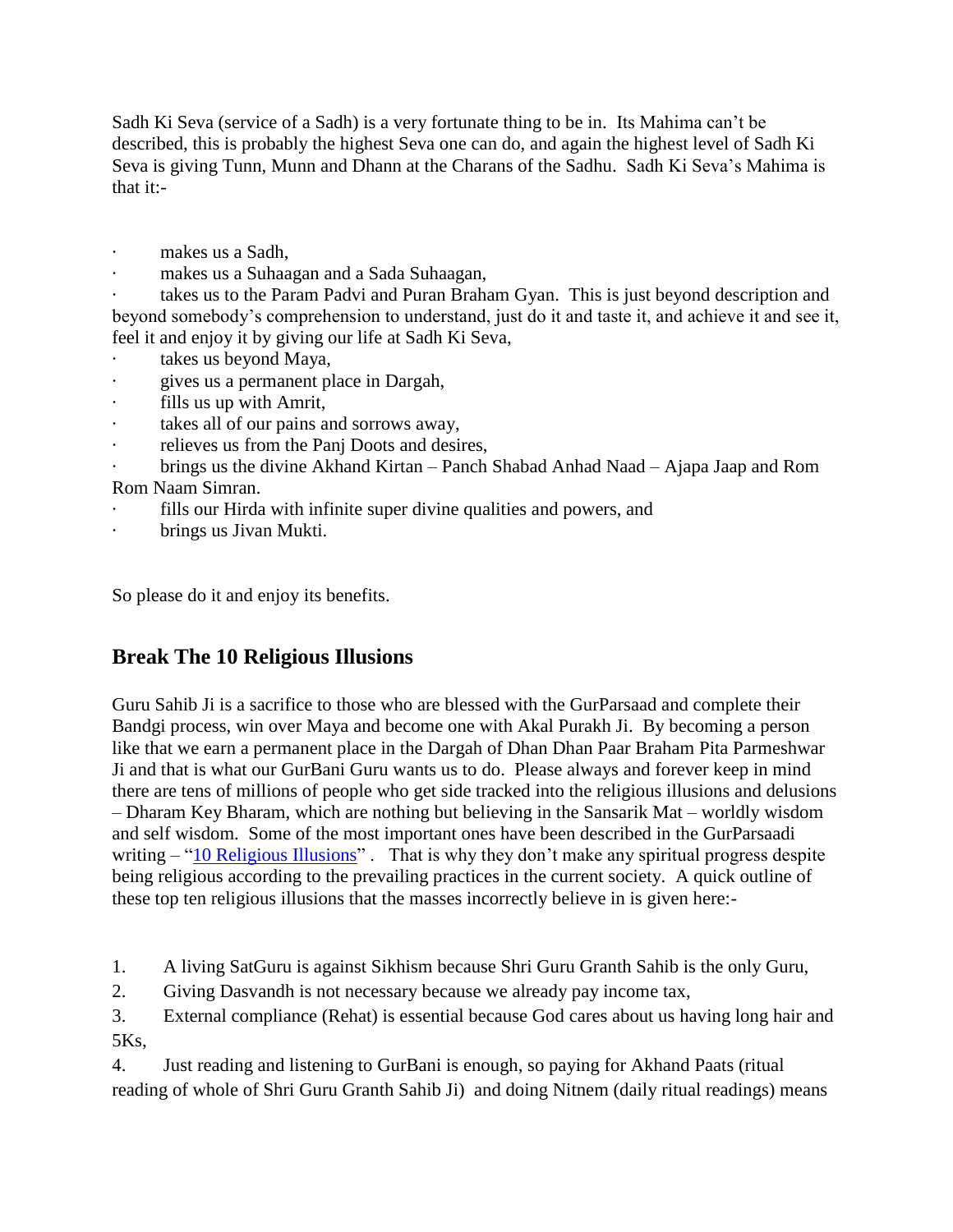Sadh Ki Seva (service of a Sadh) is a very fortunate thing to be in. Its Mahima can't be described, this is probably the highest Seva one can do, and again the highest level of Sadh Ki Seva is giving Tunn, Munn and Dhann at the Charans of the Sadhu. Sadh Ki Seva's Mahima is that it:-

- makes us a Sadh,
- makes us a Suhaagan and a Sada Suhaagan,
- takes us to the Param Padvi and Puran Braham Gyan. This is just beyond description and beyond somebody's comprehension to understand, just do it and taste it, and achieve it and see it, feel it and enjoy it by giving our life at Sadh Ki Seva,
- takes us beyond Maya,
- gives us a permanent place in Dargah,
- fills us up with Amrit,
- takes all of our pains and sorrows away,
- relieves us from the Panj Doots and desires,
- brings us the divine Akhand Kirtan – Panch Shabad Anhad Naad – Ajapa Jaap and Rom Rom Naam Simran.
- fills our Hirda with infinite super divine qualities and powers, and
- brings us Jivan Mukti.

So please do it and enjoy its benefits.

## Break The 10 Religious Illusions

Guru Sahib Ji is a sacrifice to those who are blessed with the GurParsaad and complete their Bandgi process, win over Maya and become one with Akal Purakh Ji. By becoming a person like that we earn a permanent place in the Dargah of Dhan Dhan Paar Braham Pita Parmeshwar Ji and that is what our GurBani Guru wants us to do. Please always and forever keep in mind there are tens of millions of people who get side tracked into the religious illusions and delusions – Dharam Key Bharam, which are nothing but believing in the Sansarik Mat – worldly wisdom and self wisdom. Some of the most important ones have been described in the GurParsaadi writing – "10 Religious Illusions" . That is why they don't make any spiritual progress despite being religious according to the prevailing practices in the current society. A quick outline of these top ten religious illusions that the masses incorrectly believe in is given here:-

1. A living SatGuru is against Sikhism because Shri Guru Granth Sahib is the only Guru,
2. Giving Dasvandh is not necessary because we already pay income tax,
3. External compliance (Rehat) is essential because God cares about us having long hair and 5Ks,
4. Just reading and listening to GurBani is enough, so paying for Akhand Paats (ritual reading of whole of Shri Guru Granth Sahib Ji) and doing Nitnem (daily ritual readings) means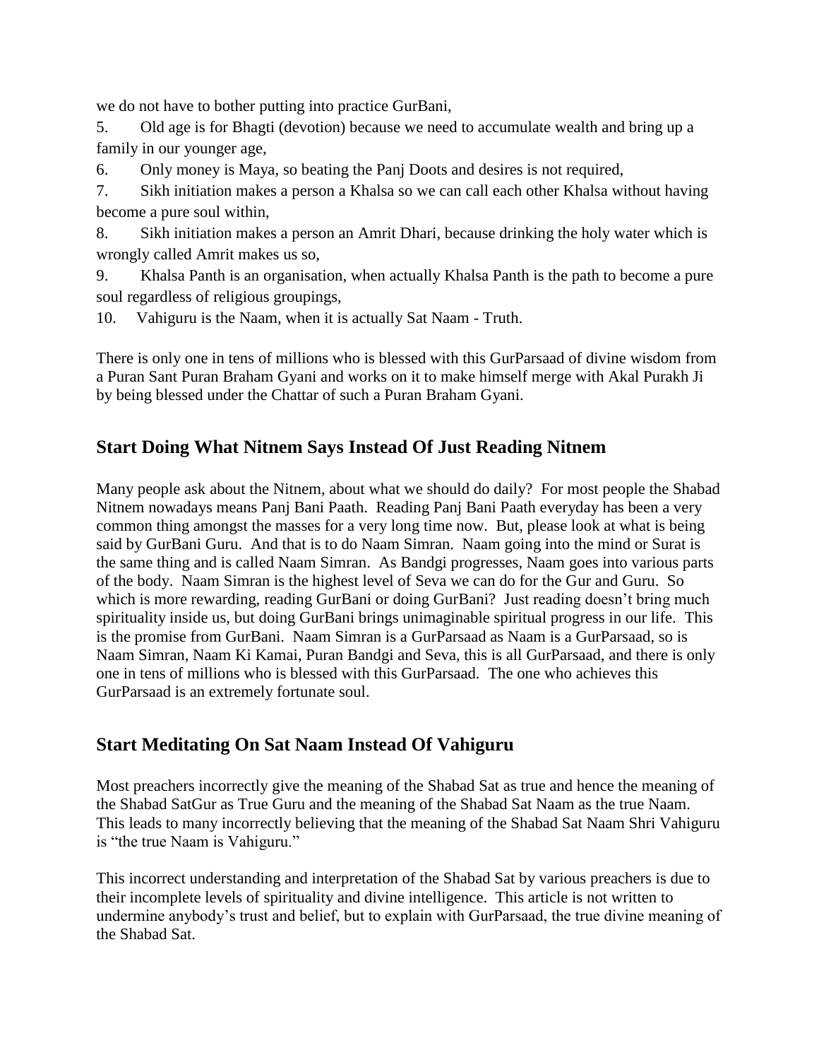we do not have to bother putting into practice GurBani,

5. Old age is for Bhagti (devotion) because we need to accumulate wealth and bring up a family in our younger age,
6. Only money is Maya, so beating the Panj Doots and desires is not required,
7. Sikh initiation makes a person a Khalsa so we can call each other Khalsa without having become a pure soul within,
8. Sikh initiation makes a person an Amrit Dhari, because drinking the holy water which is wrongly called Amrit makes us so,
9. Khalsa Panth is an organisation, when actually Khalsa Panth is the path to become a pure soul regardless of religious groupings,
10. Vahiguru is the Naam, when it is actually Sat Naam - Truth.

There is only one in tens of millions who is blessed with this GurParsaad of divine wisdom from a Puran Sant Puran Braham Gyani and works on it to make himself merge with Akal Purakh Ji by being blessed under the Chattar of such a Puran Braham Gyani.

## Start Doing What Nitnem Says Instead Of Just Reading Nitnem

Many people ask about the Nitnem, about what we should do daily? For most people the Shabad Nitnem nowadays means Panj Bani Paath. Reading Panj Bani Paath everyday has been a very common thing amongst the masses for a very long time now. But, please look at what is being said by GurBani Guru. And that is to do Naam Simran. Naam going into the mind or Surat is the same thing and is called Naam Simran. As Bandgi progresses, Naam goes into various parts of the body. Naam Simran is the highest level of Seva we can do for the Gur and Guru. So which is more rewarding, reading GurBani or doing GurBani? Just reading doesn't bring much spirituality inside us, but doing GurBani brings unimaginable spiritual progress in our life. This is the promise from GurBani. Naam Simran is a GurParsaad as Naam is a GurParsaad, so is Naam Simran, Naam Ki Kamai, Puran Bandgi and Seva, this is all GurParsaad, and there is only one in tens of millions who is blessed with this GurParsaad. The one who achieves this GurParsaad is an extremely fortunate soul.

## Start Meditating On Sat Naam Instead Of Vahiguru

Most preachers incorrectly give the meaning of the Shabad Sat as true and hence the meaning of the Shabad SatGur as True Guru and the meaning of the Shabad Sat Naam as the true Naam. This leads to many incorrectly believing that the meaning of the Shabad Sat Naam Shri Vahiguru is "the true Naam is Vahiguru."

This incorrect understanding and interpretation of the Shabad Sat by various preachers is due to their incomplete levels of spirituality and divine intelligence. This article is not written to undermine anybody's trust and belief, but to explain with GurParsaad, the true divine meaning of the Shabad Sat.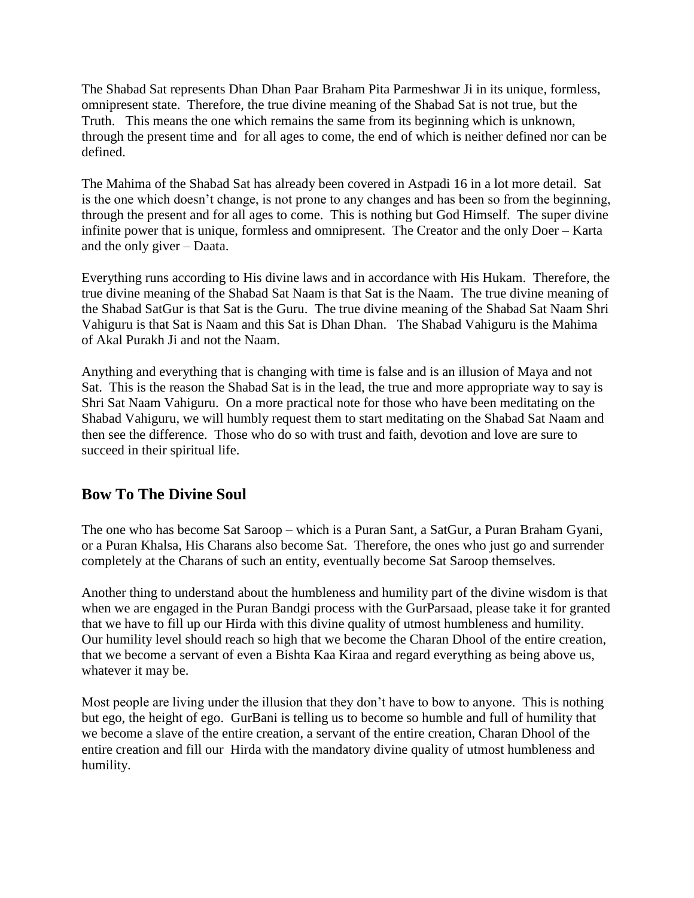The Shabad Sat represents Dhan Dhan Paar Braham Pita Parmeshwar Ji in its unique, formless, omnipresent state. Therefore, the true divine meaning of the Shabad Sat is not true, but the Truth. This means the one which remains the same from its beginning which is unknown, through the present time and for all ages to come, the end of which is neither defined nor can be defined.

The Mahima of the Shabad Sat has already been covered in Astpadi 16 in a lot more detail. Sat is the one which doesn't change, is not prone to any changes and has been so from the beginning, through the present and for all ages to come. This is nothing but God Himself. The super divine infinite power that is unique, formless and omnipresent. The Creator and the only Doer – Karta and the only giver – Daata.

Everything runs according to His divine laws and in accordance with His Hukam. Therefore, the true divine meaning of the Shabad Sat Naam is that Sat is the Naam. The true divine meaning of the Shabad SatGur is that Sat is the Guru. The true divine meaning of the Shabad Sat Naam Shri Vahiguru is that Sat is Naam and this Sat is Dhan Dhan. The Shabad Vahiguru is the Mahima of Akal Purakh Ji and not the Naam.

Anything and everything that is changing with time is false and is an illusion of Maya and not Sat. This is the reason the Shabad Sat is in the lead, the true and more appropriate way to say is Shri Sat Naam Vahiguru. On a more practical note for those who have been meditating on the Shabad Vahiguru, we will humbly request them to start meditating on the Shabad Sat Naam and then see the difference. Those who do so with trust and faith, devotion and love are sure to succeed in their spiritual life.

## Bow To The Divine Soul

The one who has become Sat Saroop – which is a Puran Sant, a SatGur, a Puran Braham Gyani, or a Puran Khalsa, His Charans also become Sat. Therefore, the ones who just go and surrender completely at the Charans of such an entity, eventually become Sat Saroop themselves.

Another thing to understand about the humbleness and humility part of the divine wisdom is that when we are engaged in the Puran Bandgi process with the GurParsaad, please take it for granted that we have to fill up our Hirda with this divine quality of utmost humbleness and humility. Our humility level should reach so high that we become the Charan Dhool of the entire creation, that we become a servant of even a Bishta Kaa Kiraa and regard everything as being above us, whatever it may be.

Most people are living under the illusion that they don't have to bow to anyone. This is nothing but ego, the height of ego. GurBani is telling us to become so humble and full of humility that we become a slave of the entire creation, a servant of the entire creation, Charan Dhool of the entire creation and fill our Hirda with the mandatory divine quality of utmost humbleness and humility.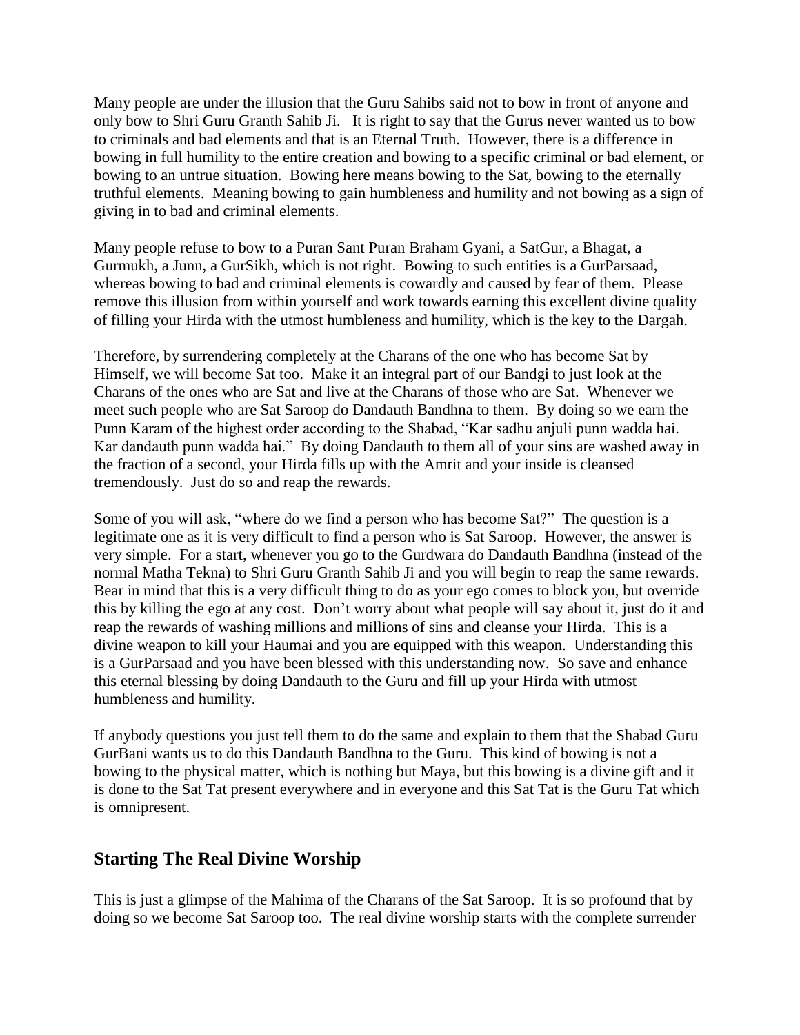Many people are under the illusion that the Guru Sahibs said not to bow in front of anyone and only bow to Shri Guru Granth Sahib Ji. It is right to say that the Gurus never wanted us to bow to criminals and bad elements and that is an Eternal Truth. However, there is a difference in bowing in full humility to the entire creation and bowing to a specific criminal or bad element, or bowing to an untrue situation. Bowing here means bowing to the Sat, bowing to the eternally truthful elements. Meaning bowing to gain humbleness and humility and not bowing as a sign of giving in to bad and criminal elements.

Many people refuse to bow to a Puran Sant Puran Braham Gyani, a SatGur, a Bhagat, a Gurmukh, a Junn, a GurSikh, which is not right. Bowing to such entities is a GurParsaad, whereas bowing to bad and criminal elements is cowardly and caused by fear of them. Please remove this illusion from within yourself and work towards earning this excellent divine quality of filling your Hirda with the utmost humbleness and humility, which is the key to the Dargah.

Therefore, by surrendering completely at the Charans of the one who has become Sat by Himself, we will become Sat too. Make it an integral part of our Bandgi to just look at the Charans of the ones who are Sat and live at the Charans of those who are Sat. Whenever we meet such people who are Sat Saroop do Dandauth Bandhna to them. By doing so we earn the Punn Karam of the highest order according to the Shabad, "Kar sadhu anjuli punn wadda hai. Kar dandauth punn wadda hai." By doing Dandauth to them all of your sins are washed away in the fraction of a second, your Hirda fills up with the Amrit and your inside is cleansed tremendously. Just do so and reap the rewards.

Some of you will ask, "where do we find a person who has become Sat?" The question is a legitimate one as it is very difficult to find a person who is Sat Saroop. However, the answer is very simple. For a start, whenever you go to the Gurdwara do Dandauth Bandhna (instead of the normal Matha Tekna) to Shri Guru Granth Sahib Ji and you will begin to reap the same rewards. Bear in mind that this is a very difficult thing to do as your ego comes to block you, but override this by killing the ego at any cost. Don't worry about what people will say about it, just do it and reap the rewards of washing millions and millions of sins and cleanse your Hirda. This is a divine weapon to kill your Haumai and you are equipped with this weapon. Understanding this is a GurParsaad and you have been blessed with this understanding now. So save and enhance this eternal blessing by doing Dandauth to the Guru and fill up your Hirda with utmost humbleness and humility.

If anybody questions you just tell them to do the same and explain to them that the Shabad Guru GurBani wants us to do this Dandauth Bandhna to the Guru. This kind of bowing is not a bowing to the physical matter, which is nothing but Maya, but this bowing is a divine gift and it is done to the Sat Tat present everywhere and in everyone and this Sat Tat is the Guru Tat which is omnipresent.

## Starting The Real Divine Worship

This is just a glimpse of the Mahima of the Charans of the Sat Saroop. It is so profound that by doing so we become Sat Saroop too. The real divine worship starts with the complete surrender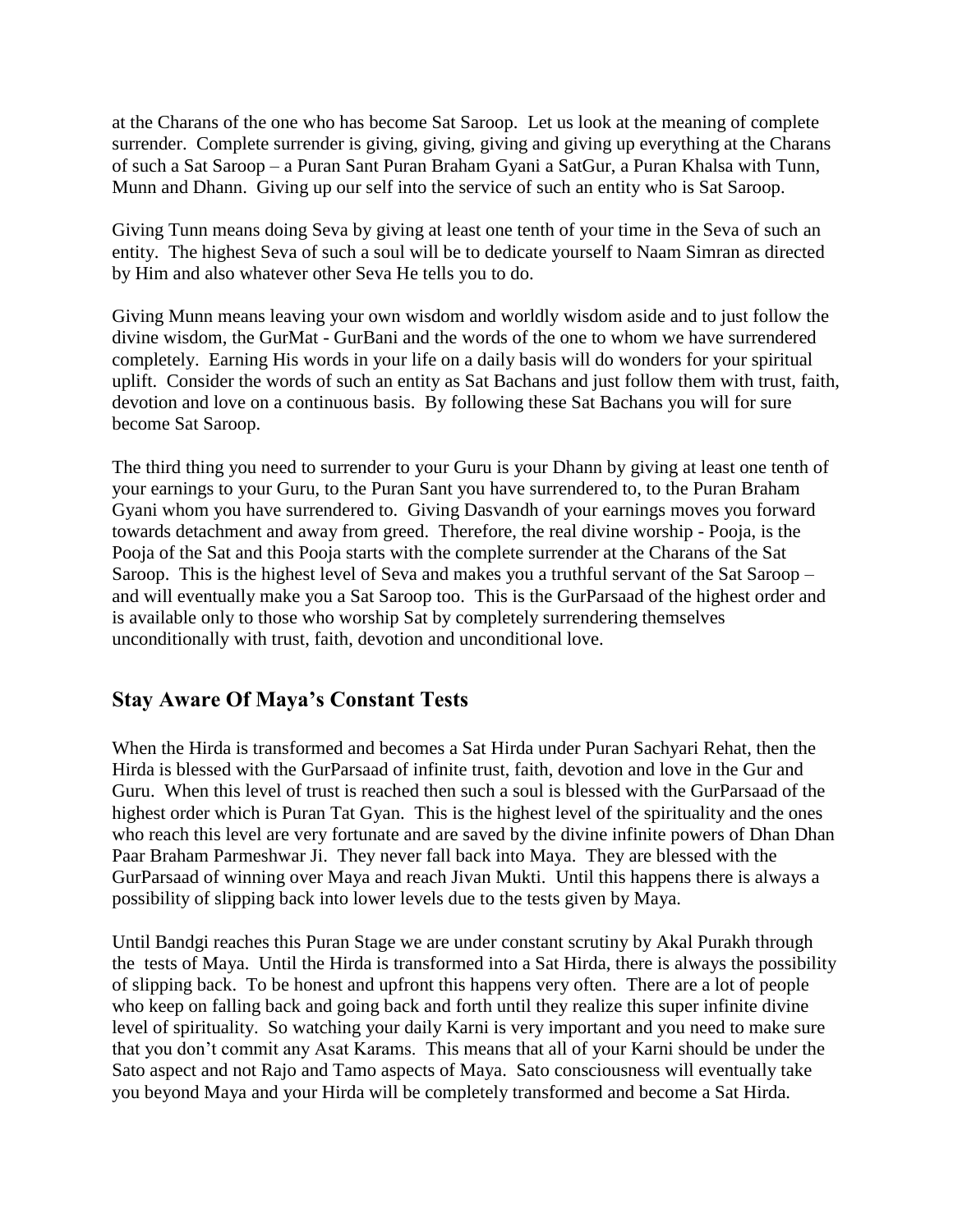at the Charans of the one who has become Sat Saroop. Let us look at the meaning of complete surrender. Complete surrender is giving, giving, giving and giving up everything at the Charans of such a Sat Saroop – a Puran Sant Puran Braham Gyani a SatGur, a Puran Khalsa with Tunn, Munn and Dhann. Giving up our self into the service of such an entity who is Sat Saroop.

Giving Tunn means doing Seva by giving at least one tenth of your time in the Seva of such an entity. The highest Seva of such a soul will be to dedicate yourself to Naam Simran as directed by Him and also whatever other Seva He tells you to do.

Giving Munn means leaving your own wisdom and worldly wisdom aside and to just follow the divine wisdom, the GurMat - GurBani and the words of the one to whom we have surrendered completely. Earning His words in your life on a daily basis will do wonders for your spiritual uplift. Consider the words of such an entity as Sat Bachans and just follow them with trust, faith, devotion and love on a continuous basis. By following these Sat Bachans you will for sure become Sat Saroop.

The third thing you need to surrender to your Guru is your Dhann by giving at least one tenth of your earnings to your Guru, to the Puran Sant you have surrendered to, to the Puran Braham Gyani whom you have surrendered to. Giving Dasvandh of your earnings moves you forward towards detachment and away from greed. Therefore, the real divine worship - Pooja, is the Pooja of the Sat and this Pooja starts with the complete surrender at the Charans of the Sat Saroop. This is the highest level of Seva and makes you a truthful servant of the Sat Saroop – and will eventually make you a Sat Saroop too. This is the GurParsaad of the highest order and is available only to those who worship Sat by completely surrendering themselves unconditionally with trust, faith, devotion and unconditional love.

## Stay Aware Of Maya's Constant Tests

When the Hirda is transformed and becomes a Sat Hirda under Puran Sachyari Rehat, then the Hirda is blessed with the GurParsaad of infinite trust, faith, devotion and love in the Gur and Guru. When this level of trust is reached then such a soul is blessed with the GurParsaad of the highest order which is Puran Tat Gyan. This is the highest level of the spirituality and the ones who reach this level are very fortunate and are saved by the divine infinite powers of Dhan Dhan Paar Braham Parmeshwar Ji. They never fall back into Maya. They are blessed with the GurParsaad of winning over Maya and reach Jivan Mukti. Until this happens there is always a possibility of slipping back into lower levels due to the tests given by Maya.

Until Bandgi reaches this Puran Stage we are under constant scrutiny by Akal Purakh through the tests of Maya. Until the Hirda is transformed into a Sat Hirda, there is always the possibility of slipping back. To be honest and upfront this happens very often. There are a lot of people who keep on falling back and going back and forth until they realize this super infinite divine level of spirituality. So watching your daily Karni is very important and you need to make sure that you don't commit any Asat Karams. This means that all of your Karni should be under the Sato aspect and not Rajo and Tamo aspects of Maya. Sato consciousness will eventually take you beyond Maya and your Hirda will be completely transformed and become a Sat Hirda.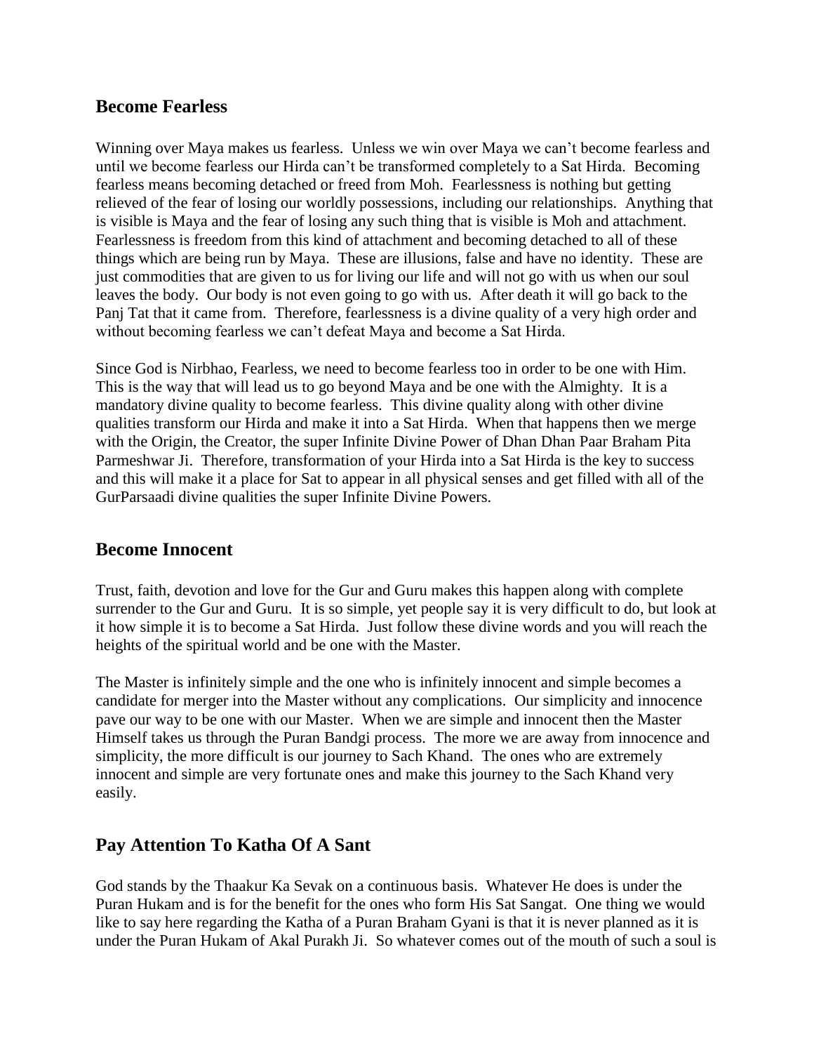## Become Fearless

Winning over Maya makes us fearless. Unless we win over Maya we can't become fearless and until we become fearless our Hirda can't be transformed completely to a Sat Hirda. Becoming fearless means becoming detached or freed from Moh. Fearlessness is nothing but getting relieved of the fear of losing our worldly possessions, including our relationships. Anything that is visible is Maya and the fear of losing any such thing that is visible is Moh and attachment. Fearlessness is freedom from this kind of attachment and becoming detached to all of these things which are being run by Maya. These are illusions, false and have no identity. These are just commodities that are given to us for living our life and will not go with us when our soul leaves the body. Our body is not even going to go with us. After death it will go back to the Panj Tat that it came from. Therefore, fearlessness is a divine quality of a very high order and without becoming fearless we can't defeat Maya and become a Sat Hirda.

Since God is Nirbhao, Fearless, we need to become fearless too in order to be one with Him. This is the way that will lead us to go beyond Maya and be one with the Almighty. It is a mandatory divine quality to become fearless. This divine quality along with other divine qualities transform our Hirda and make it into a Sat Hirda. When that happens then we merge with the Origin, the Creator, the super Infinite Divine Power of Dhan Dhan Paar Braham Pita Parmeshwar Ji. Therefore, transformation of your Hirda into a Sat Hirda is the key to success and this will make it a place for Sat to appear in all physical senses and get filled with all of the GurParsaadi divine qualities the super Infinite Divine Powers.

## Become Innocent

Trust, faith, devotion and love for the Gur and Guru makes this happen along with complete surrender to the Gur and Guru. It is so simple, yet people say it is very difficult to do, but look at it how simple it is to become a Sat Hirda. Just follow these divine words and you will reach the heights of the spiritual world and be one with the Master.

The Master is infinitely simple and the one who is infinitely innocent and simple becomes a candidate for merger into the Master without any complications. Our simplicity and innocence pave our way to be one with our Master. When we are simple and innocent then the Master Himself takes us through the Puran Bandgi process. The more we are away from innocence and simplicity, the more difficult is our journey to Sach Khand. The ones who are extremely innocent and simple are very fortunate ones and make this journey to the Sach Khand very easily.

## Pay Attention To Katha Of A Sant

God stands by the Thaakur Ka Sevak on a continuous basis. Whatever He does is under the Puran Hukam and is for the benefit for the ones who form His Sat Sangat. One thing we would like to say here regarding the Katha of a Puran Braham Gyani is that it is never planned as it is under the Puran Hukam of Akal Purakh Ji. So whatever comes out of the mouth of such a soul is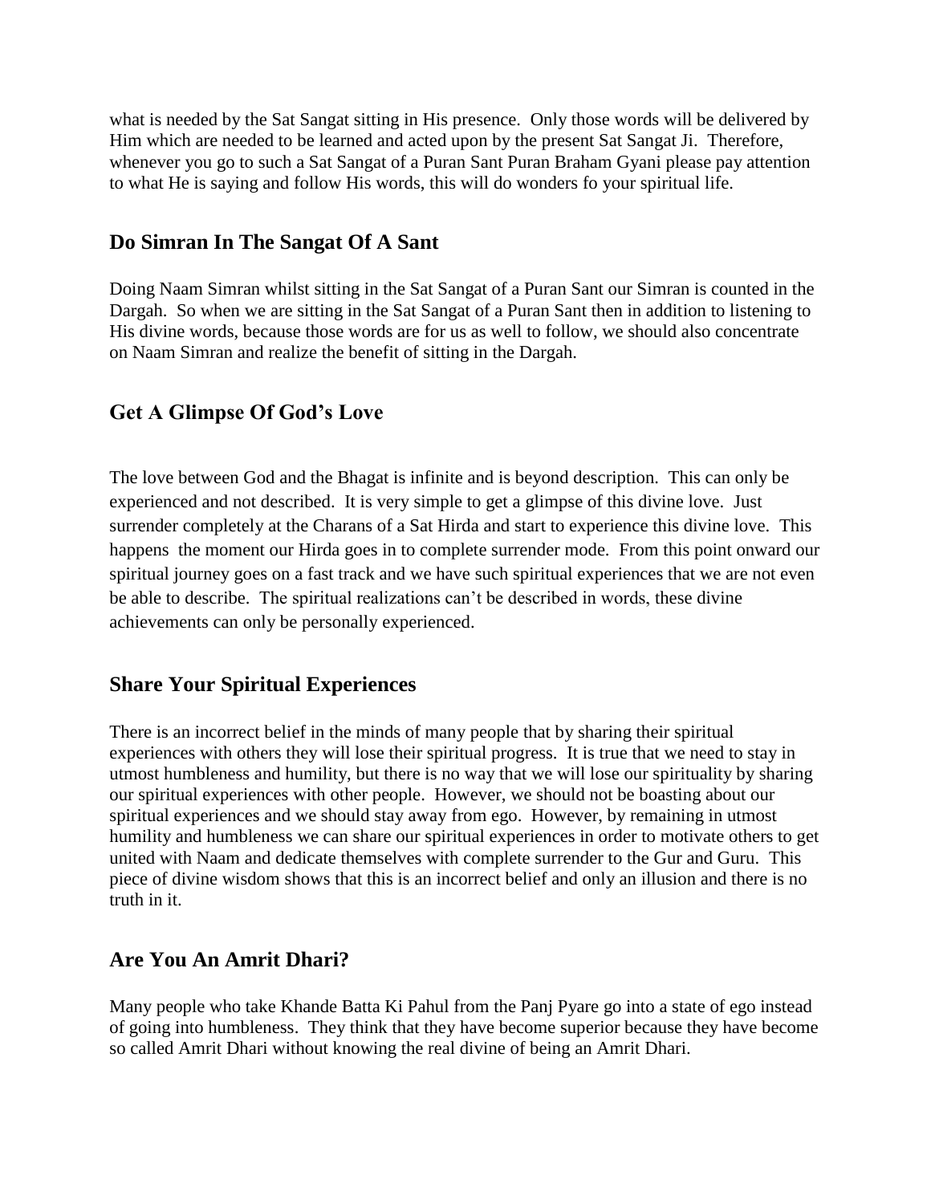what is needed by the Sat Sangat sitting in His presence. Only those words will be delivered by Him which are needed to be learned and acted upon by the present Sat Sangat Ji. Therefore, whenever you go to such a Sat Sangat of a Puran Sant Puran Braham Gyani please pay attention to what He is saying and follow His words, this will do wonders fo your spiritual life.

## Do Simran In The Sangat Of A Sant

Doing Naam Simran whilst sitting in the Sat Sangat of a Puran Sant our Simran is counted in the Dargah. So when we are sitting in the Sat Sangat of a Puran Sant then in addition to listening to His divine words, because those words are for us as well to follow, we should also concentrate on Naam Simran and realize the benefit of sitting in the Dargah.

## Get A Glimpse Of God's Love

The love between God and the Bhagat is infinite and is beyond description. This can only be experienced and not described. It is very simple to get a glimpse of this divine love. Just surrender completely at the Charans of a Sat Hirda and start to experience this divine love. This happens the moment our Hirda goes in to complete surrender mode. From this point onward our spiritual journey goes on a fast track and we have such spiritual experiences that we are not even be able to describe. The spiritual realizations can't be described in words, these divine achievements can only be personally experienced.

## Share Your Spiritual Experiences

There is an incorrect belief in the minds of many people that by sharing their spiritual experiences with others they will lose their spiritual progress. It is true that we need to stay in utmost humbleness and humility, but there is no way that we will lose our spirituality by sharing our spiritual experiences with other people. However, we should not be boasting about our spiritual experiences and we should stay away from ego. However, by remaining in utmost humility and humbleness we can share our spiritual experiences in order to motivate others to get united with Naam and dedicate themselves with complete surrender to the Gur and Guru. This piece of divine wisdom shows that this is an incorrect belief and only an illusion and there is no truth in it.

## Are You An Amrit Dhari?

Many people who take Khande Batta Ki Pahul from the Panj Pyare go into a state of ego instead of going into humbleness. They think that they have become superior because they have become so called Amrit Dhari without knowing the real divine of being an Amrit Dhari.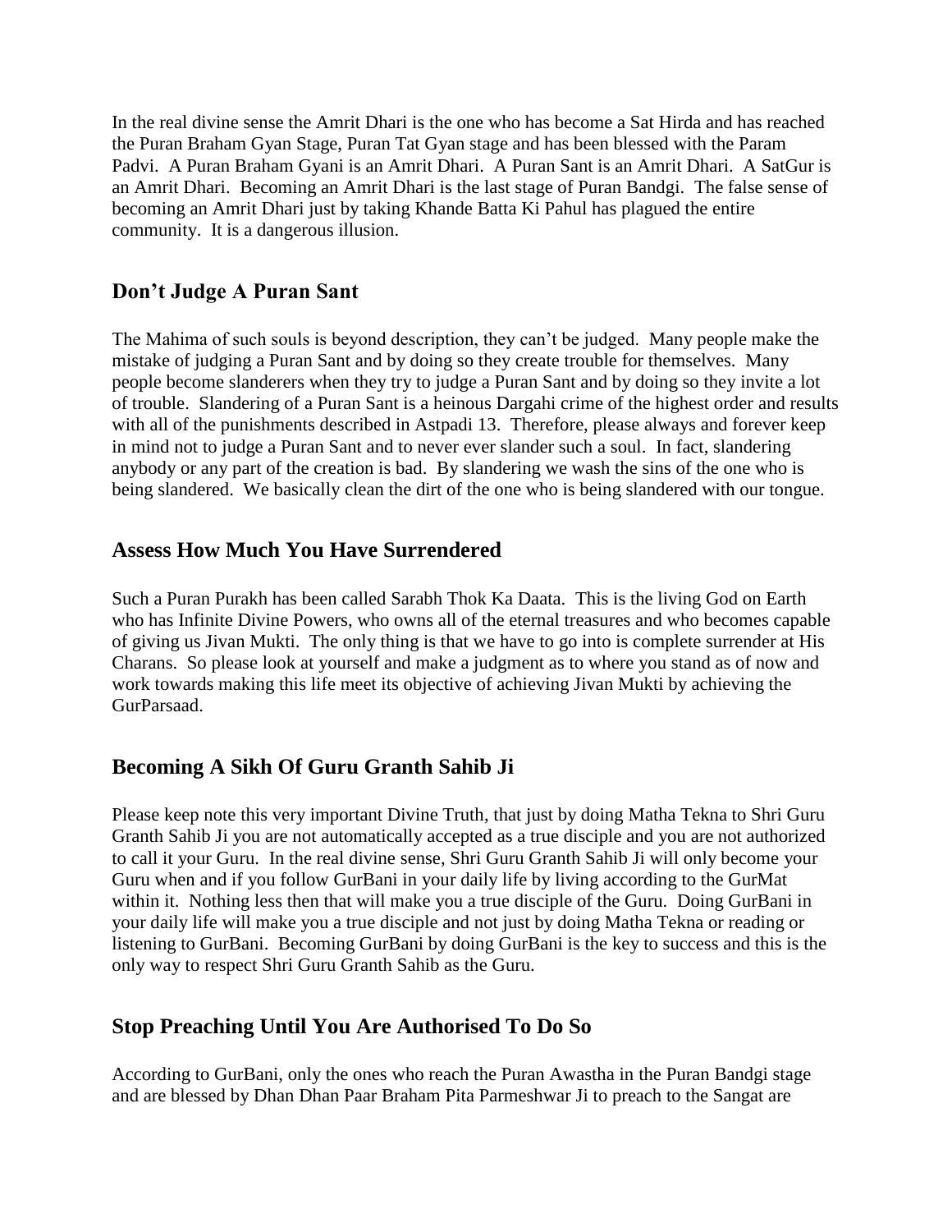In the real divine sense the Amrit Dhari is the one who has become a Sat Hirda and has reached the Puran Braham Gyan Stage, Puran Tat Gyan stage and has been blessed with the Param Padvi. A Puran Braham Gyani is an Amrit Dhari. A Puran Sant is an Amrit Dhari. A SatGur is an Amrit Dhari. Becoming an Amrit Dhari is the last stage of Puran Bandgi. The false sense of becoming an Amrit Dhari just by taking Khande Batta Ki Pahul has plagued the entire community. It is a dangerous illusion.

## Don't Judge A Puran Sant

The Mahima of such souls is beyond description, they can't be judged. Many people make the mistake of judging a Puran Sant and by doing so they create trouble for themselves. Many people become slanderers when they try to judge a Puran Sant and by doing so they invite a lot of trouble. Slandering of a Puran Sant is a heinous Dargahi crime of the highest order and results with all of the punishments described in Astpadi 13. Therefore, please always and forever keep in mind not to judge a Puran Sant and to never ever slander such a soul. In fact, slandering anybody or any part of the creation is bad. By slandering we wash the sins of the one who is being slandered. We basically clean the dirt of the one who is being slandered with our tongue.

## Assess How Much You Have Surrendered

Such a Puran Purakh has been called Sarabh Thok Ka Daata. This is the living God on Earth who has Infinite Divine Powers, who owns all of the eternal treasures and who becomes capable of giving us Jivan Mukti. The only thing is that we have to go into is complete surrender at His Charans. So please look at yourself and make a judgment as to where you stand as of now and work towards making this life meet its objective of achieving Jivan Mukti by achieving the GurParsaad.

## Becoming A Sikh Of Guru Granth Sahib Ji

Please keep note this very important Divine Truth, that just by doing Matha Tekna to Shri Guru Granth Sahib Ji you are not automatically accepted as a true disciple and you are not authorized to call it your Guru. In the real divine sense, Shri Guru Granth Sahib Ji will only become your Guru when and if you follow GurBani in your daily life by living according to the GurMat within it. Nothing less then that will make you a true disciple of the Guru. Doing GurBani in your daily life will make you a true disciple and not just by doing Matha Tekna or reading or listening to GurBani. Becoming GurBani by doing GurBani is the key to success and this is the only way to respect Shri Guru Granth Sahib as the Guru.

## Stop Preaching Until You Are Authorised To Do So

According to GurBani, only the ones who reach the Puran Awastha in the Puran Bandgi stage and are blessed by Dhan Dhan Paar Braham Pita Parmeshwar Ji to preach to the Sangat are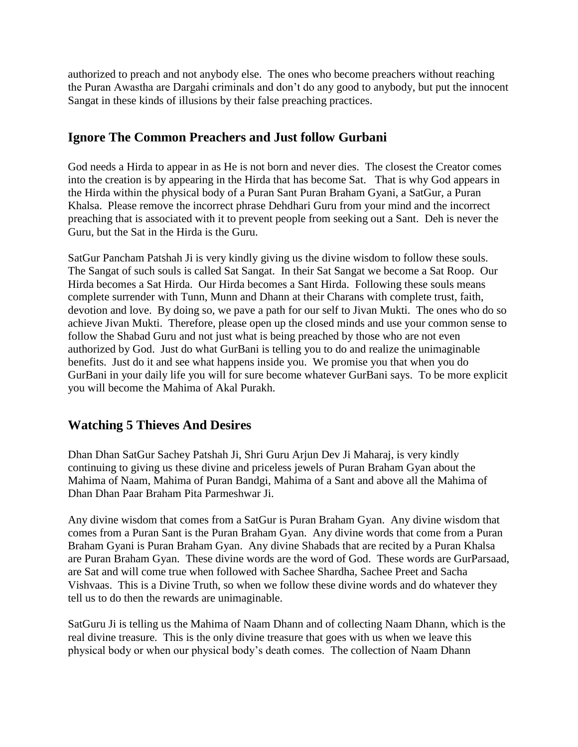authorized to preach and not anybody else. The ones who become preachers without reaching the Puran Awastha are Dargahi criminals and don't do any good to anybody, but put the innocent Sangat in these kinds of illusions by their false preaching practices.

## Ignore The Common Preachers and Just follow Gurbani

God needs a Hirda to appear in as He is not born and never dies. The closest the Creator comes into the creation is by appearing in the Hirda that has become Sat. That is why God appears in the Hirda within the physical body of a Puran Sant Puran Braham Gyani, a SatGur, a Puran Khalsa. Please remove the incorrect phrase Dehdhari Guru from your mind and the incorrect preaching that is associated with it to prevent people from seeking out a Sant. Deh is never the Guru, but the Sat in the Hirda is the Guru.

SatGur Pancham Patshah Ji is very kindly giving us the divine wisdom to follow these souls. The Sangat of such souls is called Sat Sangat. In their Sat Sangat we become a Sat Roop. Our Hirda becomes a Sat Hirda. Our Hirda becomes a Sant Hirda. Following these souls means complete surrender with Tunn, Munn and Dhann at their Charans with complete trust, faith, devotion and love. By doing so, we pave a path for our self to Jivan Mukti. The ones who do so achieve Jivan Mukti. Therefore, please open up the closed minds and use your common sense to follow the Shabad Guru and not just what is being preached by those who are not even authorized by God. Just do what GurBani is telling you to do and realize the unimaginable benefits. Just do it and see what happens inside you. We promise you that when you do GurBani in your daily life you will for sure become whatever GurBani says. To be more explicit you will become the Mahima of Akal Purakh.

## Watching 5 Thieves And Desires

Dhan Dhan SatGur Sachey Patshah Ji, Shri Guru Arjun Dev Ji Maharaj, is very kindly continuing to giving us these divine and priceless jewels of Puran Braham Gyan about the Mahima of Naam, Mahima of Puran Bandgi, Mahima of a Sant and above all the Mahima of Dhan Dhan Paar Braham Pita Parmeshwar Ji.

Any divine wisdom that comes from a SatGur is Puran Braham Gyan. Any divine wisdom that comes from a Puran Sant is the Puran Braham Gyan. Any divine words that come from a Puran Braham Gyani is Puran Braham Gyan. Any divine Shabads that are recited by a Puran Khalsa are Puran Braham Gyan. These divine words are the word of God. These words are GurParsaad, are Sat and will come true when followed with Sachee Shardha, Sachee Preet and Sacha Vishvaas. This is a Divine Truth, so when we follow these divine words and do whatever they tell us to do then the rewards are unimaginable.

SatGuru Ji is telling us the Mahima of Naam Dhann and of collecting Naam Dhann, which is the real divine treasure. This is the only divine treasure that goes with us when we leave this physical body or when our physical body's death comes. The collection of Naam Dhann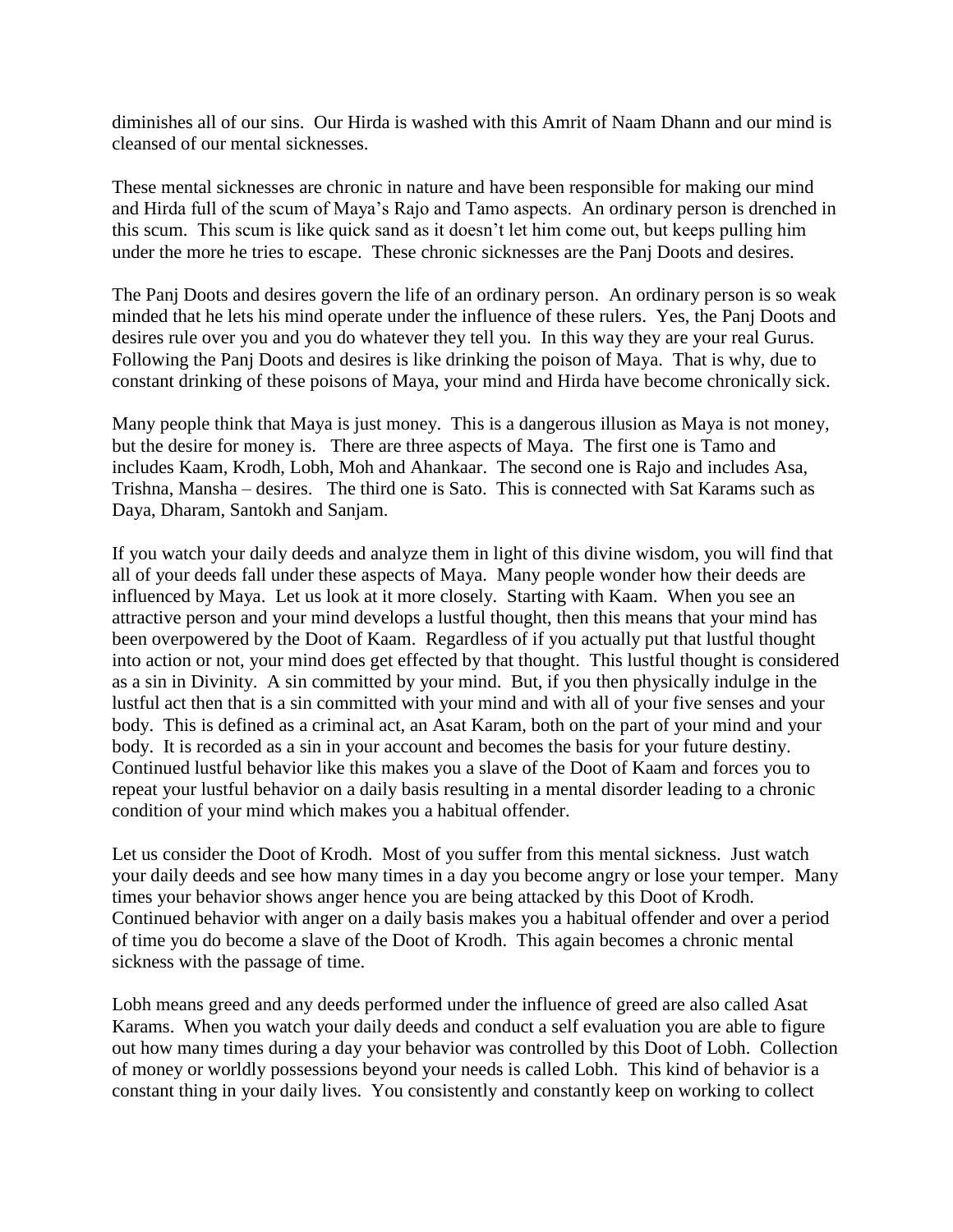diminishes all of our sins. Our Hirda is washed with this Amrit of Naam Dhann and our mind is cleansed of our mental sicknesses.

These mental sicknesses are chronic in nature and have been responsible for making our mind and Hirda full of the scum of Maya's Rajo and Tamo aspects. An ordinary person is drenched in this scum. This scum is like quick sand as it doesn't let him come out, but keeps pulling him under the more he tries to escape. These chronic sicknesses are the Panj Doots and desires.

The Panj Doots and desires govern the life of an ordinary person. An ordinary person is so weak minded that he lets his mind operate under the influence of these rulers. Yes, the Panj Doots and desires rule over you and you do whatever they tell you. In this way they are your real Gurus. Following the Panj Doots and desires is like drinking the poison of Maya. That is why, due to constant drinking of these poisons of Maya, your mind and Hirda have become chronically sick.

Many people think that Maya is just money. This is a dangerous illusion as Maya is not money, but the desire for money is. There are three aspects of Maya. The first one is Tamo and includes Kaam, Krodh, Lobh, Moh and Ahankaar. The second one is Rajo and includes Asa, Trishna, Mansha – desires. The third one is Sato. This is connected with Sat Karams such as Daya, Dharam, Santokh and Sanjam.

If you watch your daily deeds and analyze them in light of this divine wisdom, you will find that all of your deeds fall under these aspects of Maya. Many people wonder how their deeds are influenced by Maya. Let us look at it more closely. Starting with Kaam. When you see an attractive person and your mind develops a lustful thought, then this means that your mind has been overpowered by the Doot of Kaam. Regardless of if you actually put that lustful thought into action or not, your mind does get effected by that thought. This lustful thought is considered as a sin in Divinity. A sin committed by your mind. But, if you then physically indulge in the lustful act then that is a sin committed with your mind and with all of your five senses and your body. This is defined as a criminal act, an Asat Karam, both on the part of your mind and your body. It is recorded as a sin in your account and becomes the basis for your future destiny. Continued lustful behavior like this makes you a slave of the Doot of Kaam and forces you to repeat your lustful behavior on a daily basis resulting in a mental disorder leading to a chronic condition of your mind which makes you a habitual offender.

Let us consider the Doot of Krodh. Most of you suffer from this mental sickness. Just watch your daily deeds and see how many times in a day you become angry or lose your temper. Many times your behavior shows anger hence you are being attacked by this Doot of Krodh. Continued behavior with anger on a daily basis makes you a habitual offender and over a period of time you do become a slave of the Doot of Krodh. This again becomes a chronic mental sickness with the passage of time.

Lobh means greed and any deeds performed under the influence of greed are also called Asat Karams. When you watch your daily deeds and conduct a self evaluation you are able to figure out how many times during a day your behavior was controlled by this Doot of Lobh. Collection of money or worldly possessions beyond your needs is called Lobh. This kind of behavior is a constant thing in your daily lives. You consistently and constantly keep on working to collect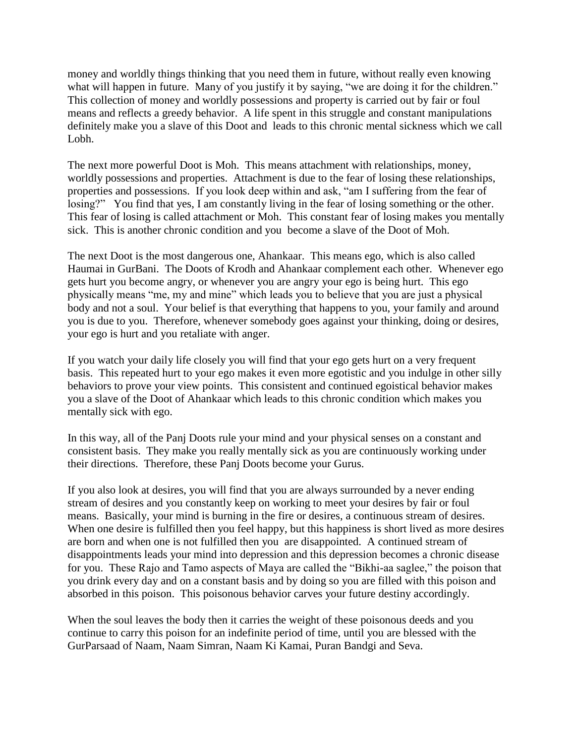money and worldly things thinking that you need them in future, without really even knowing what will happen in future. Many of you justify it by saying, "we are doing it for the children." This collection of money and worldly possessions and property is carried out by fair or foul means and reflects a greedy behavior. A life spent in this struggle and constant manipulations definitely make you a slave of this Doot and leads to this chronic mental sickness which we call Lobh.

The next more powerful Doot is Moh. This means attachment with relationships, money, worldly possessions and properties. Attachment is due to the fear of losing these relationships, properties and possessions. If you look deep within and ask, "am I suffering from the fear of losing?" You find that yes, I am constantly living in the fear of losing something or the other. This fear of losing is called attachment or Moh. This constant fear of losing makes you mentally sick. This is another chronic condition and you become a slave of the Doot of Moh.

The next Doot is the most dangerous one, Ahankaar. This means ego, which is also called Haumai in GurBani. The Doots of Krodh and Ahankaar complement each other. Whenever ego gets hurt you become angry, or whenever you are angry your ego is being hurt. This ego physically means "me, my and mine" which leads you to believe that you are just a physical body and not a soul. Your belief is that everything that happens to you, your family and around you is due to you. Therefore, whenever somebody goes against your thinking, doing or desires, your ego is hurt and you retaliate with anger.

If you watch your daily life closely you will find that your ego gets hurt on a very frequent basis. This repeated hurt to your ego makes it even more egotistic and you indulge in other silly behaviors to prove your view points. This consistent and continued egoistical behavior makes you a slave of the Doot of Ahankaar which leads to this chronic condition which makes you mentally sick with ego.

In this way, all of the Panj Doots rule your mind and your physical senses on a constant and consistent basis. They make you really mentally sick as you are continuously working under their directions. Therefore, these Panj Doots become your Gurus.

If you also look at desires, you will find that you are always surrounded by a never ending stream of desires and you constantly keep on working to meet your desires by fair or foul means. Basically, your mind is burning in the fire or desires, a continuous stream of desires. When one desire is fulfilled then you feel happy, but this happiness is short lived as more desires are born and when one is not fulfilled then you are disappointed. A continued stream of disappointments leads your mind into depression and this depression becomes a chronic disease for you. These Rajo and Tamo aspects of Maya are called the "Bikhi-aa saglee," the poison that you drink every day and on a constant basis and by doing so you are filled with this poison and absorbed in this poison. This poisonous behavior carves your future destiny accordingly.

When the soul leaves the body then it carries the weight of these poisonous deeds and you continue to carry this poison for an indefinite period of time, until you are blessed with the GurParsaad of Naam, Naam Simran, Naam Ki Kamai, Puran Bandgi and Seva.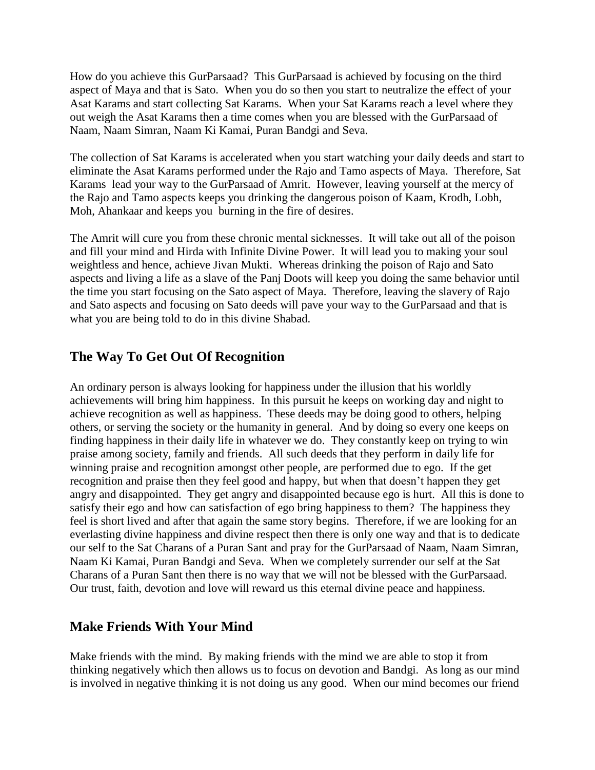How do you achieve this GurParsaad? This GurParsaad is achieved by focusing on the third aspect of Maya and that is Sato. When you do so then you start to neutralize the effect of your Asat Karams and start collecting Sat Karams. When your Sat Karams reach a level where they out weigh the Asat Karams then a time comes when you are blessed with the GurParsaad of Naam, Naam Simran, Naam Ki Kamai, Puran Bandgi and Seva.

The collection of Sat Karams is accelerated when you start watching your daily deeds and start to eliminate the Asat Karams performed under the Rajo and Tamo aspects of Maya. Therefore, Sat Karams lead your way to the GurParsaad of Amrit. However, leaving yourself at the mercy of the Rajo and Tamo aspects keeps you drinking the dangerous poison of Kaam, Krodh, Lobh, Moh, Ahankaar and keeps you burning in the fire of desires.

The Amrit will cure you from these chronic mental sicknesses. It will take out all of the poison and fill your mind and Hirda with Infinite Divine Power. It will lead you to making your soul weightless and hence, achieve Jivan Mukti. Whereas drinking the poison of Rajo and Sato aspects and living a life as a slave of the Panj Doots will keep you doing the same behavior until the time you start focusing on the Sato aspect of Maya. Therefore, leaving the slavery of Rajo and Sato aspects and focusing on Sato deeds will pave your way to the GurParsaad and that is what you are being told to do in this divine Shabad.

## The Way To Get Out Of Recognition

An ordinary person is always looking for happiness under the illusion that his worldly achievements will bring him happiness. In this pursuit he keeps on working day and night to achieve recognition as well as happiness. These deeds may be doing good to others, helping others, or serving the society or the humanity in general. And by doing so every one keeps on finding happiness in their daily life in whatever we do. They constantly keep on trying to win praise among society, family and friends. All such deeds that they perform in daily life for winning praise and recognition amongst other people, are performed due to ego. If the get recognition and praise then they feel good and happy, but when that doesn't happen they get angry and disappointed. They get angry and disappointed because ego is hurt. All this is done to satisfy their ego and how can satisfaction of ego bring happiness to them? The happiness they feel is short lived and after that again the same story begins. Therefore, if we are looking for an everlasting divine happiness and divine respect then there is only one way and that is to dedicate our self to the Sat Charans of a Puran Sant and pray for the GurParsaad of Naam, Naam Simran, Naam Ki Kamai, Puran Bandgi and Seva. When we completely surrender our self at the Sat Charans of a Puran Sant then there is no way that we will not be blessed with the GurParsaad. Our trust, faith, devotion and love will reward us this eternal divine peace and happiness.

## Make Friends With Your Mind

Make friends with the mind. By making friends with the mind we are able to stop it from thinking negatively which then allows us to focus on devotion and Bandgi. As long as our mind is involved in negative thinking it is not doing us any good. When our mind becomes our friend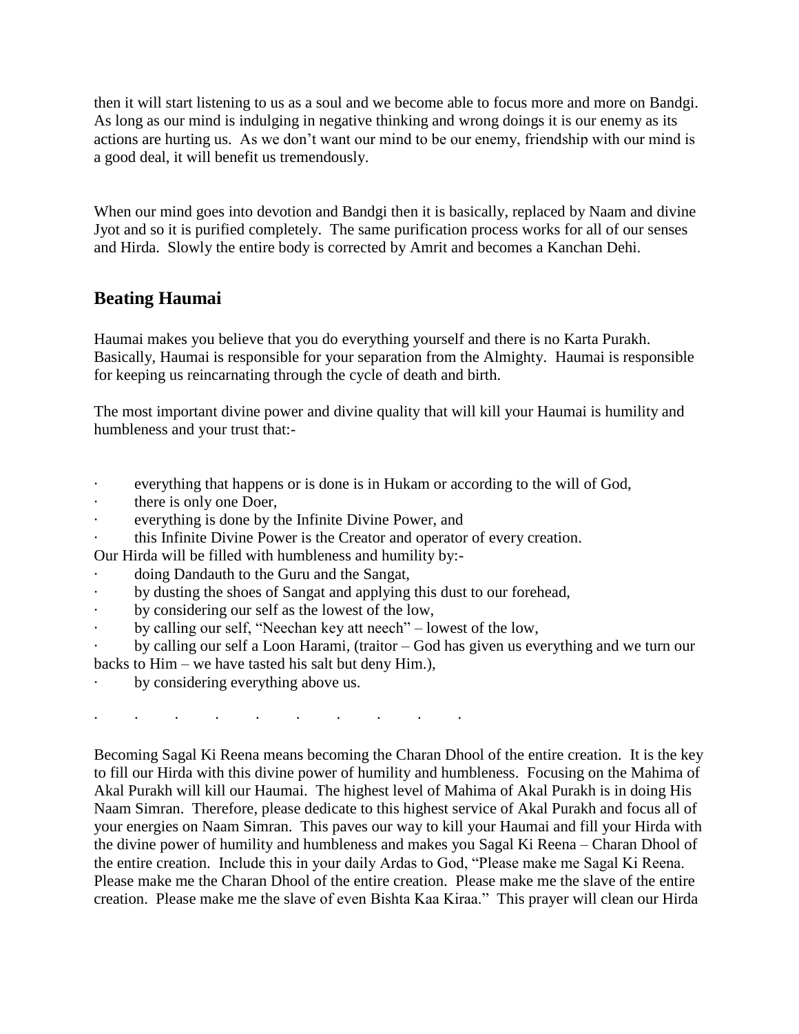then it will start listening to us as a soul and we become able to focus more and more on Bandgi. As long as our mind is indulging in negative thinking and wrong doings it is our enemy as its actions are hurting us. As we don't want our mind to be our enemy, friendship with our mind is a good deal, it will benefit us tremendously.

When our mind goes into devotion and Bandgi then it is basically, replaced by Naam and divine Jyot and so it is purified completely. The same purification process works for all of our senses and Hirda. Slowly the entire body is corrected by Amrit and becomes a Kanchan Dehi.

## Beating Haumai

Haumai makes you believe that you do everything yourself and there is no Karta Purakh. Basically, Haumai is responsible for your separation from the Almighty. Haumai is responsible for keeping us reincarnating through the cycle of death and birth.

The most important divine power and divine quality that will kill your Haumai is humility and humbleness and your trust that:-

- everything that happens or is done is in Hukam or according to the will of God,
- there is only one Doer,
- everything is done by the Infinite Divine Power, and
- this Infinite Divine Power is the Creator and operator of every creation.

Our Hirda will be filled with humbleness and humility by:-

- doing Dandauth to the Guru and the Sangat,
- by dusting the shoes of Sangat and applying this dust to our forehead,
- by considering our self as the lowest of the low,
- by calling our self, "Neechan key att neech" – lowest of the low,
- by calling our self a Loon Harami, (traitor – God has given us everything and we turn our backs to Him – we have tasted his salt but deny Him.),
- by considering everything above us.

. . . . . . . . . .

Becoming Sagal Ki Reena means becoming the Charan Dhool of the entire creation. It is the key to fill our Hirda with this divine power of humility and humbleness. Focusing on the Mahima of Akal Purakh will kill our Haumai. The highest level of Mahima of Akal Purakh is in doing His Naam Simran. Therefore, please dedicate to this highest service of Akal Purakh and focus all of your energies on Naam Simran. This paves our way to kill your Haumai and fill your Hirda with the divine power of humility and humbleness and makes you Sagal Ki Reena – Charan Dhool of the entire creation. Include this in your daily Ardas to God, "Please make me Sagal Ki Reena. Please make me the Charan Dhool of the entire creation. Please make me the slave of the entire creation. Please make me the slave of even Bishta Kaa Kiraa." This prayer will clean our Hirda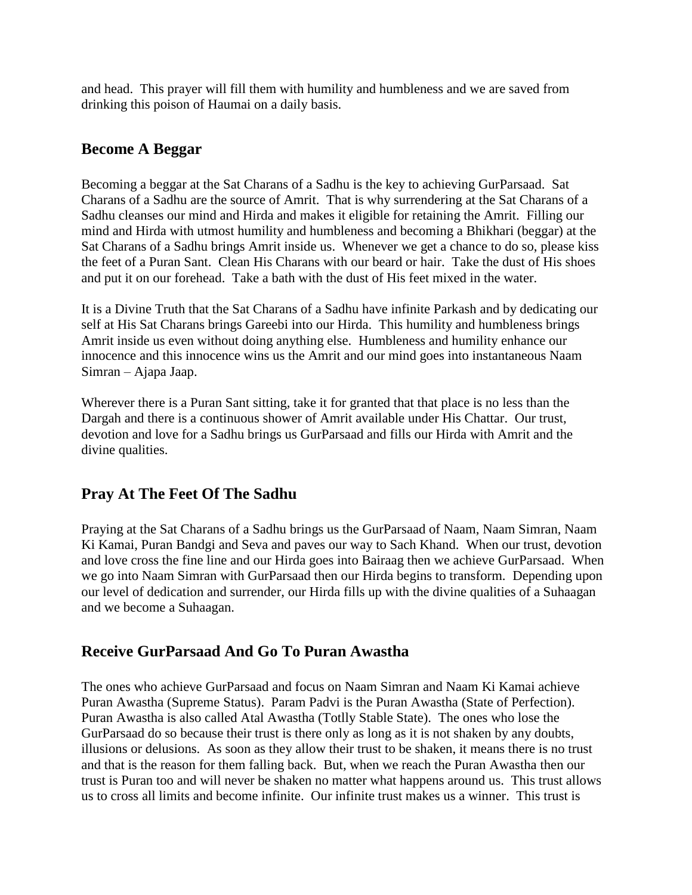and head. This prayer will fill them with humility and humbleness and we are saved from drinking this poison of Haumai on a daily basis.

## Become A Beggar

Becoming a beggar at the Sat Charans of a Sadhu is the key to achieving GurParsaad. Sat Charans of a Sadhu are the source of Amrit. That is why surrendering at the Sat Charans of a Sadhu cleanses our mind and Hirda and makes it eligible for retaining the Amrit. Filling our mind and Hirda with utmost humility and humbleness and becoming a Bhikhari (beggar) at the Sat Charans of a Sadhu brings Amrit inside us. Whenever we get a chance to do so, please kiss the feet of a Puran Sant. Clean His Charans with our beard or hair. Take the dust of His shoes and put it on our forehead. Take a bath with the dust of His feet mixed in the water.

It is a Divine Truth that the Sat Charans of a Sadhu have infinite Parkash and by dedicating our self at His Sat Charans brings Gareebi into our Hirda. This humility and humbleness brings Amrit inside us even without doing anything else. Humbleness and humility enhance our innocence and this innocence wins us the Amrit and our mind goes into instantaneous Naam Simran – Ajapa Jaap.

Wherever there is a Puran Sant sitting, take it for granted that that place is no less than the Dargah and there is a continuous shower of Amrit available under His Chattar. Our trust, devotion and love for a Sadhu brings us GurParsaad and fills our Hirda with Amrit and the divine qualities.

## Pray At The Feet Of The Sadhu

Praying at the Sat Charans of a Sadhu brings us the GurParsaad of Naam, Naam Simran, Naam Ki Kamai, Puran Bandgi and Seva and paves our way to Sach Khand. When our trust, devotion and love cross the fine line and our Hirda goes into Bairaag then we achieve GurParsaad. When we go into Naam Simran with GurParsaad then our Hirda begins to transform. Depending upon our level of dedication and surrender, our Hirda fills up with the divine qualities of a Suhaagan and we become a Suhaagan.

## Receive GurParsaad And Go To Puran Awastha

The ones who achieve GurParsaad and focus on Naam Simran and Naam Ki Kamai achieve Puran Awastha (Supreme Status). Param Padvi is the Puran Awastha (State of Perfection). Puran Awastha is also called Atal Awastha (Totlly Stable State). The ones who lose the GurParsaad do so because their trust is there only as long as it is not shaken by any doubts, illusions or delusions. As soon as they allow their trust to be shaken, it means there is no trust and that is the reason for them falling back. But, when we reach the Puran Awastha then our trust is Puran too and will never be shaken no matter what happens around us. This trust allows us to cross all limits and become infinite. Our infinite trust makes us a winner. This trust is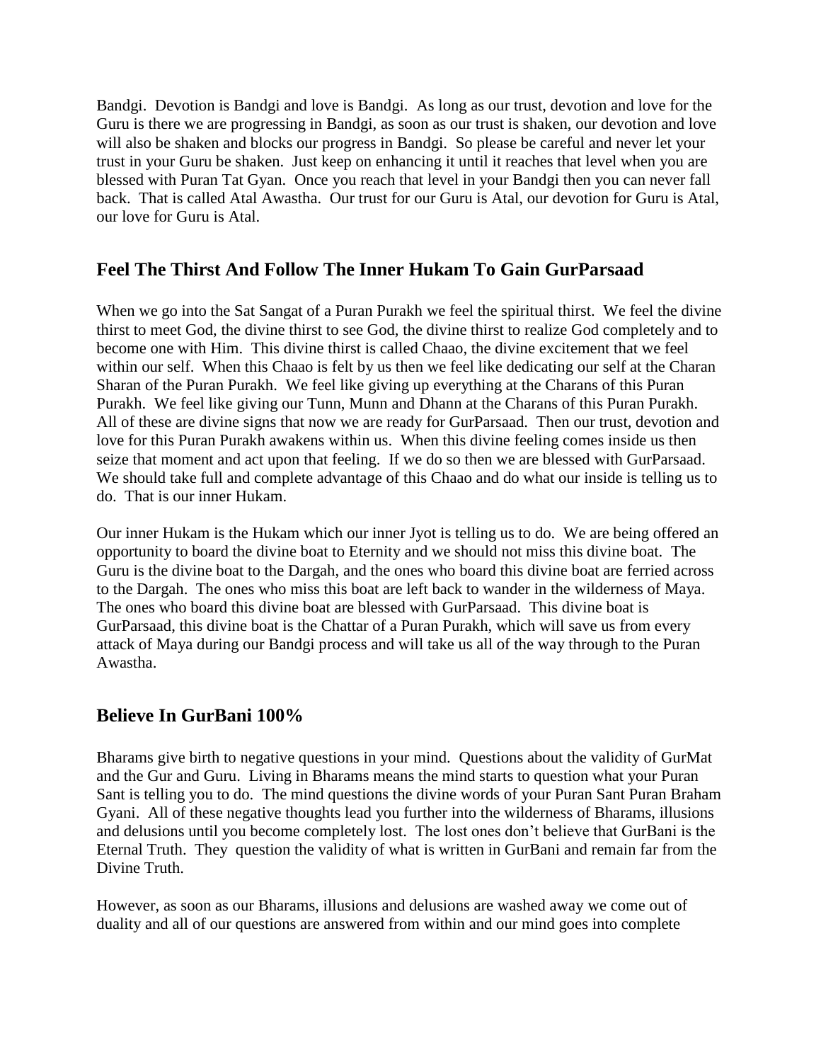Bandgi. Devotion is Bandgi and love is Bandgi. As long as our trust, devotion and love for the Guru is there we are progressing in Bandgi, as soon as our trust is shaken, our devotion and love will also be shaken and blocks our progress in Bandgi. So please be careful and never let your trust in your Guru be shaken. Just keep on enhancing it until it reaches that level when you are blessed with Puran Tat Gyan. Once you reach that level in your Bandgi then you can never fall back. That is called Atal Awastha. Our trust for our Guru is Atal, our devotion for Guru is Atal, our love for Guru is Atal.

## Feel The Thirst And Follow The Inner Hukam To Gain GurParsaad

When we go into the Sat Sangat of a Puran Purakh we feel the spiritual thirst. We feel the divine thirst to meet God, the divine thirst to see God, the divine thirst to realize God completely and to become one with Him. This divine thirst is called Chaao, the divine excitement that we feel within our self. When this Chaao is felt by us then we feel like dedicating our self at the Charan Sharan of the Puran Purakh. We feel like giving up everything at the Charans of this Puran Purakh. We feel like giving our Tunn, Munn and Dhann at the Charans of this Puran Purakh. All of these are divine signs that now we are ready for GurParsaad. Then our trust, devotion and love for this Puran Purakh awakens within us. When this divine feeling comes inside us then seize that moment and act upon that feeling. If we do so then we are blessed with GurParsaad. We should take full and complete advantage of this Chaao and do what our inside is telling us to do. That is our inner Hukam.

Our inner Hukam is the Hukam which our inner Jyot is telling us to do. We are being offered an opportunity to board the divine boat to Eternity and we should not miss this divine boat. The Guru is the divine boat to the Dargah, and the ones who board this divine boat are ferried across to the Dargah. The ones who miss this boat are left back to wander in the wilderness of Maya. The ones who board this divine boat are blessed with GurParsaad. This divine boat is GurParsaad, this divine boat is the Chattar of a Puran Purakh, which will save us from every attack of Maya during our Bandgi process and will take us all of the way through to the Puran Awastha.

## Believe In GurBani 100%

Bharams give birth to negative questions in your mind. Questions about the validity of GurMat and the Gur and Guru. Living in Bharams means the mind starts to question what your Puran Sant is telling you to do. The mind questions the divine words of your Puran Sant Puran Braham Gyani. All of these negative thoughts lead you further into the wilderness of Bharams, illusions and delusions until you become completely lost. The lost ones don't believe that GurBani is the Eternal Truth. They question the validity of what is written in GurBani and remain far from the Divine Truth.

However, as soon as our Bharams, illusions and delusions are washed away we come out of duality and all of our questions are answered from within and our mind goes into complete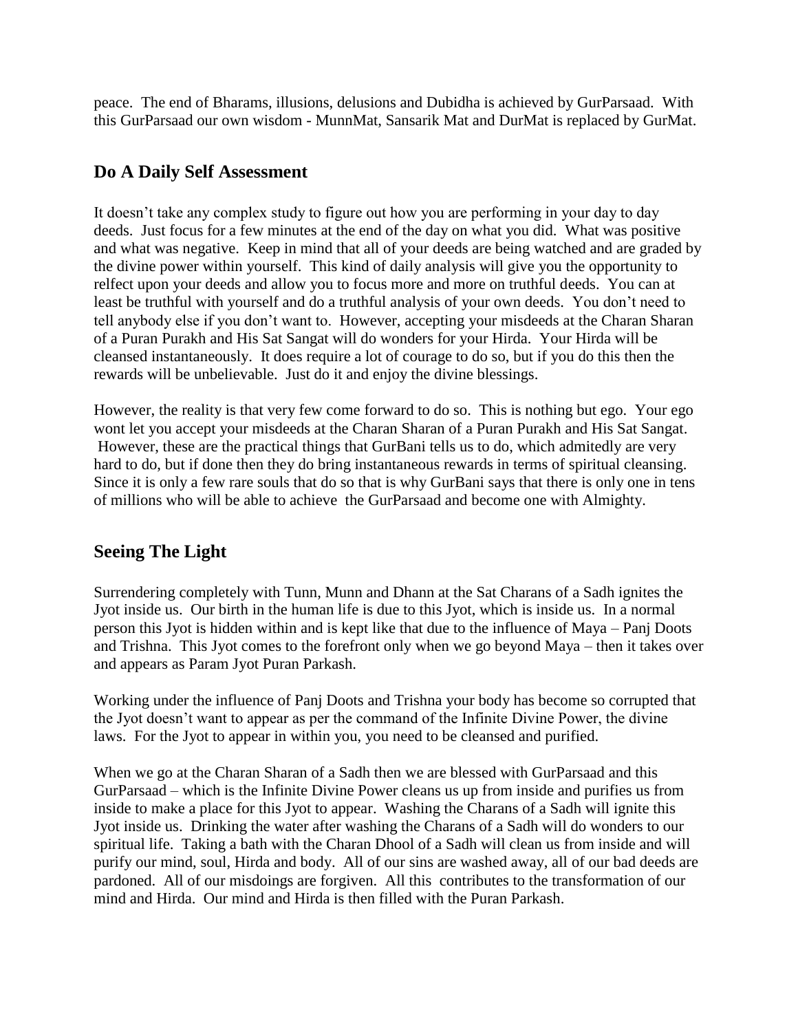peace. The end of Bharams, illusions, delusions and Dubidha is achieved by GurParsaad. With this GurParsaad our own wisdom - MunnMat, Sansarik Mat and DurMat is replaced by GurMat.

## Do A Daily Self Assessment

It doesn't take any complex study to figure out how you are performing in your day to day deeds. Just focus for a few minutes at the end of the day on what you did. What was positive and what was negative. Keep in mind that all of your deeds are being watched and are graded by the divine power within yourself. This kind of daily analysis will give you the opportunity to relfect upon your deeds and allow you to focus more and more on truthful deeds. You can at least be truthful with yourself and do a truthful analysis of your own deeds. You don't need to tell anybody else if you don't want to. However, accepting your misdeeds at the Charan Sharan of a Puran Purakh and His Sat Sangat will do wonders for your Hirda. Your Hirda will be cleansed instantaneously. It does require a lot of courage to do so, but if you do this then the rewards will be unbelievable. Just do it and enjoy the divine blessings.

However, the reality is that very few come forward to do so. This is nothing but ego. Your ego wont let you accept your misdeeds at the Charan Sharan of a Puran Purakh and His Sat Sangat. However, these are the practical things that GurBani tells us to do, which admitedly are very hard to do, but if done then they do bring instantaneous rewards in terms of spiritual cleansing. Since it is only a few rare souls that do so that is why GurBani says that there is only one in tens of millions who will be able to achieve the GurParsaad and become one with Almighty.

## Seeing The Light

Surrendering completely with Tunn, Munn and Dhann at the Sat Charans of a Sadh ignites the Jyot inside us. Our birth in the human life is due to this Jyot, which is inside us. In a normal person this Jyot is hidden within and is kept like that due to the influence of Maya – Panj Doots and Trishna. This Jyot comes to the forefront only when we go beyond Maya – then it takes over and appears as Param Jyot Puran Parkash.

Working under the influence of Panj Doots and Trishna your body has become so corrupted that the Jyot doesn't want to appear as per the command of the Infinite Divine Power, the divine laws. For the Jyot to appear in within you, you need to be cleansed and purified.

When we go at the Charan Sharan of a Sadh then we are blessed with GurParsaad and this GurParsaad – which is the Infinite Divine Power cleans us up from inside and purifies us from inside to make a place for this Jyot to appear. Washing the Charans of a Sadh will ignite this Jyot inside us. Drinking the water after washing the Charans of a Sadh will do wonders to our spiritual life. Taking a bath with the Charan Dhool of a Sadh will clean us from inside and will purify our mind, soul, Hirda and body. All of our sins are washed away, all of our bad deeds are pardoned. All of our misdoings are forgiven. All this contributes to the transformation of our mind and Hirda. Our mind and Hirda is then filled with the Puran Parkash.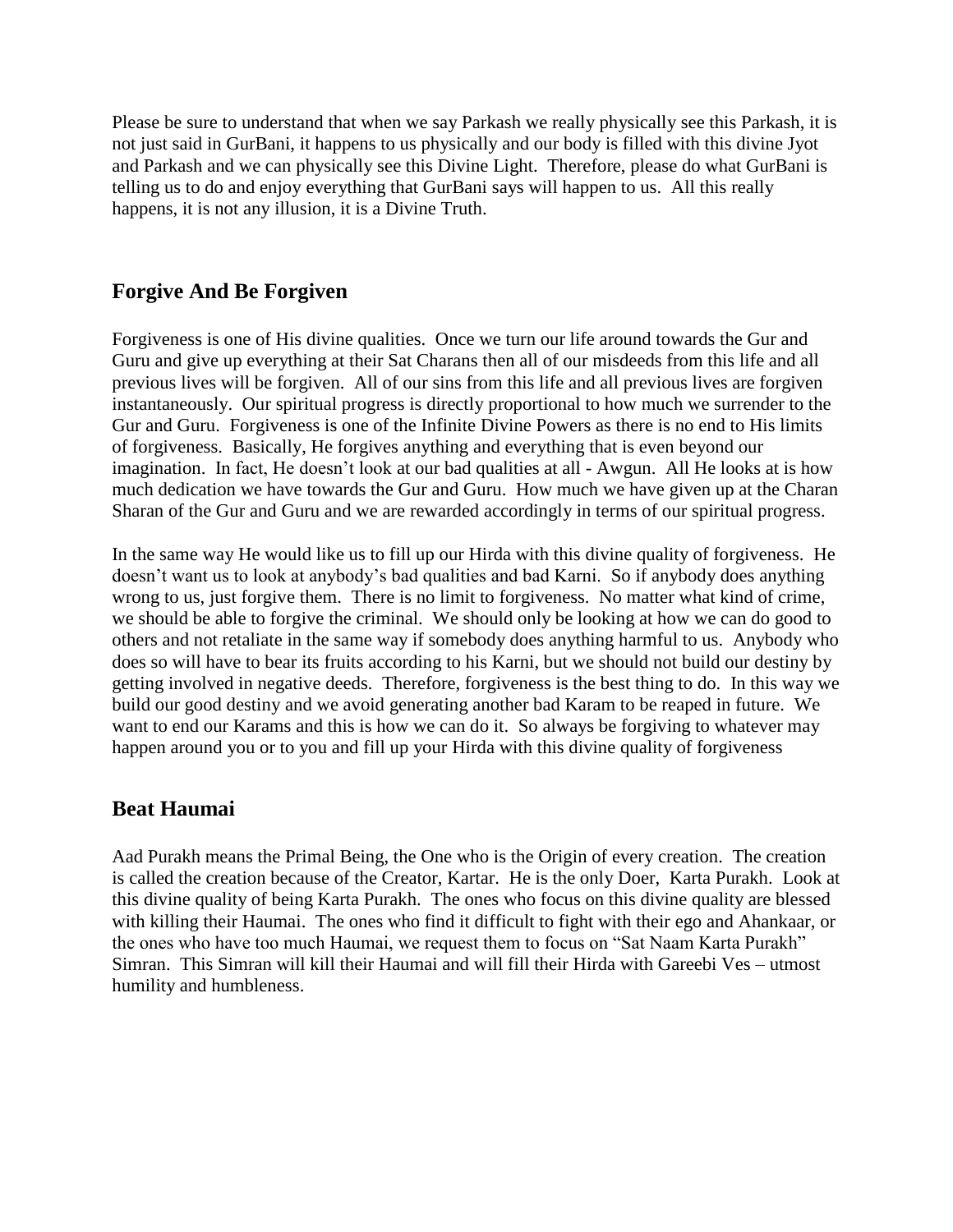Please be sure to understand that when we say Parkash we really physically see this Parkash, it is not just said in GurBani, it happens to us physically and our body is filled with this divine Jyot and Parkash and we can physically see this Divine Light. Therefore, please do what GurBani is telling us to do and enjoy everything that GurBani says will happen to us. All this really happens, it is not any illusion, it is a Divine Truth.

## Forgive And Be Forgiven

Forgiveness is one of His divine qualities. Once we turn our life around towards the Gur and Guru and give up everything at their Sat Charans then all of our misdeeds from this life and all previous lives will be forgiven. All of our sins from this life and all previous lives are forgiven instantaneously. Our spiritual progress is directly proportional to how much we surrender to the Gur and Guru. Forgiveness is one of the Infinite Divine Powers as there is no end to His limits of forgiveness. Basically, He forgives anything and everything that is even beyond our imagination. In fact, He doesn't look at our bad qualities at all - Awgun. All He looks at is how much dedication we have towards the Gur and Guru. How much we have given up at the Charan Sharan of the Gur and Guru and we are rewarded accordingly in terms of our spiritual progress.

In the same way He would like us to fill up our Hirda with this divine quality of forgiveness. He doesn't want us to look at anybody's bad qualities and bad Karni. So if anybody does anything wrong to us, just forgive them. There is no limit to forgiveness. No matter what kind of crime, we should be able to forgive the criminal. We should only be looking at how we can do good to others and not retaliate in the same way if somebody does anything harmful to us. Anybody who does so will have to bear its fruits according to his Karni, but we should not build our destiny by getting involved in negative deeds. Therefore, forgiveness is the best thing to do. In this way we build our good destiny and we avoid generating another bad Karam to be reaped in future. We want to end our Karams and this is how we can do it. So always be forgiving to whatever may happen around you or to you and fill up your Hirda with this divine quality of forgiveness

## Beat Haumai

Aad Purakh means the Primal Being, the One who is the Origin of every creation. The creation is called the creation because of the Creator, Kartar. He is the only Doer, Karta Purakh. Look at this divine quality of being Karta Purakh. The ones who focus on this divine quality are blessed with killing their Haumai. The ones who find it difficult to fight with their ego and Ahankaar, or the ones who have too much Haumai, we request them to focus on "Sat Naam Karta Purakh" Simran. This Simran will kill their Haumai and will fill their Hirda with Gareebi Ves – utmost humility and humbleness.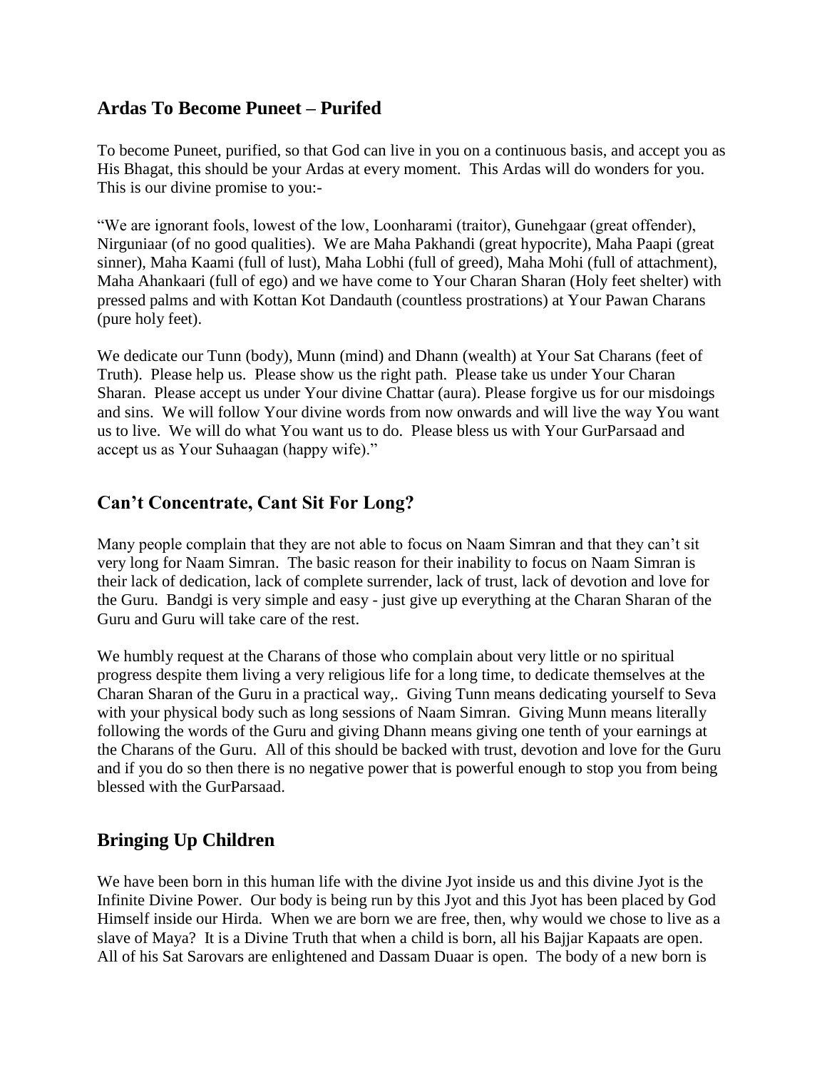## Ardas To Become Puneet – Purifed

To become Puneet, purified, so that God can live in you on a continuous basis, and accept you as His Bhagat, this should be your Ardas at every moment. This Ardas will do wonders for you. This is our divine promise to you:-

"We are ignorant fools, lowest of the low, Loonharami (traitor), Gunehgaar (great offender), Nirguniaar (of no good qualities). We are Maha Pakhandi (great hypocrite), Maha Paapi (great sinner), Maha Kaami (full of lust), Maha Lobhi (full of greed), Maha Mohi (full of attachment), Maha Ahankaari (full of ego) and we have come to Your Charan Sharan (Holy feet shelter) with pressed palms and with Kottan Kot Dandauth (countless prostrations) at Your Pawan Charans (pure holy feet).

We dedicate our Tunn (body), Munn (mind) and Dhann (wealth) at Your Sat Charans (feet of Truth). Please help us. Please show us the right path. Please take us under Your Charan Sharan. Please accept us under Your divine Chattar (aura). Please forgive us for our misdoings and sins. We will follow Your divine words from now onwards and will live the way You want us to live. We will do what You want us to do. Please bless us with Your GurParsaad and accept us as Your Suhaagan (happy wife)."

## Can't Concentrate, Cant Sit For Long?

Many people complain that they are not able to focus on Naam Simran and that they can't sit very long for Naam Simran. The basic reason for their inability to focus on Naam Simran is their lack of dedication, lack of complete surrender, lack of trust, lack of devotion and love for the Guru. Bandgi is very simple and easy - just give up everything at the Charan Sharan of the Guru and Guru will take care of the rest.

We humbly request at the Charans of those who complain about very little or no spiritual progress despite them living a very religious life for a long time, to dedicate themselves at the Charan Sharan of the Guru in a practical way,. Giving Tunn means dedicating yourself to Seva with your physical body such as long sessions of Naam Simran. Giving Munn means literally following the words of the Guru and giving Dhann means giving one tenth of your earnings at the Charans of the Guru. All of this should be backed with trust, devotion and love for the Guru and if you do so then there is no negative power that is powerful enough to stop you from being blessed with the GurParsaad.

## Bringing Up Children

We have been born in this human life with the divine Jyot inside us and this divine Jyot is the Infinite Divine Power. Our body is being run by this Jyot and this Jyot has been placed by God Himself inside our Hirda. When we are born we are free, then, why would we chose to live as a slave of Maya? It is a Divine Truth that when a child is born, all his Bajjar Kapaats are open. All of his Sat Sarovars are enlightened and Dassam Duaar is open. The body of a new born is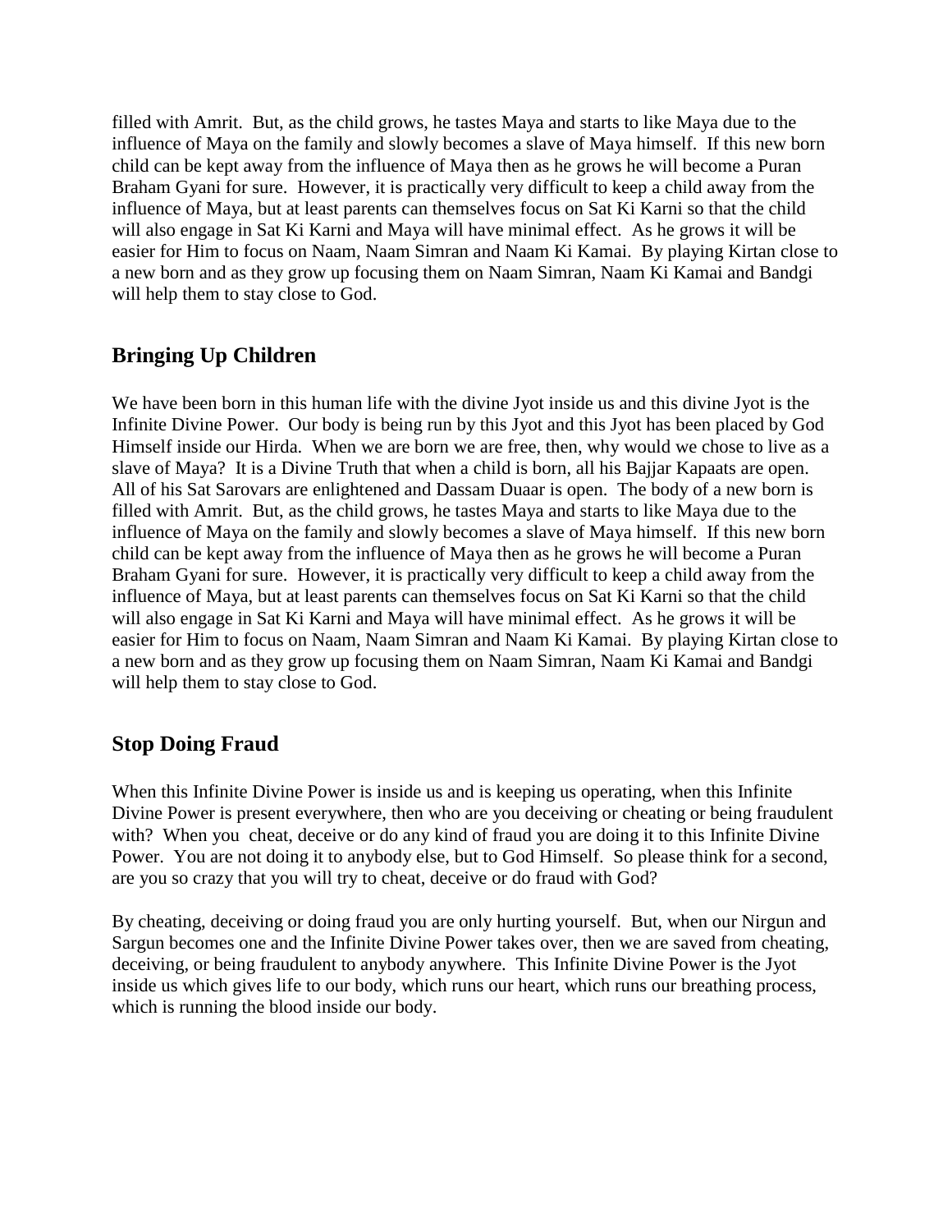filled with Amrit. But, as the child grows, he tastes Maya and starts to like Maya due to the influence of Maya on the family and slowly becomes a slave of Maya himself. If this new born child can be kept away from the influence of Maya then as he grows he will become a Puran Braham Gyani for sure. However, it is practically very difficult to keep a child away from the influence of Maya, but at least parents can themselves focus on Sat Ki Karni so that the child will also engage in Sat Ki Karni and Maya will have minimal effect. As he grows it will be easier for Him to focus on Naam, Naam Simran and Naam Ki Kamai. By playing Kirtan close to a new born and as they grow up focusing them on Naam Simran, Naam Ki Kamai and Bandgi will help them to stay close to God.

## Bringing Up Children

We have been born in this human life with the divine Jyot inside us and this divine Jyot is the Infinite Divine Power. Our body is being run by this Jyot and this Jyot has been placed by God Himself inside our Hirda. When we are born we are free, then, why would we chose to live as a slave of Maya? It is a Divine Truth that when a child is born, all his Bajjar Kapaats are open. All of his Sat Sarovars are enlightened and Dassam Duaar is open. The body of a new born is filled with Amrit. But, as the child grows, he tastes Maya and starts to like Maya due to the influence of Maya on the family and slowly becomes a slave of Maya himself. If this new born child can be kept away from the influence of Maya then as he grows he will become a Puran Braham Gyani for sure. However, it is practically very difficult to keep a child away from the influence of Maya, but at least parents can themselves focus on Sat Ki Karni so that the child will also engage in Sat Ki Karni and Maya will have minimal effect. As he grows it will be easier for Him to focus on Naam, Naam Simran and Naam Ki Kamai. By playing Kirtan close to a new born and as they grow up focusing them on Naam Simran, Naam Ki Kamai and Bandgi will help them to stay close to God.

## Stop Doing Fraud

When this Infinite Divine Power is inside us and is keeping us operating, when this Infinite Divine Power is present everywhere, then who are you deceiving or cheating or being fraudulent with? When you cheat, deceive or do any kind of fraud you are doing it to this Infinite Divine Power. You are not doing it to anybody else, but to God Himself. So please think for a second, are you so crazy that you will try to cheat, deceive or do fraud with God?

By cheating, deceiving or doing fraud you are only hurting yourself. But, when our Nirgun and Sargun becomes one and the Infinite Divine Power takes over, then we are saved from cheating, deceiving, or being fraudulent to anybody anywhere. This Infinite Divine Power is the Jyot inside us which gives life to our body, which runs our heart, which runs our breathing process, which is running the blood inside our body.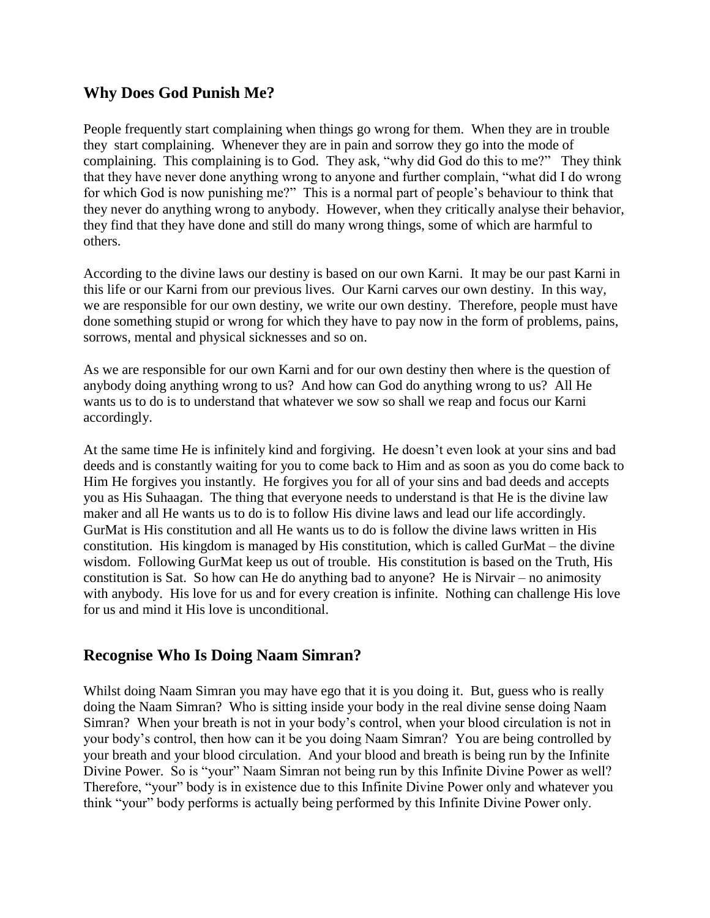## Why Does God Punish Me?

People frequently start complaining when things go wrong for them. When they are in trouble they start complaining. Whenever they are in pain and sorrow they go into the mode of complaining. This complaining is to God. They ask, "why did God do this to me?" They think that they have never done anything wrong to anyone and further complain, "what did I do wrong for which God is now punishing me?" This is a normal part of people's behaviour to think that they never do anything wrong to anybody. However, when they critically analyse their behavior, they find that they have done and still do many wrong things, some of which are harmful to others.

According to the divine laws our destiny is based on our own Karni. It may be our past Karni in this life or our Karni from our previous lives. Our Karni carves our own destiny. In this way, we are responsible for our own destiny, we write our own destiny. Therefore, people must have done something stupid or wrong for which they have to pay now in the form of problems, pains, sorrows, mental and physical sicknesses and so on.

As we are responsible for our own Karni and for our own destiny then where is the question of anybody doing anything wrong to us? And how can God do anything wrong to us? All He wants us to do is to understand that whatever we sow so shall we reap and focus our Karni accordingly.

At the same time He is infinitely kind and forgiving. He doesn't even look at your sins and bad deeds and is constantly waiting for you to come back to Him and as soon as you do come back to Him He forgives you instantly. He forgives you for all of your sins and bad deeds and accepts you as His Suhaagan. The thing that everyone needs to understand is that He is the divine law maker and all He wants us to do is to follow His divine laws and lead our life accordingly. GurMat is His constitution and all He wants us to do is follow the divine laws written in His constitution. His kingdom is managed by His constitution, which is called GurMat – the divine wisdom. Following GurMat keep us out of trouble. His constitution is based on the Truth, His constitution is Sat. So how can He do anything bad to anyone? He is Nirvair – no animosity with anybody. His love for us and for every creation is infinite. Nothing can challenge His love for us and mind it His love is unconditional.

## Recognise Who Is Doing Naam Simran?

Whilst doing Naam Simran you may have ego that it is you doing it. But, guess who is really doing the Naam Simran? Who is sitting inside your body in the real divine sense doing Naam Simran? When your breath is not in your body's control, when your blood circulation is not in your body's control, then how can it be you doing Naam Simran? You are being controlled by your breath and your blood circulation. And your blood and breath is being run by the Infinite Divine Power. So is "your" Naam Simran not being run by this Infinite Divine Power as well? Therefore, "your" body is in existence due to this Infinite Divine Power only and whatever you think "your" body performs is actually being performed by this Infinite Divine Power only.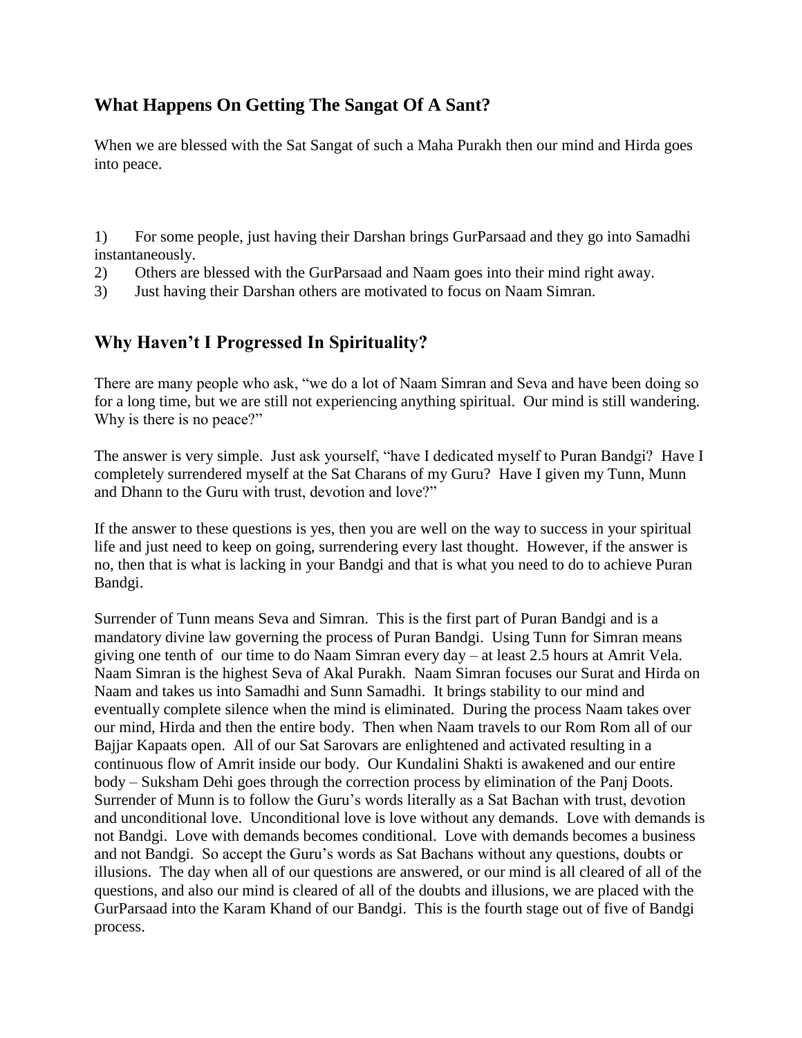## What Happens On Getting The Sangat Of A Sant?

When we are blessed with the Sat Sangat of such a Maha Purakh then our mind and Hirda goes into peace.

1) For some people, just having their Darshan brings GurParsaad and they go into Samadhi instantaneously.
2) Others are blessed with the GurParsaad and Naam goes into their mind right away.
3) Just having their Darshan others are motivated to focus on Naam Simran.

## Why Haven't I Progressed In Spirituality?

There are many people who ask, "we do a lot of Naam Simran and Seva and have been doing so for a long time, but we are still not experiencing anything spiritual. Our mind is still wandering. Why is there is no peace?"

The answer is very simple. Just ask yourself, "have I dedicated myself to Puran Bandgi? Have I completely surrendered myself at the Sat Charans of my Guru? Have I given my Tunn, Munn and Dhann to the Guru with trust, devotion and love?"

If the answer to these questions is yes, then you are well on the way to success in your spiritual life and just need to keep on going, surrendering every last thought. However, if the answer is no, then that is what is lacking in your Bandgi and that is what you need to do to achieve Puran Bandgi.

Surrender of Tunn means Seva and Simran. This is the first part of Puran Bandgi and is a mandatory divine law governing the process of Puran Bandgi. Using Tunn for Simran means giving one tenth of our time to do Naam Simran every day – at least 2.5 hours at Amrit Vela. Naam Simran is the highest Seva of Akal Purakh. Naam Simran focuses our Surat and Hirda on Naam and takes us into Samadhi and Sunn Samadhi. It brings stability to our mind and eventually complete silence when the mind is eliminated. During the process Naam takes over our mind, Hirda and then the entire body. Then when Naam travels to our Rom Rom all of our Bajjar Kapaats open. All of our Sat Sarovars are enlightened and activated resulting in a continuous flow of Amrit inside our body. Our Kundalini Shakti is awakened and our entire body – Suksham Dehi goes through the correction process by elimination of the Panj Doots. Surrender of Munn is to follow the Guru's words literally as a Sat Bachan with trust, devotion and unconditional love. Unconditional love is love without any demands. Love with demands is not Bandgi. Love with demands becomes conditional. Love with demands becomes a business and not Bandgi. So accept the Guru's words as Sat Bachans without any questions, doubts or illusions. The day when all of our questions are answered, or our mind is all cleared of all of the questions, and also our mind is cleared of all of the doubts and illusions, we are placed with the GurParsaad into the Karam Khand of our Bandgi. This is the fourth stage out of five of Bandgi process.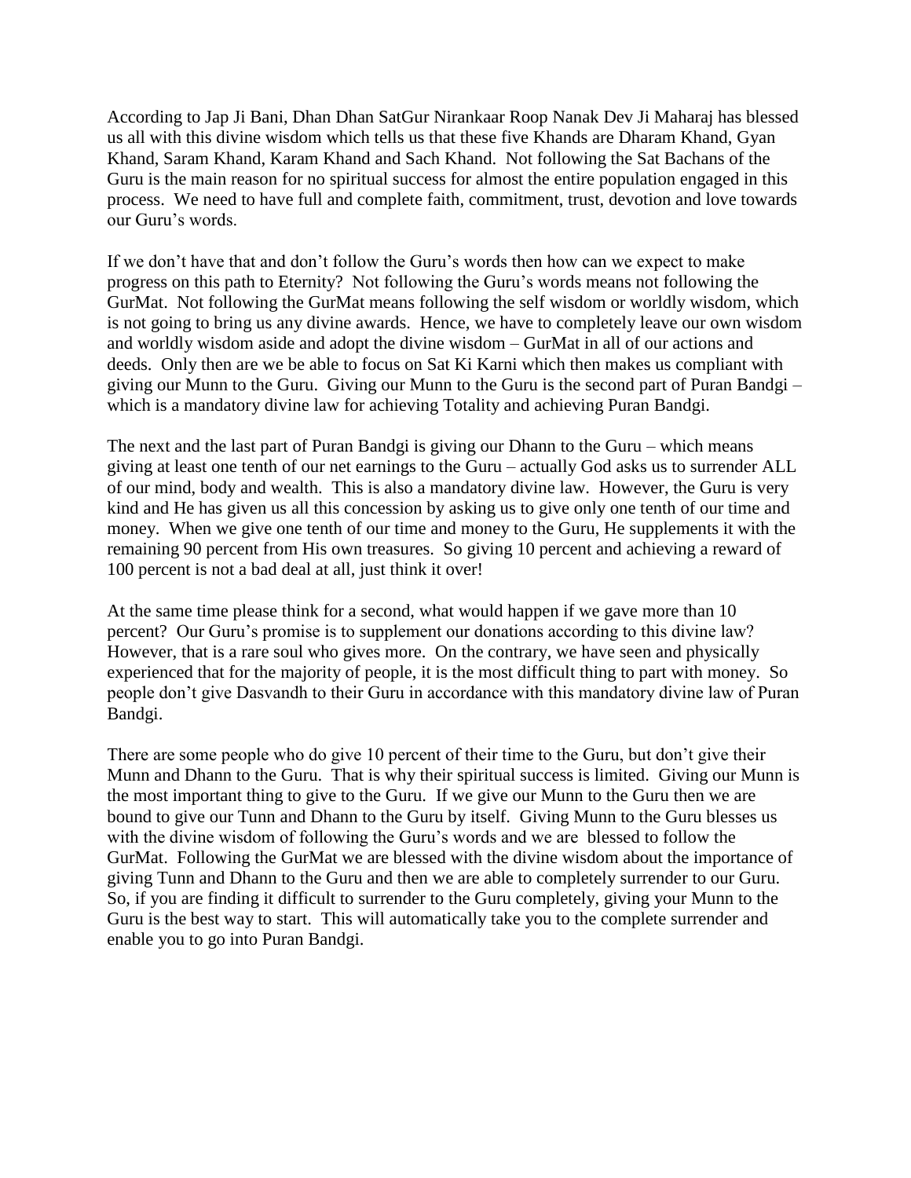According to Jap Ji Bani, Dhan Dhan SatGur Nirankaar Roop Nanak Dev Ji Maharaj has blessed us all with this divine wisdom which tells us that these five Khands are Dharam Khand, Gyan Khand, Saram Khand, Karam Khand and Sach Khand. Not following the Sat Bachans of the Guru is the main reason for no spiritual success for almost the entire population engaged in this process. We need to have full and complete faith, commitment, trust, devotion and love towards our Guru's words.

If we don't have that and don't follow the Guru's words then how can we expect to make progress on this path to Eternity? Not following the Guru's words means not following the GurMat. Not following the GurMat means following the self wisdom or worldly wisdom, which is not going to bring us any divine awards. Hence, we have to completely leave our own wisdom and worldly wisdom aside and adopt the divine wisdom – GurMat in all of our actions and deeds. Only then are we be able to focus on Sat Ki Karni which then makes us compliant with giving our Munn to the Guru. Giving our Munn to the Guru is the second part of Puran Bandgi – which is a mandatory divine law for achieving Totality and achieving Puran Bandgi.

The next and the last part of Puran Bandgi is giving our Dhann to the Guru – which means giving at least one tenth of our net earnings to the Guru – actually God asks us to surrender ALL of our mind, body and wealth. This is also a mandatory divine law. However, the Guru is very kind and He has given us all this concession by asking us to give only one tenth of our time and money. When we give one tenth of our time and money to the Guru, He supplements it with the remaining 90 percent from His own treasures. So giving 10 percent and achieving a reward of 100 percent is not a bad deal at all, just think it over!

At the same time please think for a second, what would happen if we gave more than 10 percent? Our Guru's promise is to supplement our donations according to this divine law? However, that is a rare soul who gives more. On the contrary, we have seen and physically experienced that for the majority of people, it is the most difficult thing to part with money. So people don't give Dasvandh to their Guru in accordance with this mandatory divine law of Puran Bandgi.

There are some people who do give 10 percent of their time to the Guru, but don't give their Munn and Dhann to the Guru. That is why their spiritual success is limited. Giving our Munn is the most important thing to give to the Guru. If we give our Munn to the Guru then we are bound to give our Tunn and Dhann to the Guru by itself. Giving Munn to the Guru blesses us with the divine wisdom of following the Guru's words and we are blessed to follow the GurMat. Following the GurMat we are blessed with the divine wisdom about the importance of giving Tunn and Dhann to the Guru and then we are able to completely surrender to our Guru. So, if you are finding it difficult to surrender to the Guru completely, giving your Munn to the Guru is the best way to start. This will automatically take you to the complete surrender and enable you to go into Puran Bandgi.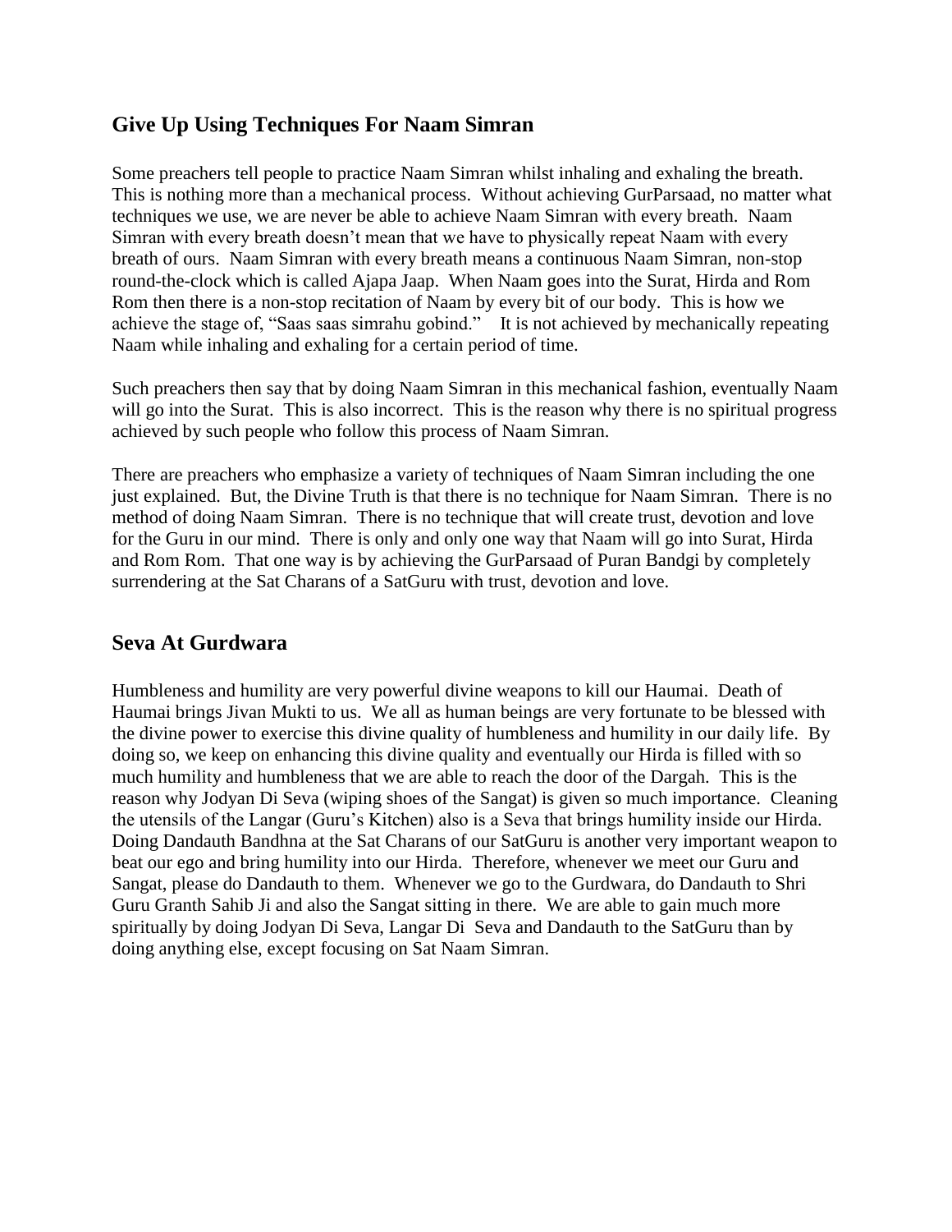## Give Up Using Techniques For Naam Simran

Some preachers tell people to practice Naam Simran whilst inhaling and exhaling the breath. This is nothing more than a mechanical process. Without achieving GurParsaad, no matter what techniques we use, we are never be able to achieve Naam Simran with every breath. Naam Simran with every breath doesn't mean that we have to physically repeat Naam with every breath of ours. Naam Simran with every breath means a continuous Naam Simran, non-stop round-the-clock which is called Ajapa Jaap. When Naam goes into the Surat, Hirda and Rom Rom then there is a non-stop recitation of Naam by every bit of our body. This is how we achieve the stage of, "Saas saas simrahu gobind." It is not achieved by mechanically repeating Naam while inhaling and exhaling for a certain period of time.

Such preachers then say that by doing Naam Simran in this mechanical fashion, eventually Naam will go into the Surat. This is also incorrect. This is the reason why there is no spiritual progress achieved by such people who follow this process of Naam Simran.

There are preachers who emphasize a variety of techniques of Naam Simran including the one just explained. But, the Divine Truth is that there is no technique for Naam Simran. There is no method of doing Naam Simran. There is no technique that will create trust, devotion and love for the Guru in our mind. There is only and only one way that Naam will go into Surat, Hirda and Rom Rom. That one way is by achieving the GurParsaad of Puran Bandgi by completely surrendering at the Sat Charans of a SatGuru with trust, devotion and love.

## Seva At Gurdwara

Humbleness and humility are very powerful divine weapons to kill our Haumai. Death of Haumai brings Jivan Mukti to us. We all as human beings are very fortunate to be blessed with the divine power to exercise this divine quality of humbleness and humility in our daily life. By doing so, we keep on enhancing this divine quality and eventually our Hirda is filled with so much humility and humbleness that we are able to reach the door of the Dargah. This is the reason why Jodyan Di Seva (wiping shoes of the Sangat) is given so much importance. Cleaning the utensils of the Langar (Guru's Kitchen) also is a Seva that brings humility inside our Hirda. Doing Dandauth Bandhna at the Sat Charans of our SatGuru is another very important weapon to beat our ego and bring humility into our Hirda. Therefore, whenever we meet our Guru and Sangat, please do Dandauth to them. Whenever we go to the Gurdwara, do Dandauth to Shri Guru Granth Sahib Ji and also the Sangat sitting in there. We are able to gain much more spiritually by doing Jodyan Di Seva, Langar Di Seva and Dandauth to the SatGuru than by doing anything else, except focusing on Sat Naam Simran.